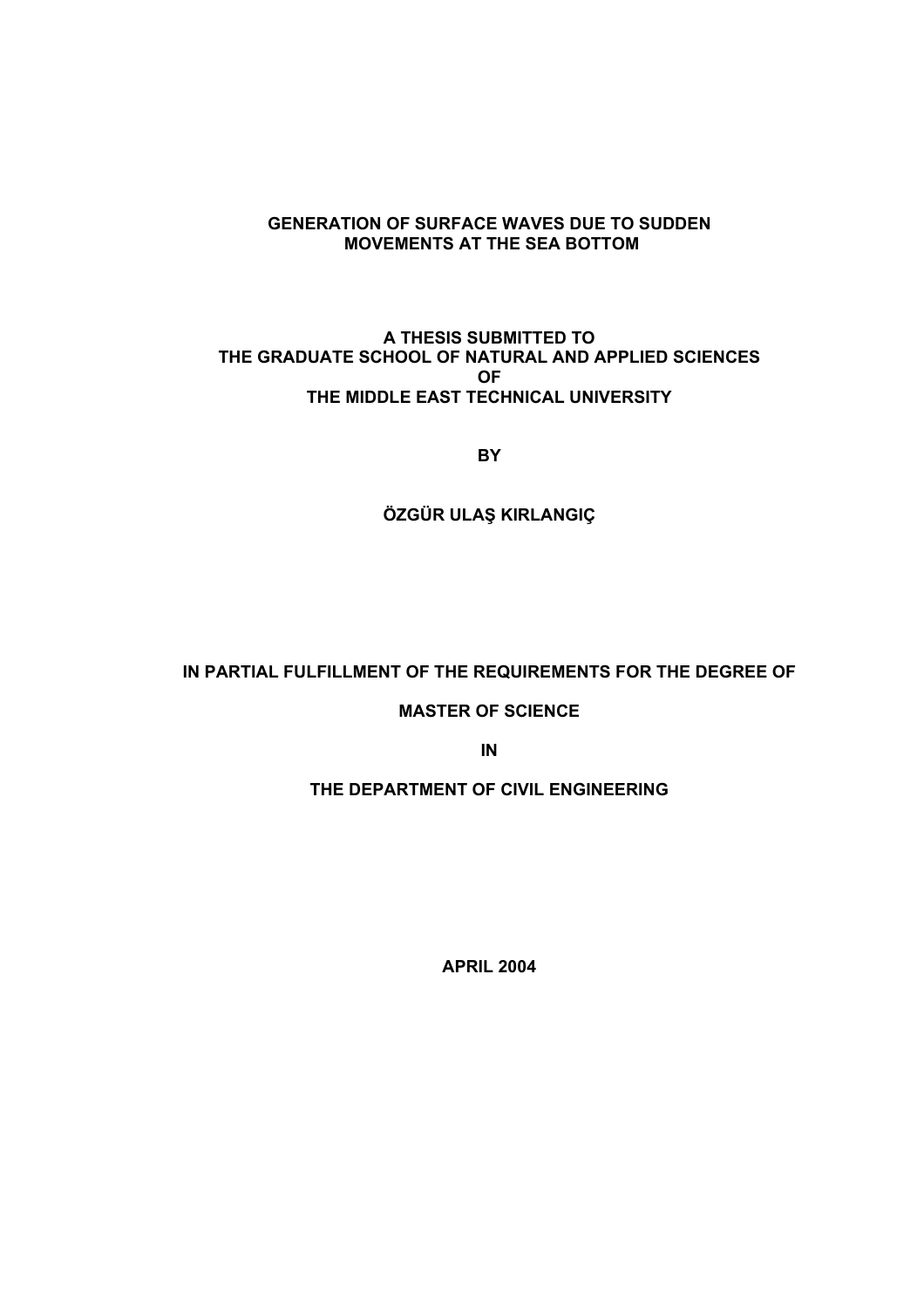# GENERATION OF SURFACE WAVES DUE TO SUDDEN MOVEMENTS AT THE SEA BOTTOM

A THESIS SUBMITTED TO
THE GRADUATE SCHOOL OF NATURAL AND APPLIED SCIENCES
OF
THE MIDDLE EAST TECHNICAL UNIVERSITY

BY

ÖZGÜR ULAŞ KIRLANGIÇ

IN PARTIAL FULFILLMENT OF THE REQUIREMENTS FOR THE DEGREE OF

MASTER OF SCIENCE

IN

THE DEPARTMENT OF CIVIL ENGINEERING

APRIL 2004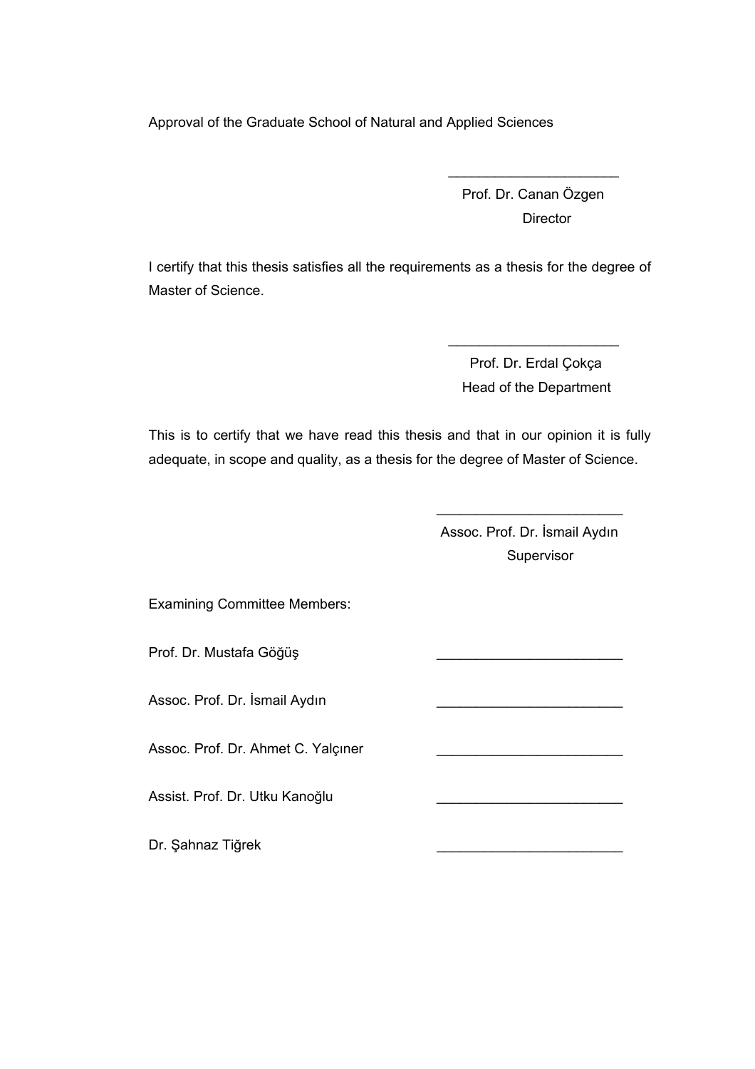Approval of the Graduate School of Natural and Applied Sciences

\_\_\_\_\_\_\_\_\_\_\_\_\_\_\_\_\_\_\_\_\_\_

Prof. Dr. Canan Özgen

Director

I certify that this thesis satisfies all the requirements as a thesis for the degree of Master of Science.

\_\_\_\_\_\_\_\_\_\_\_\_\_\_\_\_\_\_\_\_\_\_

Prof. Dr. Erdal Çokça

Head of the Department

This is to certify that we have read this thesis and that in our opinion it is fully adequate, in scope and quality, as a thesis for the degree of Master of Science.

\_\_\_\_\_\_\_\_\_\_\_\_\_\_\_\_\_\_\_\_\_\_

Assoc. Prof. Dr. İsmail Aydın

Supervisor

Examining Committee Members:

Prof. Dr. Mustafa Göğüş \_\_\_\_\_\_\_\_\_\_\_\_\_\_\_\_\_\_\_\_\_\_

Assoc. Prof. Dr. İsmail Aydın \_\_\_\_\_\_\_\_\_\_\_\_\_\_\_\_\_\_\_\_\_\_

Assoc. Prof. Dr. Ahmet C. Yalçıner \_\_\_\_\_\_\_\_\_\_\_\_\_\_\_\_\_\_\_\_\_\_

Assist. Prof. Dr. Utku Kanoğlu \_\_\_\_\_\_\_\_\_\_\_\_\_\_\_\_\_\_\_\_\_\_

Dr. Şahnaz Tiğrek \_\_\_\_\_\_\_\_\_\_\_\_\_\_\_\_\_\_\_\_\_\_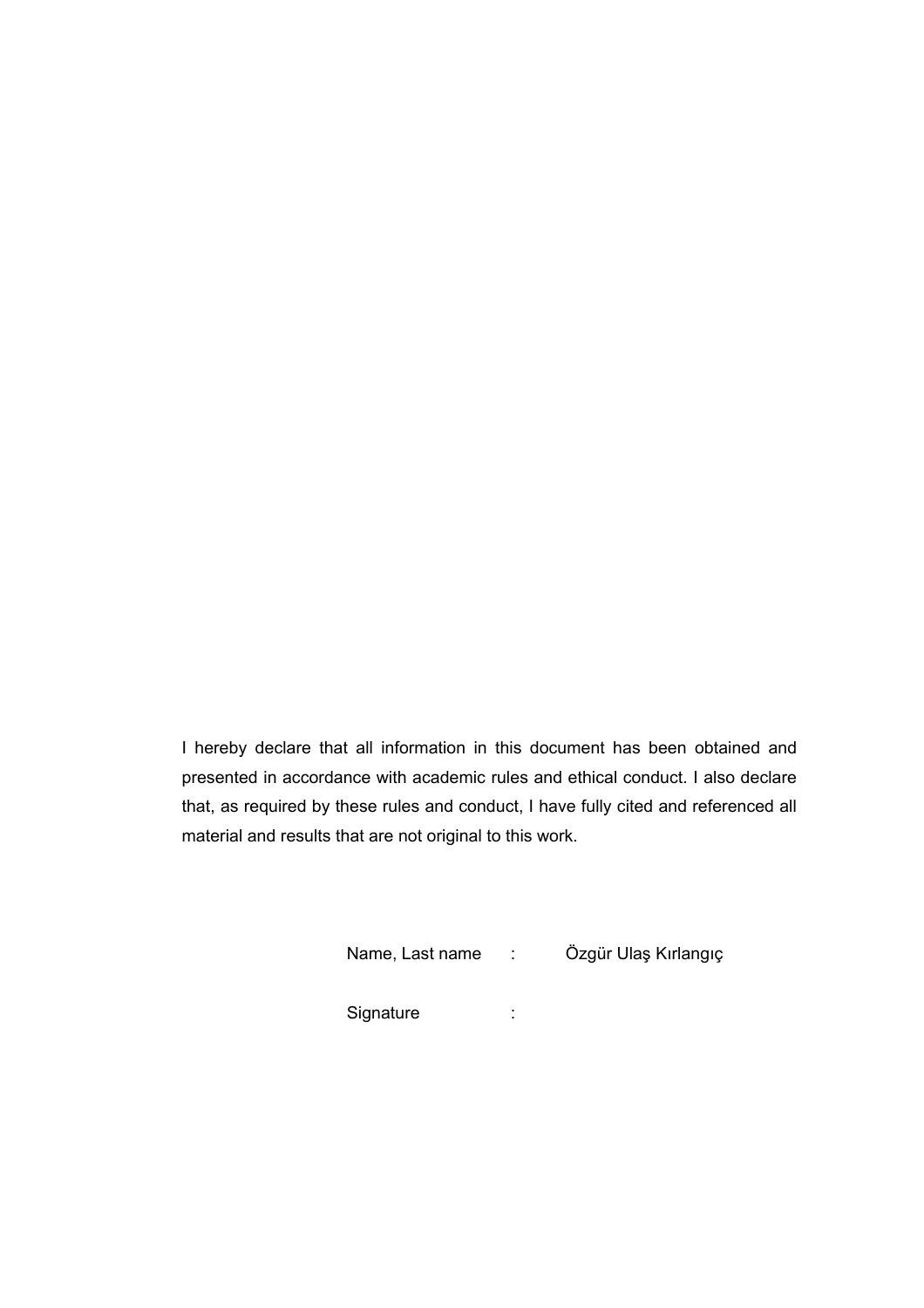I hereby declare that all information in this document has been obtained and presented in accordance with academic rules and ethical conduct. I also declare that, as required by these rules and conduct, I have fully cited and referenced all material and results that are not original to this work.

Name, Last name : Özgür Ulaş Kırlangıç

Signature :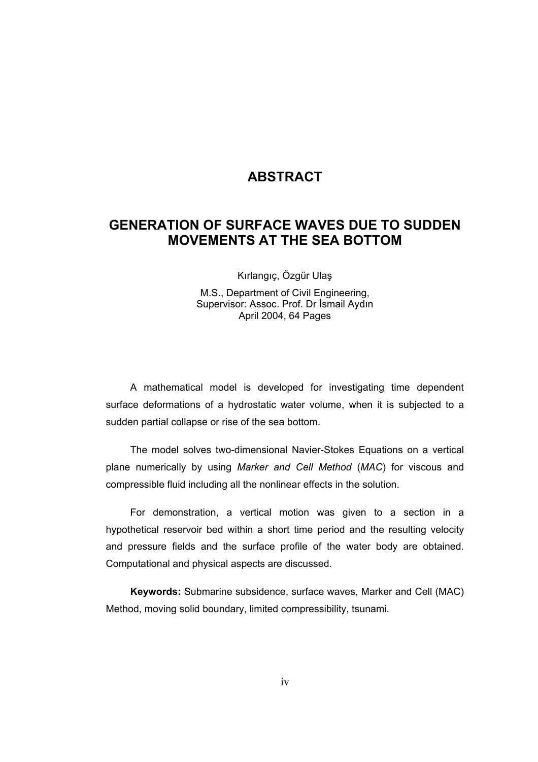# ABSTRACT

## GENERATION OF SURFACE WAVES DUE TO SUDDEN MOVEMENTS AT THE SEA BOTTOM

Kırlangıç, Özgür Ulaş

M.S., Department of Civil Engineering,
Supervisor: Assoc. Prof. Dr İsmail Aydın
April 2004, 64 Pages

A mathematical model is developed for investigating time dependent surface deformations of a hydrostatic water volume, when it is subjected to a sudden partial collapse or rise of the sea bottom.

The model solves two-dimensional Navier-Stokes Equations on a vertical plane numerically by using *Marker and Cell Method* (*MAC*) for viscous and compressible fluid including all the nonlinear effects in the solution.

For demonstration, a vertical motion was given to a section in a hypothetical reservoir bed within a short time period and the resulting velocity and pressure fields and the surface profile of the water body are obtained. Computational and physical aspects are discussed.

**Keywords:** Submarine subsidence, surface waves, Marker and Cell (MAC) Method, moving solid boundary, limited compressibility, tsunami.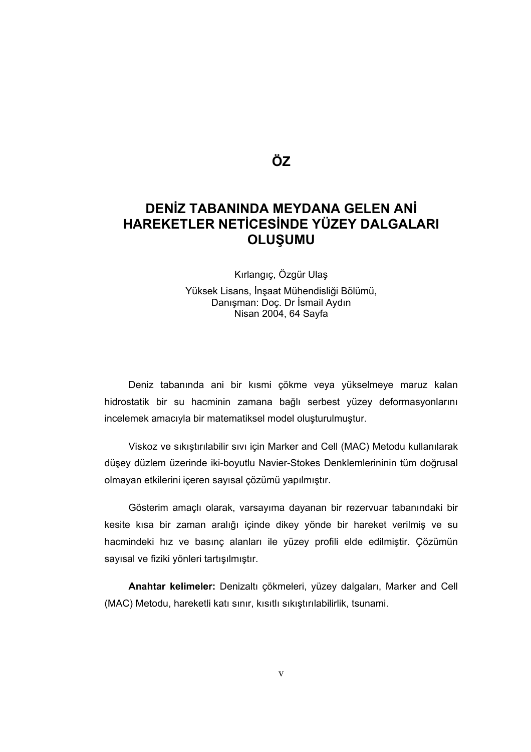# ÖZ

## DENİZ TABANINDA MEYDANA GELEN ANİ HAREKETLER NETİCESİNDE YÜZEY DALGALARI OLUŞUMU

Kırlangıç, Özgür Ulaş

Yüksek Lisans, İnşaat Mühendisliği Bölümü,
Danışman: Doç. Dr İsmail Aydın
Nisan 2004, 64 Sayfa

Deniz tabanında ani bir kısmi çökme veya yükselmeye maruz kalan hidrostatik bir su hacminin zamana bağlı serbest yüzey deformasyonlarını incelemek amacıyla bir matematiksel model oluşturulmuştur.

Viskoz ve sıkıştırılabilir sıvı için Marker and Cell (MAC) Metodu kullanılarak düşey düzlem üzerinde iki-boyutlu Navier-Stokes Denklemlerininin tüm doğrusal olmayan etkilerini içeren sayısal çözümü yapılmıştır.

Gösterim amaçlı olarak, varsayıma dayanan bir rezervuar tabanındaki bir kesite kısa bir zaman aralığı içinde dikey yönde bir hareket verilmiş ve su hacmindeki hız ve basınç alanları ile yüzey profili elde edilmiştir. Çözümün sayısal ve fiziki yönleri tartışılmıştır.

**Anahtar kelimeler:** Denizaltı çökmeleri, yüzey dalgaları, Marker and Cell (MAC) Metodu, hareketli katı sınır, kısıtlı sıkıştırılabilirlik, tsunami.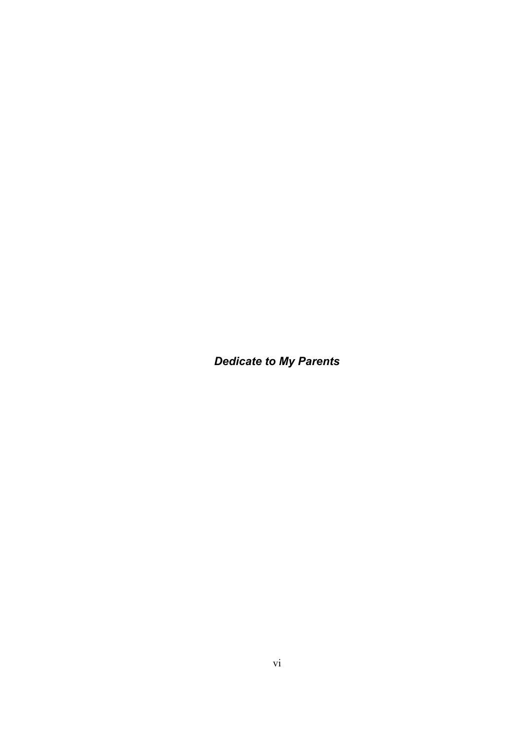***Dedicate to My Parents***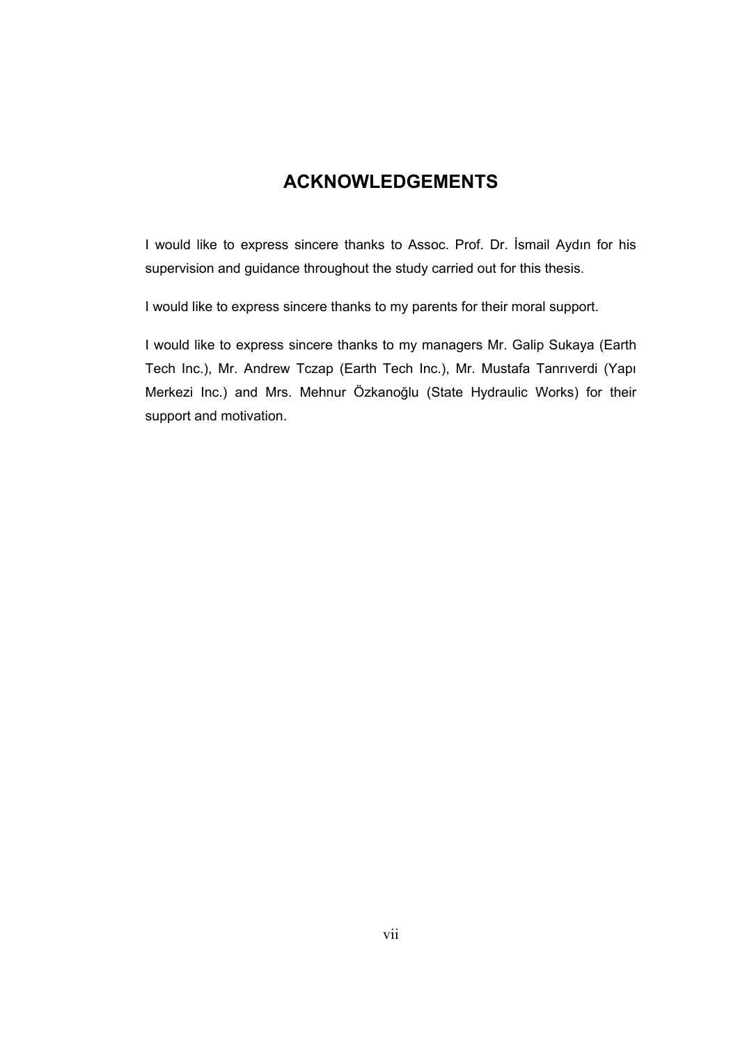# ACKNOWLEDGEMENTS

I would like to express sincere thanks to Assoc. Prof. Dr. İsmail Aydın for his supervision and guidance throughout the study carried out for this thesis.

I would like to express sincere thanks to my parents for their moral support.

I would like to express sincere thanks to my managers Mr. Galip Sukaya (Earth Tech Inc.), Mr. Andrew Tczap (Earth Tech Inc.), Mr. Mustafa Tanrıverdi (Yapı Merkezi Inc.) and Mrs. Mehnur Özkanoğlu (State Hydraulic Works) for their support and motivation.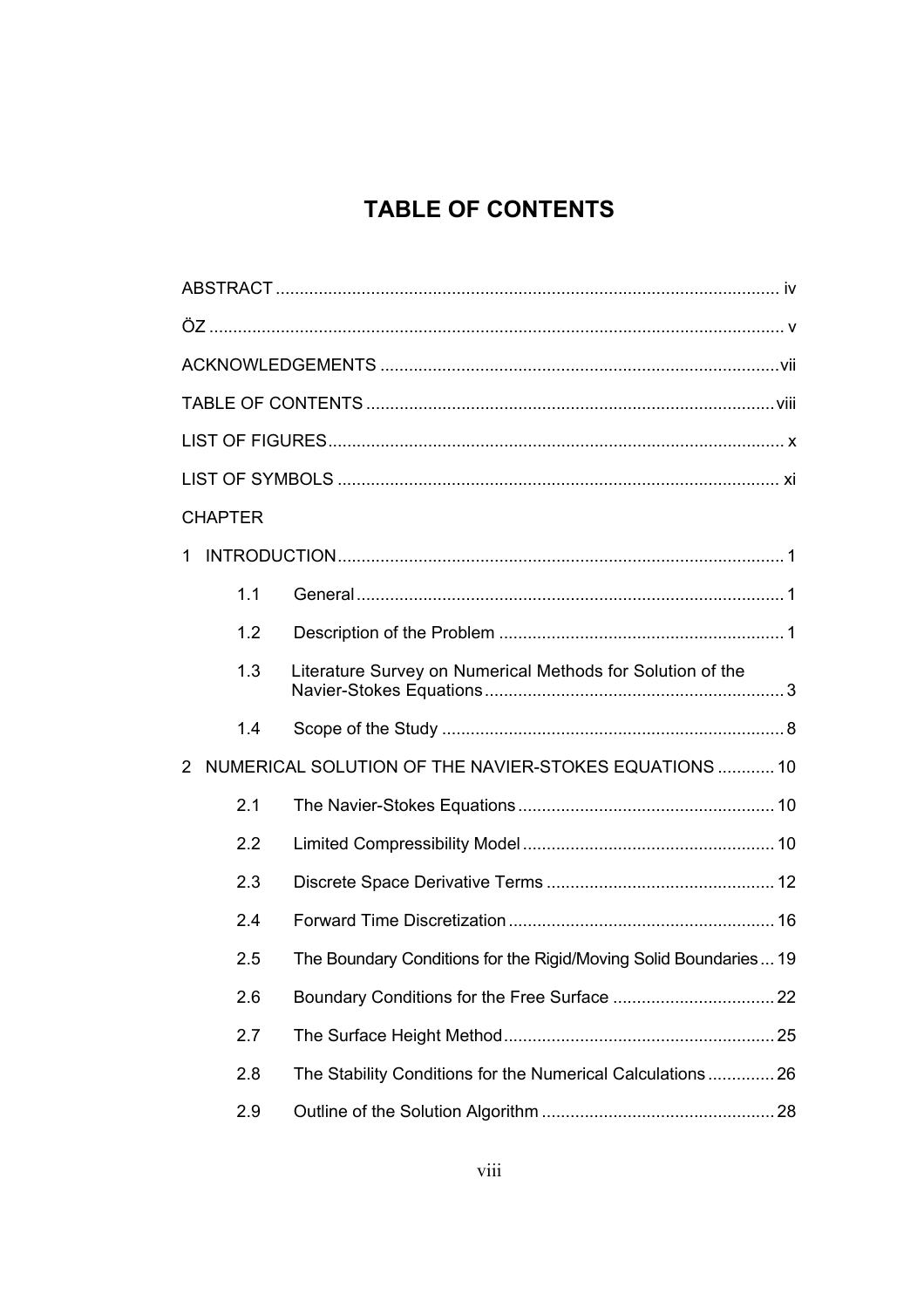# TABLE OF CONTENTS

ABSTRACT ..................................................................................................... iv

ÖZ ..................................................................................................................... v

ACKNOWLEDGEMENTS ................................................................................ vii

TABLE OF CONTENTS .................................................................................. viii

LIST OF FIGURES ............................................................................................ x

LIST OF SYMBOLS ......................................................................................... xi

CHAPTER

1 INTRODUCTION ............................................................................................ 1

  1.1 General ..................................................................................................... 1

  1.2 Description of the Problem ...................................................................... 1

  1.3 Literature Survey on Numerical Methods for Solution of the Navier-Stokes Equations ........................................................................ 3

  1.4 Scope of the Study .................................................................................. 8

2 NUMERICAL SOLUTION OF THE NAVIER-STOKES EQUATIONS ............ 10

  2.1 The Navier-Stokes Equations ................................................................ 10

  2.2 Limited Compressibility Model ............................................................... 10

  2.3 Discrete Space Derivative Terms .......................................................... 12

  2.4 Forward Time Discretization .................................................................. 16

  2.5 The Boundary Conditions for the Rigid/Moving Solid Boundaries ... 19

  2.6 Boundary Conditions for the Free Surface ............................................ 22

  2.7 The Surface Height Method ................................................................... 25

  2.8 The Stability Conditions for the Numerical Calculations ....................... 26

  2.9 Outline of the Solution Algorithm ........................................................... 28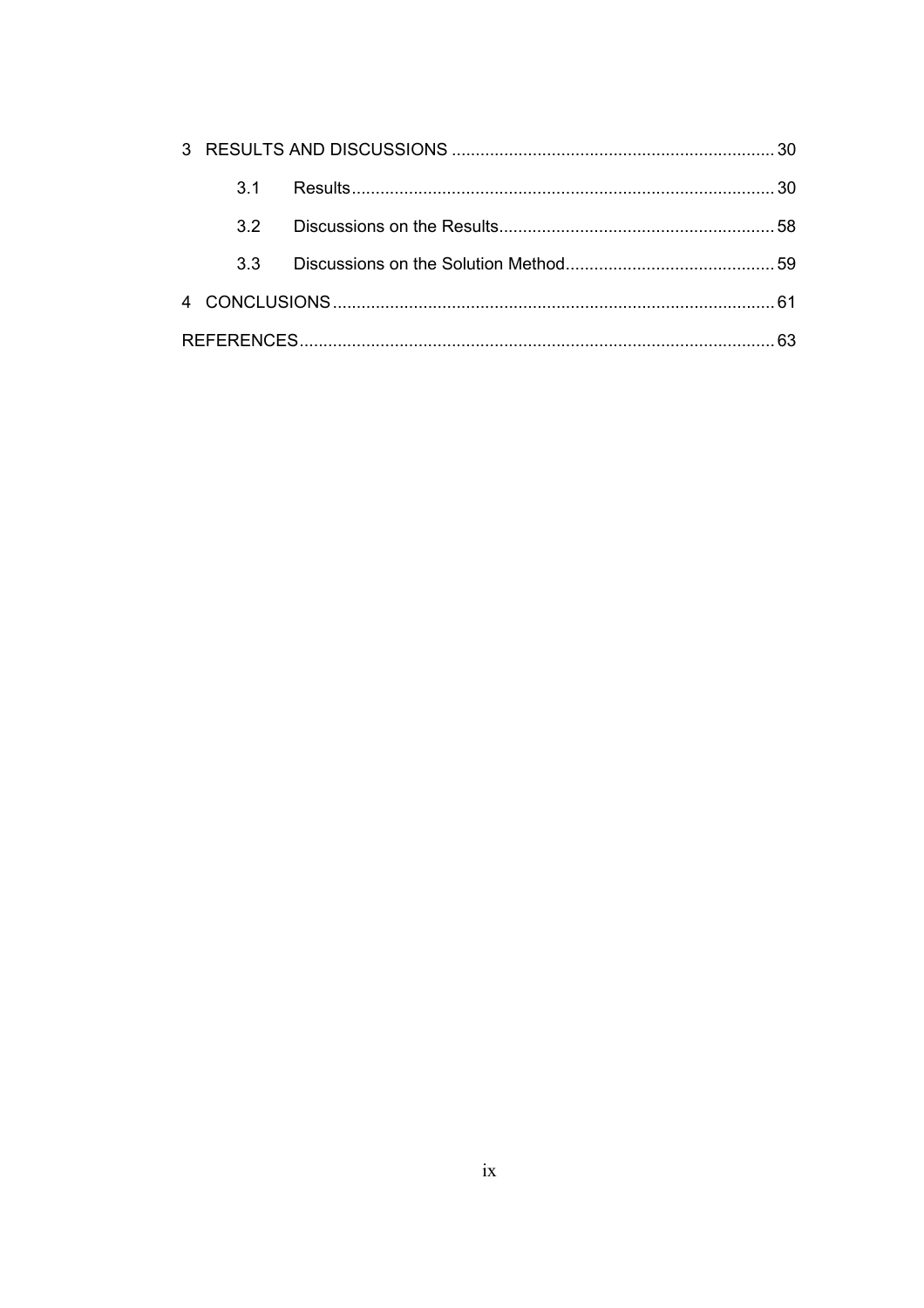3 RESULTS AND DISCUSSIONS .................................................................. 30

3.1 Results ........................................................................................ 30

3.2 Discussions on the Results ......................................................... 58

3.3 Discussions on the Solution Method ........................................... 59

4 CONCLUSIONS ........................................................................................... 61

REFERENCES .................................................................................................. 63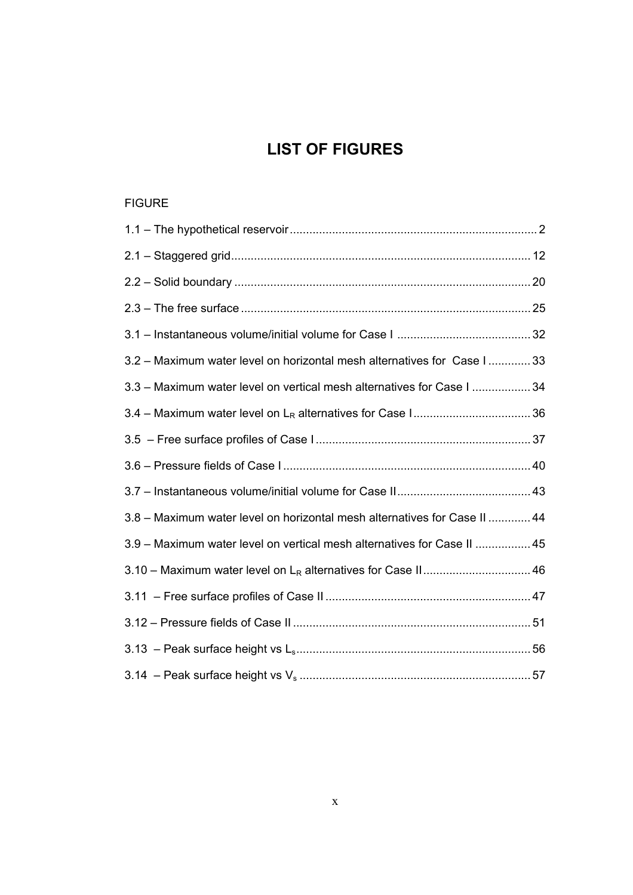# LIST OF FIGURES

FIGURE

1.1 – The hypothetical reservoir ........................................................................... 2

2.1 – Staggered grid .......................................................................................... 12

2.2 – Solid boundary .......................................................................................... 20

2.3 – The free surface ........................................................................................ 25

3.1 – Instantaneous volume/initial volume for Case I ......................................... 32

3.2 – Maximum water level on horizontal mesh alternatives for Case I ............. 33

3.3 – Maximum water level on vertical mesh alternatives for Case I .................. 34

3.4 – Maximum water level on $L_R$ alternatives for Case I .................................... 36

3.5 – Free surface profiles of Case I .................................................................. 37

3.6 – Pressure fields of Case I ........................................................................... 40

3.7 – Instantaneous volume/initial volume for Case II ......................................... 43

3.8 – Maximum water level on horizontal mesh alternatives for Case II ............. 44

3.9 – Maximum water level on vertical mesh alternatives for Case II ................. 45

3.10 – Maximum water level on $L_R$ alternatives for Case II ................................ 46

3.11 – Free surface profiles of Case II ............................................................... 47

3.12 – Pressure fields of Case II ........................................................................ 51

3.13 – Peak surface height vs $L_s$ ....................................................................... 56

3.14 – Peak surface height vs $V_s$ ...................................................................... 57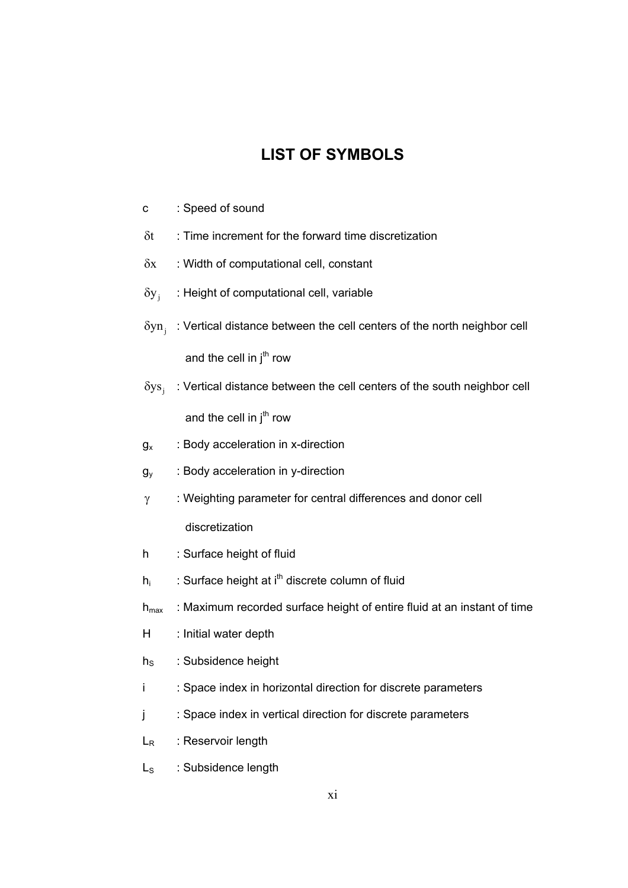# LIST OF SYMBOLS

$c$ : Speed of sound

$\delta t$ : Time increment for the forward time discretization

$\delta x$ : Width of computational cell, constant

$\delta y_j$ : Height of computational cell, variable

$\delta yn_j$ : Vertical distance between the cell centers of the north neighbor cell and the cell in $j^{th}$ row

$\delta ys_j$ : Vertical distance between the cell centers of the south neighbor cell and the cell in $j^{th}$ row

$g_x$ : Body acceleration in x-direction

$g_y$ : Body acceleration in y-direction

$\gamma$ : Weighting parameter for central differences and donor cell discretization

$h$ : Surface height of fluid

$h_i$ : Surface height at $i^{th}$ discrete column of fluid

$h_{max}$ : Maximum recorded surface height of entire fluid at an instant of time

$H$ : Initial water depth

$h_S$ : Subsidence height

$i$ : Space index in horizontal direction for discrete parameters

$j$ : Space index in vertical direction for discrete parameters

$L_R$ : Reservoir length

$L_S$ : Subsidence length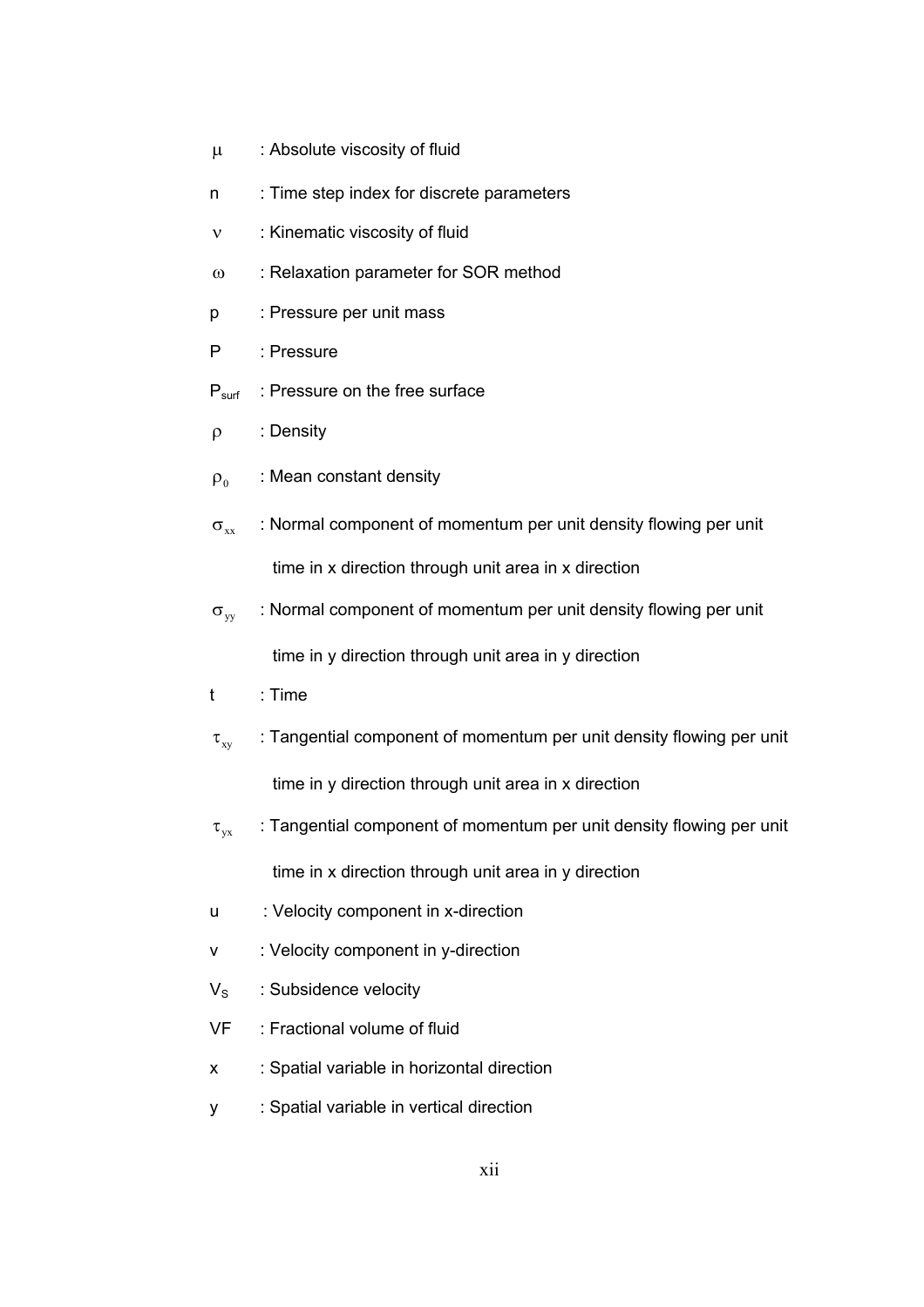$\mu$ : Absolute viscosity of fluid

n : Time step index for discrete parameters

$\nu$ : Kinematic viscosity of fluid

$\omega$ : Relaxation parameter for SOR method

p : Pressure per unit mass

P : Pressure

$P_{surf}$ : Pressure on the free surface

$\rho$ : Density

$\rho_0$ : Mean constant density

$\sigma_{xx}$ : Normal component of momentum per unit density flowing per unit time in x direction through unit area in x direction

$\sigma_{yy}$ : Normal component of momentum per unit density flowing per unit time in y direction through unit area in y direction

t : Time

$\tau_{xy}$ : Tangential component of momentum per unit density flowing per unit time in y direction through unit area in x direction

$\tau_{yx}$ : Tangential component of momentum per unit density flowing per unit time in x direction through unit area in y direction

u : Velocity component in x-direction

v : Velocity component in y-direction

$V_S$ : Subsidence velocity

VF : Fractional volume of fluid

x : Spatial variable in horizontal direction

y : Spatial variable in vertical direction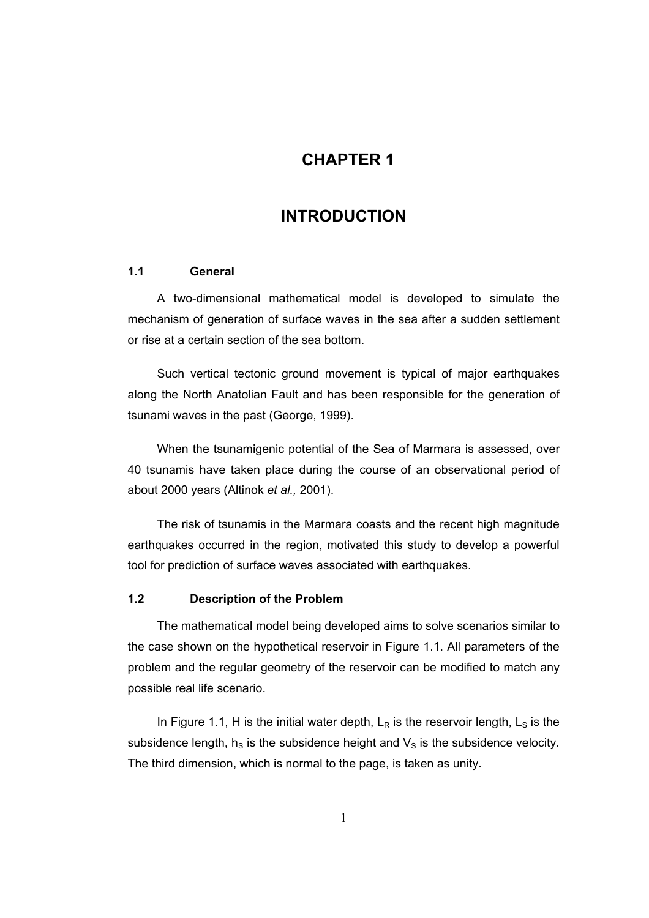# CHAPTER 1

# INTRODUCTION

### 1.1 General

A two-dimensional mathematical model is developed to simulate the mechanism of generation of surface waves in the sea after a sudden settlement or rise at a certain section of the sea bottom.

Such vertical tectonic ground movement is typical of major earthquakes along the North Anatolian Fault and has been responsible for the generation of tsunami waves in the past (George, 1999).

When the tsunamigenic potential of the Sea of Marmara is assessed, over 40 tsunamis have taken place during the course of an observational period of about 2000 years (Altinok *et al.,* 2001).

The risk of tsunamis in the Marmara coasts and the recent high magnitude earthquakes occurred in the region, motivated this study to develop a powerful tool for prediction of surface waves associated with earthquakes.

### 1.2 Description of the Problem

The mathematical model being developed aims to solve scenarios similar to the case shown on the hypothetical reservoir in Figure 1.1. All parameters of the problem and the regular geometry of the reservoir can be modified to match any possible real life scenario.

In Figure 1.1, H is the initial water depth, $L_R$ is the reservoir length, $L_S$ is the subsidence length, $h_S$ is the subsidence height and $V_S$ is the subsidence velocity. The third dimension, which is normal to the page, is taken as unity.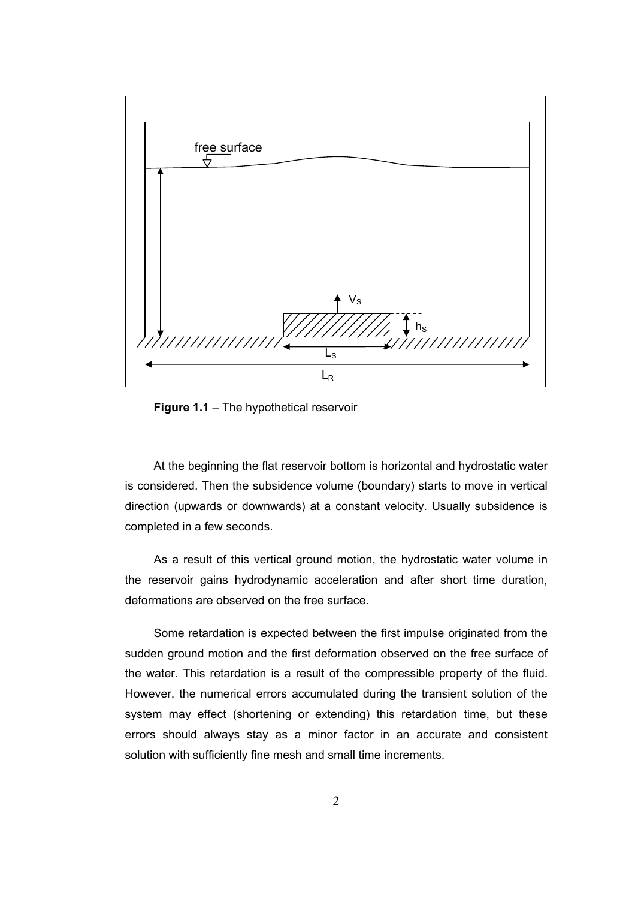**Figure 1.1** – The hypothetical reservoir

At the beginning the flat reservoir bottom is horizontal and hydrostatic water is considered. Then the subsidence volume (boundary) starts to move in vertical direction (upwards or downwards) at a constant velocity. Usually subsidence is completed in a few seconds.

As a result of this vertical ground motion, the hydrostatic water volume in the reservoir gains hydrodynamic acceleration and after short time duration, deformations are observed on the free surface.

Some retardation is expected between the first impulse originated from the sudden ground motion and the first deformation observed on the free surface of the water. This retardation is a result of the compressible property of the fluid. However, the numerical errors accumulated during the transient solution of the system may effect (shortening or extending) this retardation time, but these errors should always stay as a minor factor in an accurate and consistent solution with sufficiently fine mesh and small time increments.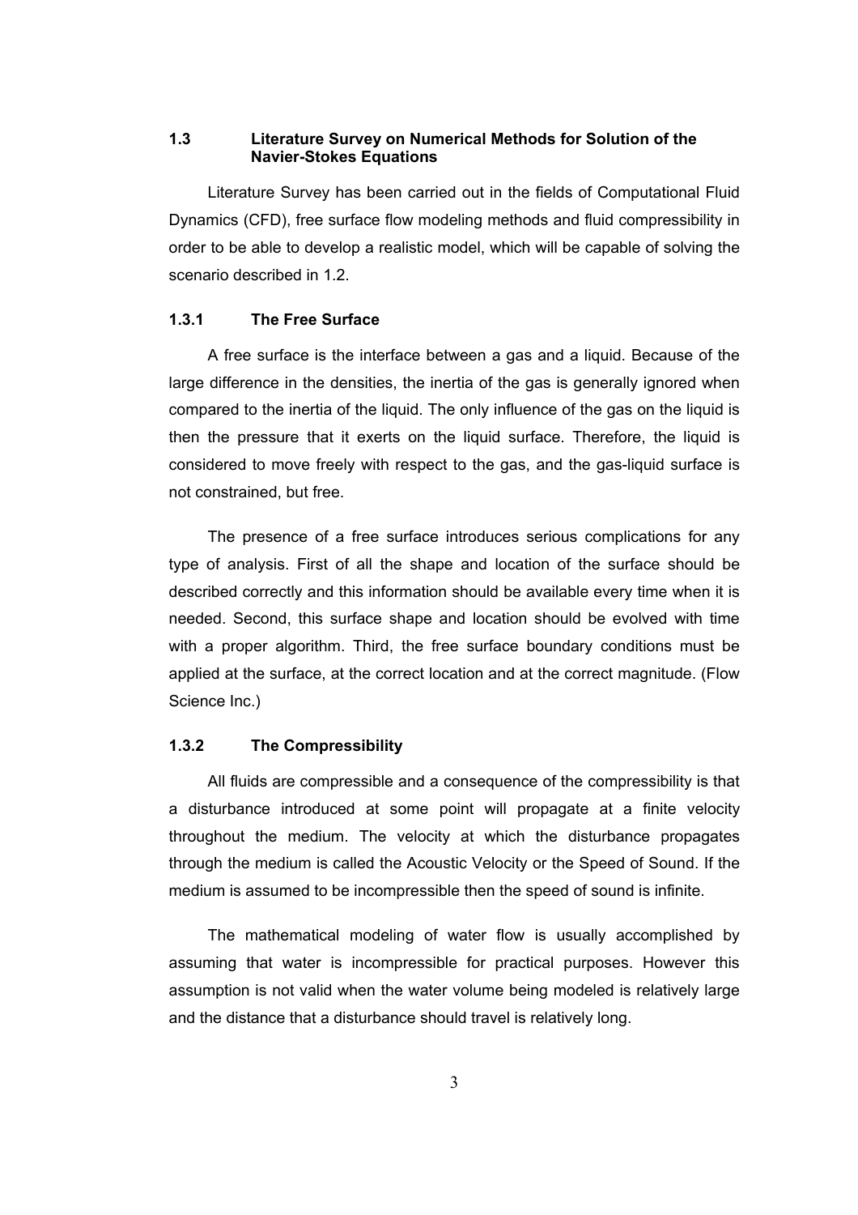## 1.3 Literature Survey on Numerical Methods for Solution of the Navier-Stokes Equations

Literature Survey has been carried out in the fields of Computational Fluid Dynamics (CFD), free surface flow modeling methods and fluid compressibility in order to be able to develop a realistic model, which will be capable of solving the scenario described in 1.2.

### 1.3.1 The Free Surface

A free surface is the interface between a gas and a liquid. Because of the large difference in the densities, the inertia of the gas is generally ignored when compared to the inertia of the liquid. The only influence of the gas on the liquid is then the pressure that it exerts on the liquid surface. Therefore, the liquid is considered to move freely with respect to the gas, and the gas-liquid surface is not constrained, but free.

The presence of a free surface introduces serious complications for any type of analysis. First of all the shape and location of the surface should be described correctly and this information should be available every time when it is needed. Second, this surface shape and location should be evolved with time with a proper algorithm. Third, the free surface boundary conditions must be applied at the surface, at the correct location and at the correct magnitude. (Flow Science Inc.)

### 1.3.2 The Compressibility

All fluids are compressible and a consequence of the compressibility is that a disturbance introduced at some point will propagate at a finite velocity throughout the medium. The velocity at which the disturbance propagates through the medium is called the Acoustic Velocity or the Speed of Sound. If the medium is assumed to be incompressible then the speed of sound is infinite.

The mathematical modeling of water flow is usually accomplished by assuming that water is incompressible for practical purposes. However this assumption is not valid when the water volume being modeled is relatively large and the distance that a disturbance should travel is relatively long.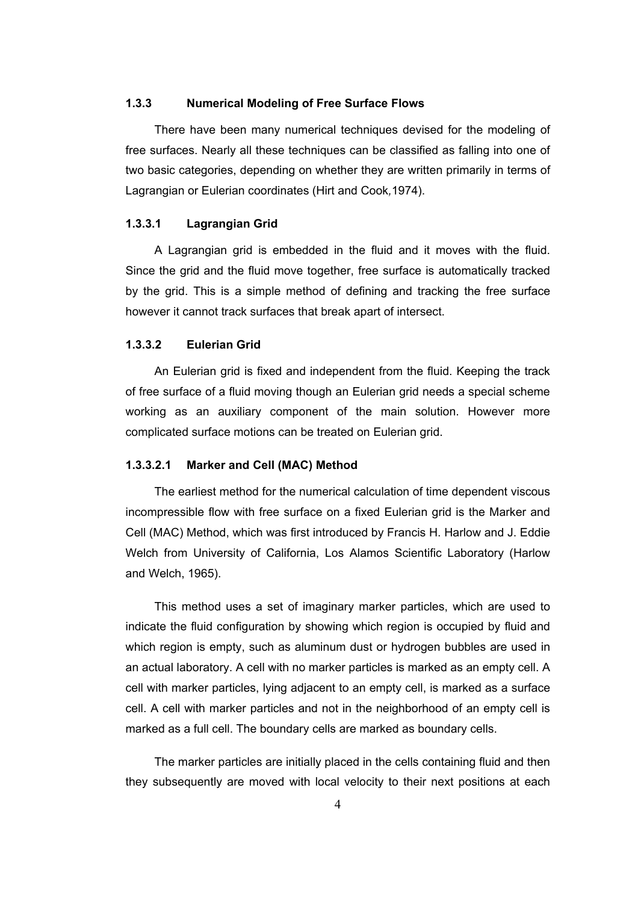### 1.3.3 Numerical Modeling of Free Surface Flows

There have been many numerical techniques devised for the modeling of free surfaces. Nearly all these techniques can be classified as falling into one of two basic categories, depending on whether they are written primarily in terms of Lagrangian or Eulerian coordinates (Hirt and Cook,1974).

#### 1.3.3.1 Lagrangian Grid

A Lagrangian grid is embedded in the fluid and it moves with the fluid. Since the grid and the fluid move together, free surface is automatically tracked by the grid. This is a simple method of defining and tracking the free surface however it cannot track surfaces that break apart of intersect.

#### 1.3.3.2 Eulerian Grid

An Eulerian grid is fixed and independent from the fluid. Keeping the track of free surface of a fluid moving though an Eulerian grid needs a special scheme working as an auxiliary component of the main solution. However more complicated surface motions can be treated on Eulerian grid.

##### 1.3.3.2.1 Marker and Cell (MAC) Method

The earliest method for the numerical calculation of time dependent viscous incompressible flow with free surface on a fixed Eulerian grid is the Marker and Cell (MAC) Method, which was first introduced by Francis H. Harlow and J. Eddie Welch from University of California, Los Alamos Scientific Laboratory (Harlow and Welch, 1965).

This method uses a set of imaginary marker particles, which are used to indicate the fluid configuration by showing which region is occupied by fluid and which region is empty, such as aluminum dust or hydrogen bubbles are used in an actual laboratory. A cell with no marker particles is marked as an empty cell. A cell with marker particles, lying adjacent to an empty cell, is marked as a surface cell. A cell with marker particles and not in the neighborhood of an empty cell is marked as a full cell. The boundary cells are marked as boundary cells.

The marker particles are initially placed in the cells containing fluid and then they subsequently are moved with local velocity to their next positions at each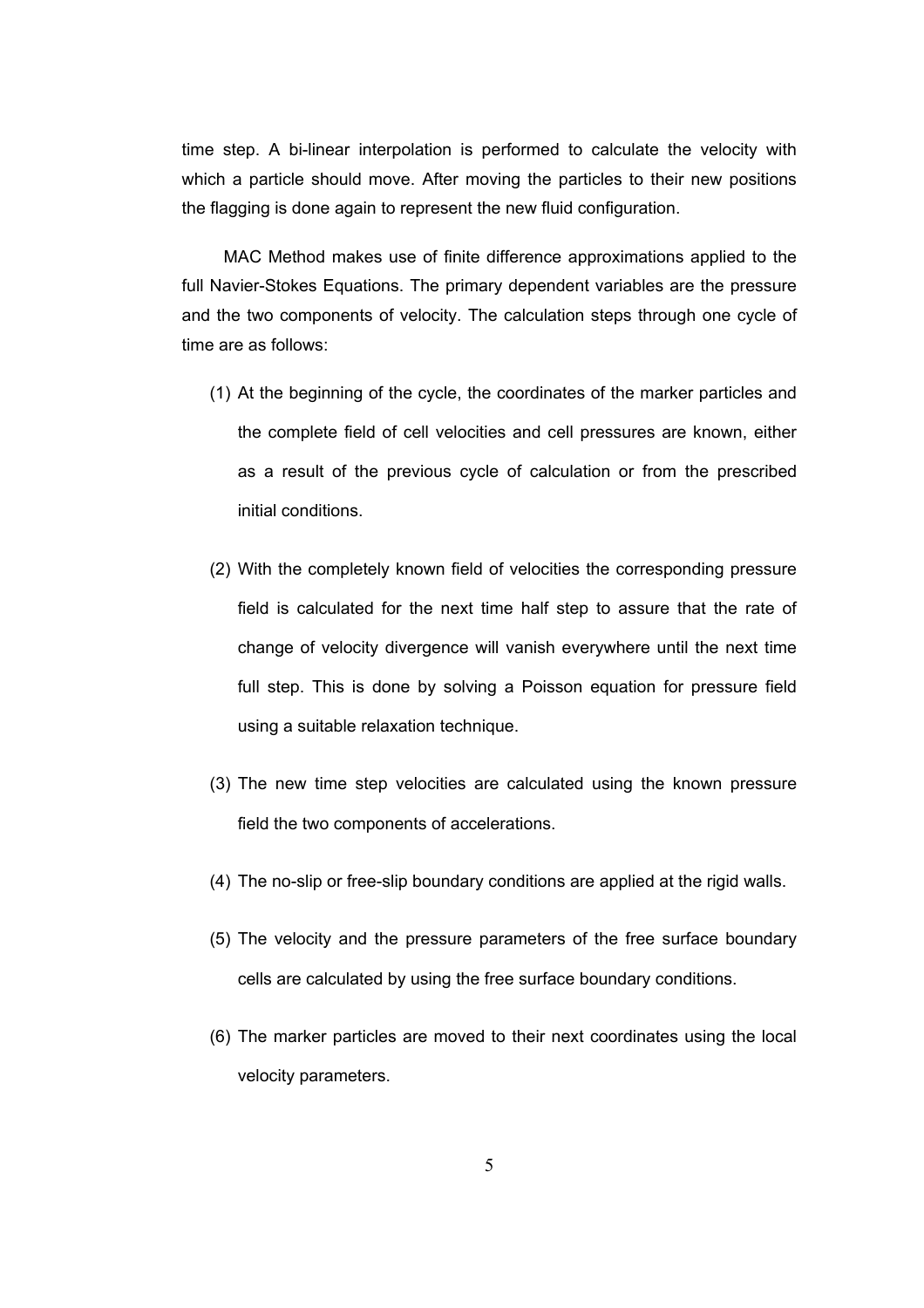time step. A bi-linear interpolation is performed to calculate the velocity with which a particle should move. After moving the particles to their new positions the flagging is done again to represent the new fluid configuration.

MAC Method makes use of finite difference approximations applied to the full Navier-Stokes Equations. The primary dependent variables are the pressure and the two components of velocity. The calculation steps through one cycle of time are as follows:

(1) At the beginning of the cycle, the coordinates of the marker particles and the complete field of cell velocities and cell pressures are known, either as a result of the previous cycle of calculation or from the prescribed initial conditions.

(2) With the completely known field of velocities the corresponding pressure field is calculated for the next time half step to assure that the rate of change of velocity divergence will vanish everywhere until the next time full step. This is done by solving a Poisson equation for pressure field using a suitable relaxation technique.

(3) The new time step velocities are calculated using the known pressure field the two components of accelerations.

(4) The no-slip or free-slip boundary conditions are applied at the rigid walls.

(5) The velocity and the pressure parameters of the free surface boundary cells are calculated by using the free surface boundary conditions.

(6) The marker particles are moved to their next coordinates using the local velocity parameters.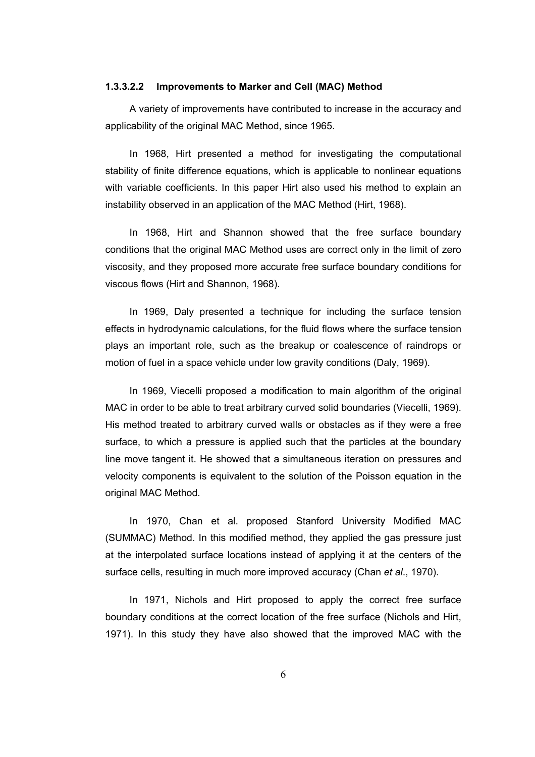#### 1.3.3.2.2 Improvements to Marker and Cell (MAC) Method

A variety of improvements have contributed to increase in the accuracy and applicability of the original MAC Method, since 1965.

In 1968, Hirt presented a method for investigating the computational stability of finite difference equations, which is applicable to nonlinear equations with variable coefficients. In this paper Hirt also used his method to explain an instability observed in an application of the MAC Method (Hirt, 1968).

In 1968, Hirt and Shannon showed that the free surface boundary conditions that the original MAC Method uses are correct only in the limit of zero viscosity, and they proposed more accurate free surface boundary conditions for viscous flows (Hirt and Shannon, 1968).

In 1969, Daly presented a technique for including the surface tension effects in hydrodynamic calculations, for the fluid flows where the surface tension plays an important role, such as the breakup or coalescence of raindrops or motion of fuel in a space vehicle under low gravity conditions (Daly, 1969).

In 1969, Viecelli proposed a modification to main algorithm of the original MAC in order to be able to treat arbitrary curved solid boundaries (Viecelli, 1969). His method treated to arbitrary curved walls or obstacles as if they were a free surface, to which a pressure is applied such that the particles at the boundary line move tangent it. He showed that a simultaneous iteration on pressures and velocity components is equivalent to the solution of the Poisson equation in the original MAC Method.

In 1970, Chan et al. proposed Stanford University Modified MAC (SUMMAC) Method. In this modified method, they applied the gas pressure just at the interpolated surface locations instead of applying it at the centers of the surface cells, resulting in much more improved accuracy (Chan *et al*., 1970).

In 1971, Nichols and Hirt proposed to apply the correct free surface boundary conditions at the correct location of the free surface (Nichols and Hirt, 1971). In this study they have also showed that the improved MAC with the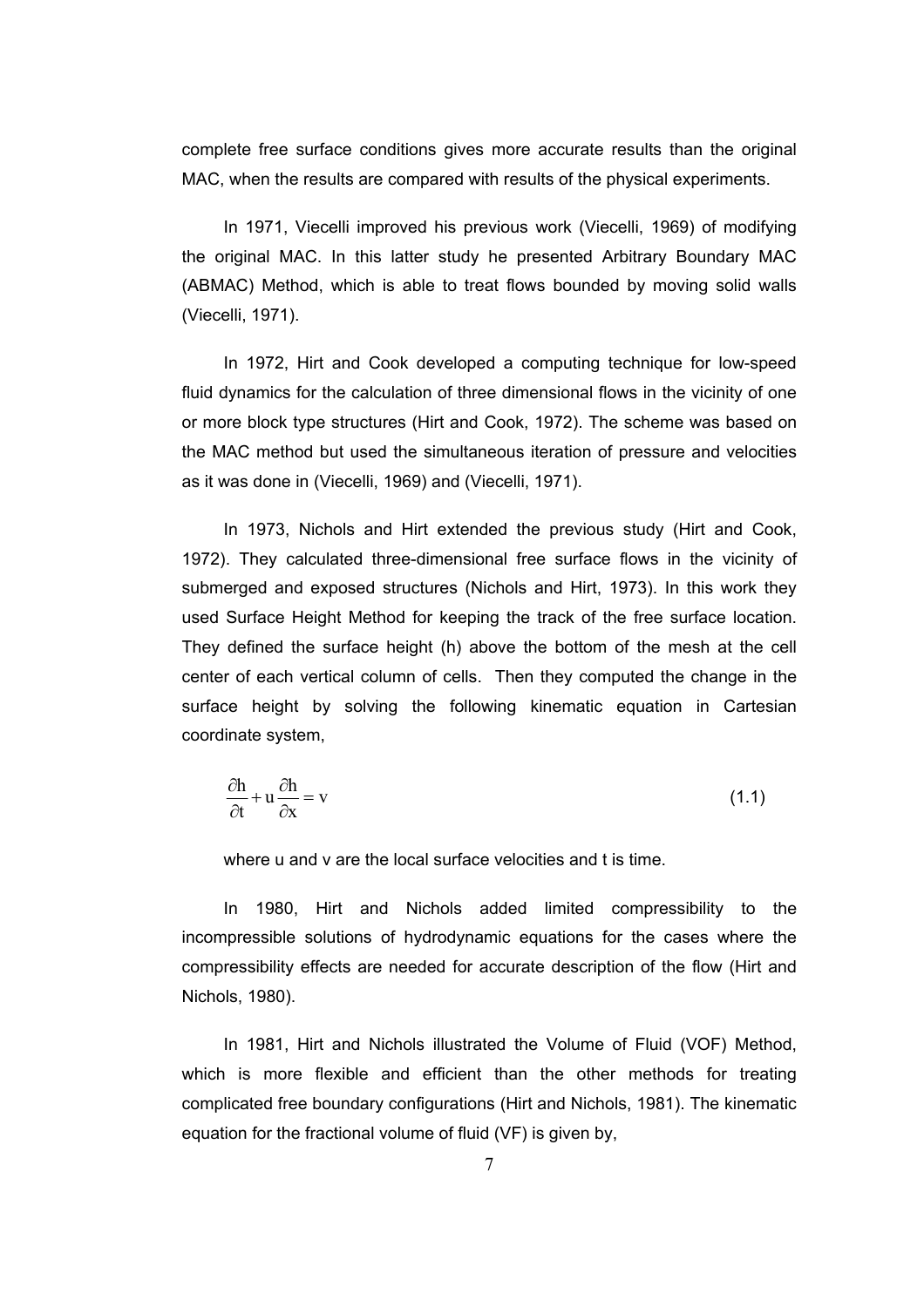complete free surface conditions gives more accurate results than the original MAC, when the results are compared with results of the physical experiments.

In 1971, Viecelli improved his previous work (Viecelli, 1969) of modifying the original MAC. In this latter study he presented Arbitrary Boundary MAC (ABMAC) Method, which is able to treat flows bounded by moving solid walls (Viecelli, 1971).

In 1972, Hirt and Cook developed a computing technique for low-speed fluid dynamics for the calculation of three dimensional flows in the vicinity of one or more block type structures (Hirt and Cook, 1972). The scheme was based on the MAC method but used the simultaneous iteration of pressure and velocities as it was done in (Viecelli, 1969) and (Viecelli, 1971).

In 1973, Nichols and Hirt extended the previous study (Hirt and Cook, 1972). They calculated three-dimensional free surface flows in the vicinity of submerged and exposed structures (Nichols and Hirt, 1973). In this work they used Surface Height Method for keeping the track of the free surface location. They defined the surface height (h) above the bottom of the mesh at the cell center of each vertical column of cells. Then they computed the change in the surface height by solving the following kinematic equation in Cartesian coordinate system,

$$\frac{\partial h}{\partial t} + u\frac{\partial h}{\partial x} = v \tag{1.1}$$

where u and v are the local surface velocities and t is time.

In 1980, Hirt and Nichols added limited compressibility to the incompressible solutions of hydrodynamic equations for the cases where the compressibility effects are needed for accurate description of the flow (Hirt and Nichols, 1980).

In 1981, Hirt and Nichols illustrated the Volume of Fluid (VOF) Method, which is more flexible and efficient than the other methods for treating complicated free boundary configurations (Hirt and Nichols, 1981). The kinematic equation for the fractional volume of fluid (VF) is given by,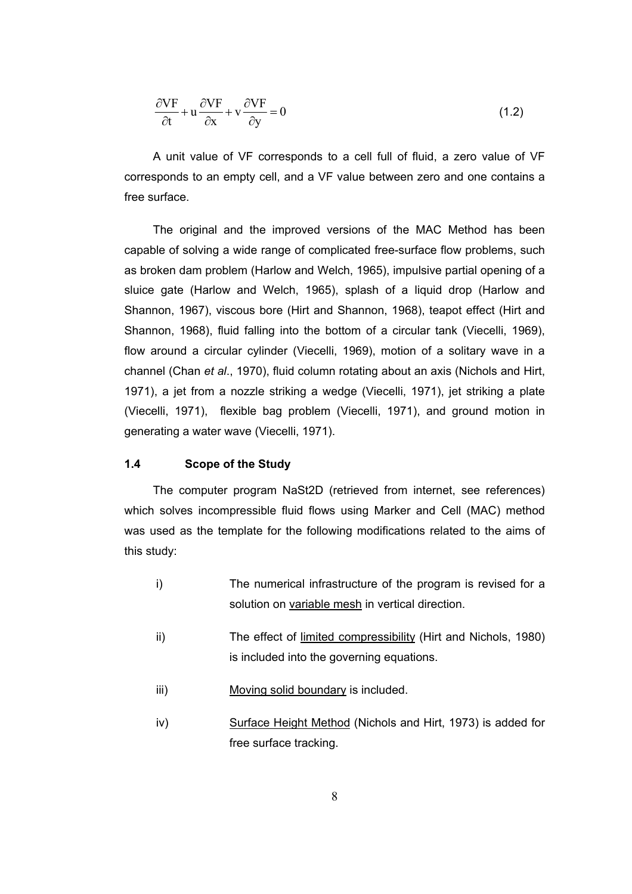$$\frac{\partial VF}{\partial t} + u\frac{\partial VF}{\partial x} + v\frac{\partial VF}{\partial y} = 0 \tag{1.2}$$

A unit value of VF corresponds to a cell full of fluid, a zero value of VF corresponds to an empty cell, and a VF value between zero and one contains a free surface.

The original and the improved versions of the MAC Method has been capable of solving a wide range of complicated free-surface flow problems, such as broken dam problem (Harlow and Welch, 1965), impulsive partial opening of a sluice gate (Harlow and Welch, 1965), splash of a liquid drop (Harlow and Shannon, 1967), viscous bore (Hirt and Shannon, 1968), teapot effect (Hirt and Shannon, 1968), fluid falling into the bottom of a circular tank (Viecelli, 1969), flow around a circular cylinder (Viecelli, 1969), motion of a solitary wave in a channel (Chan *et al*., 1970), fluid column rotating about an axis (Nichols and Hirt, 1971), a jet from a nozzle striking a wedge (Viecelli, 1971), jet striking a plate (Viecelli, 1971), flexible bag problem (Viecelli, 1971), and ground motion in generating a water wave (Viecelli, 1971).

### 1.4 Scope of the Study

The computer program NaSt2D (retrieved from internet, see references) which solves incompressible fluid flows using Marker and Cell (MAC) method was used as the template for the following modifications related to the aims of this study:

i) The numerical infrastructure of the program is revised for a solution on <u>variable mesh</u> in vertical direction.

ii) The effect of <u>limited compressibility</u> (Hirt and Nichols, 1980) is included into the governing equations.

iii) <u>Moving solid boundary</u> is included.

iv) <u>Surface Height Method</u> (Nichols and Hirt, 1973) is added for free surface tracking.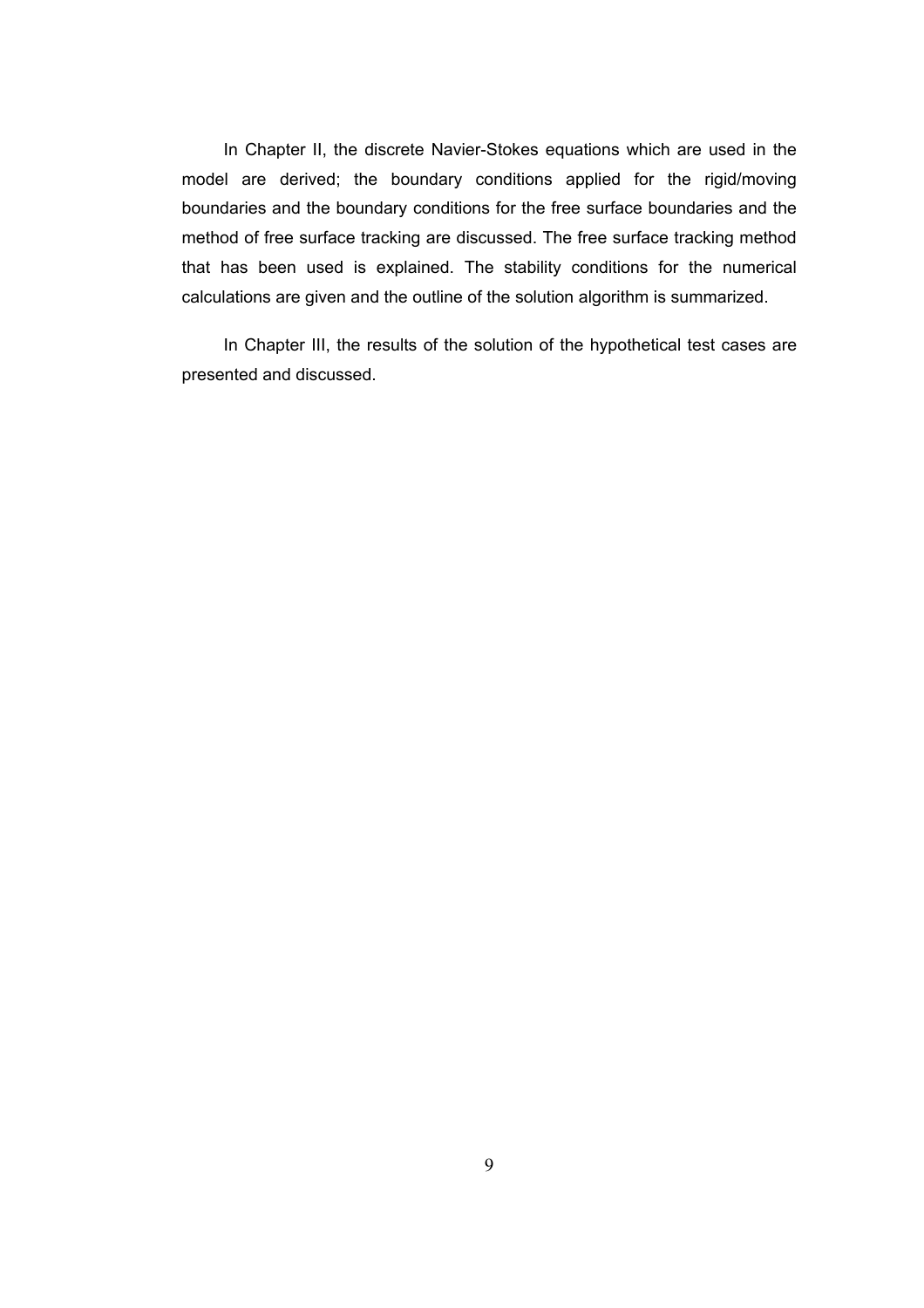In Chapter II, the discrete Navier-Stokes equations which are used in the model are derived; the boundary conditions applied for the rigid/moving boundaries and the boundary conditions for the free surface boundaries and the method of free surface tracking are discussed. The free surface tracking method that has been used is explained. The stability conditions for the numerical calculations are given and the outline of the solution algorithm is summarized.

In Chapter III, the results of the solution of the hypothetical test cases are presented and discussed.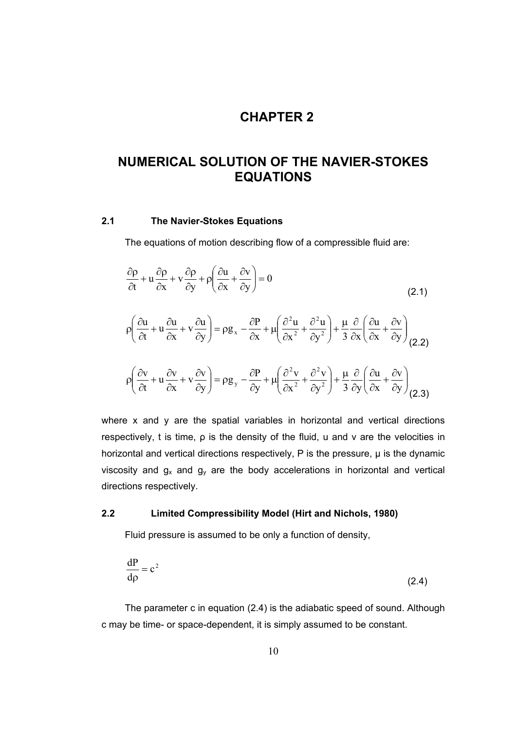# CHAPTER 2

# NUMERICAL SOLUTION OF THE NAVIER-STOKES EQUATIONS

## 2.1 The Navier-Stokes Equations

The equations of motion describing flow of a compressible fluid are:

$$\frac{\partial \rho}{\partial t} + u\frac{\partial \rho}{\partial x} + v\frac{\partial \rho}{\partial y} + \rho\left(\frac{\partial u}{\partial x} + \frac{\partial v}{\partial y}\right) = 0 \tag{2.1}$$

$$\rho\left(\frac{\partial u}{\partial t} + u\frac{\partial u}{\partial x} + v\frac{\partial u}{\partial y}\right) = \rho g_x - \frac{\partial P}{\partial x} + \mu\left(\frac{\partial^2 u}{\partial x^2} + \frac{\partial^2 u}{\partial y^2}\right) + \frac{\mu}{3}\frac{\partial}{\partial x}\left(\frac{\partial u}{\partial x} + \frac{\partial v}{\partial y}\right) \tag{2.2}$$

$$\rho\left(\frac{\partial v}{\partial t} + u\frac{\partial v}{\partial x} + v\frac{\partial v}{\partial y}\right) = \rho g_y - \frac{\partial P}{\partial y} + \mu\left(\frac{\partial^2 v}{\partial x^2} + \frac{\partial^2 v}{\partial y^2}\right) + \frac{\mu}{3}\frac{\partial}{\partial y}\left(\frac{\partial u}{\partial x} + \frac{\partial v}{\partial y}\right) \tag{2.3}$$

where x and y are the spatial variables in horizontal and vertical directions respectively, t is time, $\rho$ is the density of the fluid, u and v are the velocities in horizontal and vertical directions respectively, P is the pressure, $\mu$ is the dynamic viscosity and $g_x$ and $g_y$ are the body accelerations in horizontal and vertical directions respectively.

## 2.2 Limited Compressibility Model (Hirt and Nichols, 1980)

Fluid pressure is assumed to be only a function of density,

$$\frac{dP}{d\rho} = c^2 \tag{2.4}$$

The parameter c in equation (2.4) is the adiabatic speed of sound. Although c may be time- or space-dependent, it is simply assumed to be constant.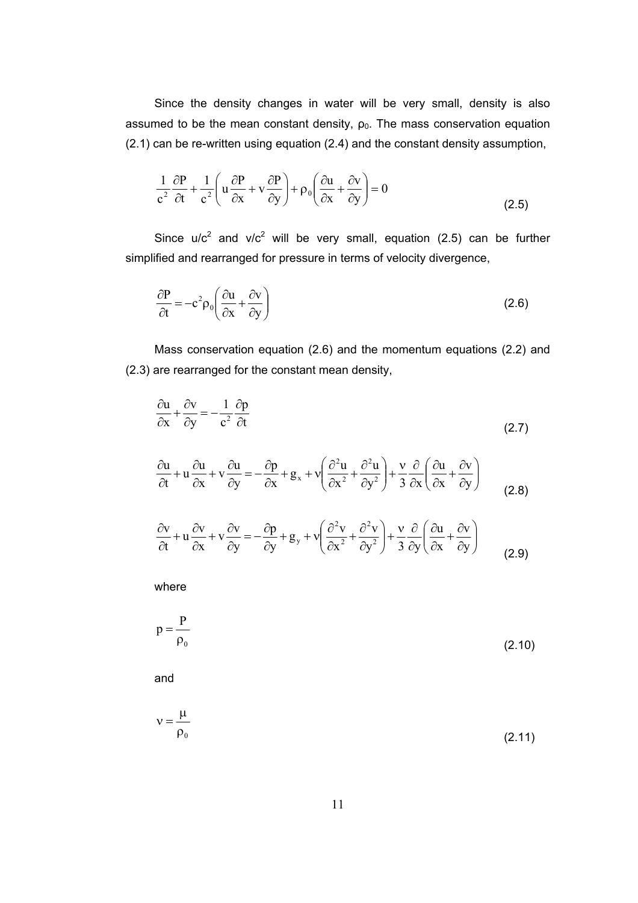Since the density changes in water will be very small, density is also assumed to be the mean constant density, $\rho_0$. The mass conservation equation (2.1) can be re-written using equation (2.4) and the constant density assumption,

$$\frac{1}{c^2}\frac{\partial P}{\partial t} + \frac{1}{c^2}\left(u\frac{\partial P}{\partial x} + v\frac{\partial P}{\partial y}\right) + \rho_0\left(\frac{\partial u}{\partial x} + \frac{\partial v}{\partial y}\right) = 0 \tag{2.5}$$

Since $u/c^2$ and $v/c^2$ will be very small, equation (2.5) can be further simplified and rearranged for pressure in terms of velocity divergence,

$$\frac{\partial P}{\partial t} = -c^2\rho_0\left(\frac{\partial u}{\partial x} + \frac{\partial v}{\partial y}\right) \tag{2.6}$$

Mass conservation equation (2.6) and the momentum equations (2.2) and (2.3) are rearranged for the constant mean density,

$$\frac{\partial u}{\partial x} + \frac{\partial v}{\partial y} = -\frac{1}{c^2}\frac{\partial p}{\partial t} \tag{2.7}$$

$$\frac{\partial u}{\partial t} + u\frac{\partial u}{\partial x} + v\frac{\partial u}{\partial y} = -\frac{\partial p}{\partial x} + g_x + \nu\left(\frac{\partial^2 u}{\partial x^2} + \frac{\partial^2 u}{\partial y^2}\right) + \frac{\nu}{3}\frac{\partial}{\partial x}\left(\frac{\partial u}{\partial x} + \frac{\partial v}{\partial y}\right) \tag{2.8}$$

$$\frac{\partial v}{\partial t} + u\frac{\partial v}{\partial x} + v\frac{\partial v}{\partial y} = -\frac{\partial p}{\partial y} + g_y + \nu\left(\frac{\partial^2 v}{\partial x^2} + \frac{\partial^2 v}{\partial y^2}\right) + \frac{\nu}{3}\frac{\partial}{\partial y}\left(\frac{\partial u}{\partial x} + \frac{\partial v}{\partial y}\right) \tag{2.9}$$

where

$$p = \frac{P}{\rho_0} \tag{2.10}$$

and

$$\nu = \frac{\mu}{\rho_0} \tag{2.11}$$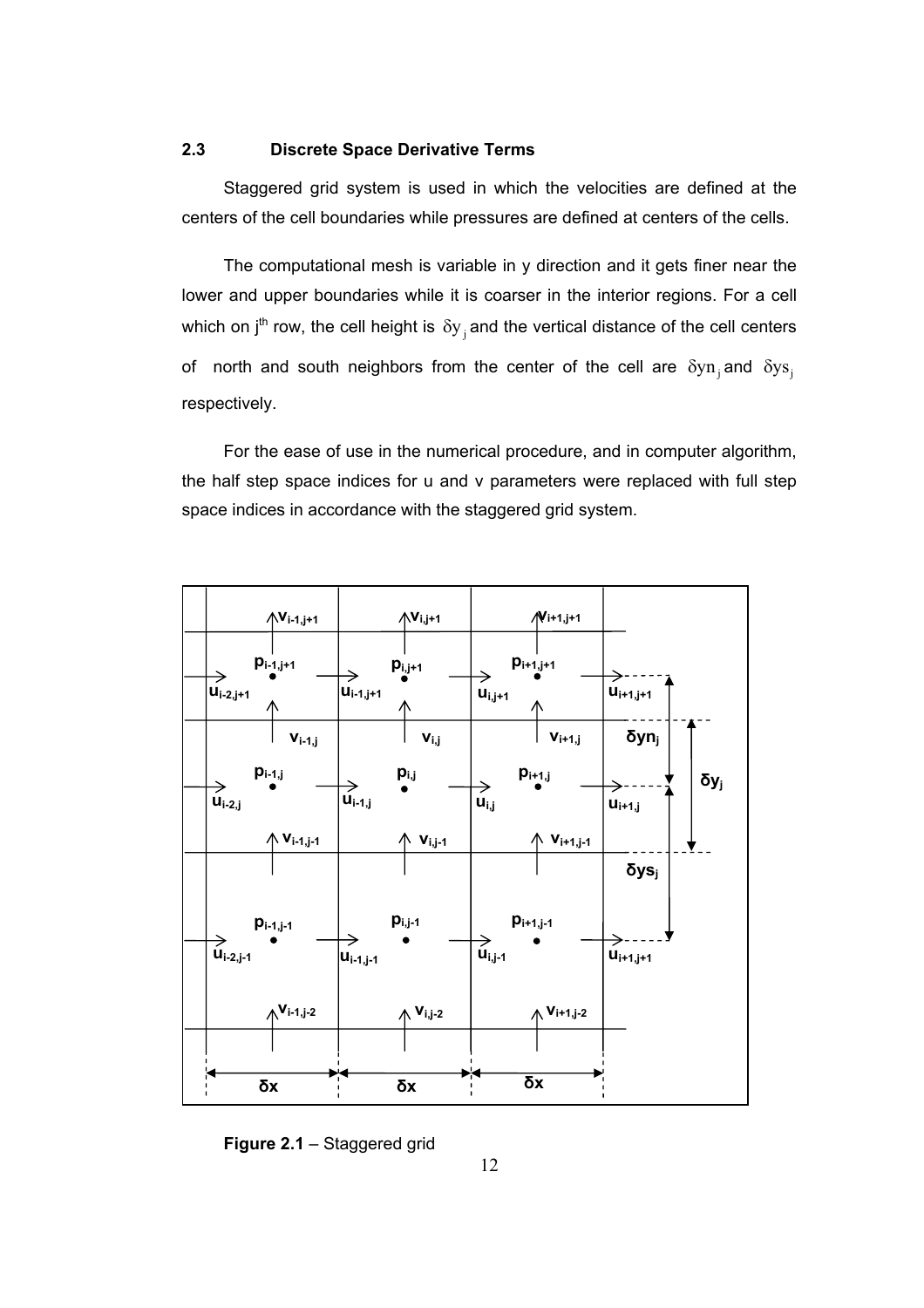### 2.3 Discrete Space Derivative Terms

Staggered grid system is used in which the velocities are defined at the centers of the cell boundaries while pressures are defined at centers of the cells.

The computational mesh is variable in y direction and it gets finer near the lower and upper boundaries while it is coarser in the interior regions. For a cell which on j[th] row, the cell height is $\delta y_j$ and the vertical distance of the cell centers of north and south neighbors from the center of the cell are $\delta yn_j$ and $\delta ys_j$ respectively.

For the ease of use in the numerical procedure, and in computer algorithm, the half step space indices for u and v parameters were replaced with full step space indices in accordance with the staggered grid system.

**Figure 2.1** – Staggered grid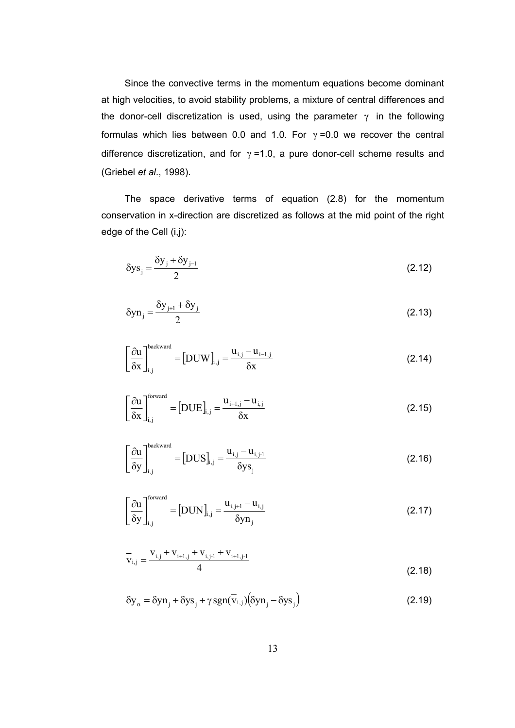Since the convective terms in the momentum equations become dominant at high velocities, to avoid stability problems, a mixture of central differences and the donor-cell discretization is used, using the parameter $\gamma$ in the following formulas which lies between 0.0 and 1.0. For $\gamma$=0.0 we recover the central difference discretization, and for $\gamma$=1.0, a pure donor-cell scheme results and (Griebel *et al*., 1998).

The space derivative terms of equation (2.8) for the momentum conservation in x-direction are discretized as follows at the mid point of the right edge of the Cell (i,j):

$$\delta ys_j = \frac{\delta y_j + \delta y_{j-1}}{2} \tag{2.12}$$

$$\delta yn_j = \frac{\delta y_{j+1} + \delta y_j}{2} \tag{2.13}$$

$$\left[\frac{\partial u}{\delta x}\right]_{i,j}^{\text{backward}} = \left[DUW\right]_{i,j} = \frac{u_{i,j} - u_{i-1,j}}{\delta x} \tag{2.14}$$

$$\left[\frac{\partial u}{\delta x}\right]_{i,j}^{\text{forward}} = \left[DUE\right]_{i,j} = \frac{u_{i+1,j} - u_{i,j}}{\delta x} \tag{2.15}$$

$$\left[\frac{\partial u}{\delta y}\right]_{i,j}^{\text{backward}} = \left[DUS\right]_{i,j} = \frac{u_{i,j} - u_{i,j-1}}{\delta ys_j} \tag{2.16}$$

$$\left[\frac{\partial u}{\delta y}\right]_{i,j}^{\text{forward}} = \left[DUN\right]_{i,j} = \frac{u_{i,j+1} - u_{i,j}}{\delta yn_j} \tag{2.17}$$

$$\overline{v}_{i,j} = \frac{v_{i,j} + v_{i+1,j} + v_{i,j-1} + v_{i+1,j-1}}{4} \tag{2.18}$$

$$\delta y_\alpha = \delta yn_j + \delta ys_j + \gamma \operatorname{sgn}(\overline{v}_{i,j})\left(\delta yn_j - \delta ys_j\right) \tag{2.19}$$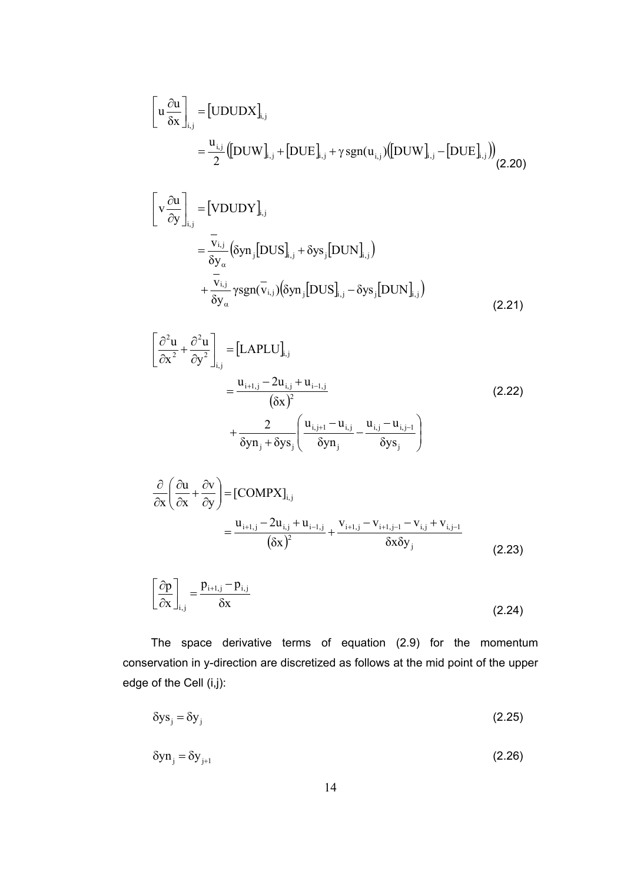$$
\left[ u \frac{\partial u}{\delta x} \right]_{i,j} = [\text{UDUDX}]_{i,j}
$$
$$
= \frac{u_{i,j}}{2} \left( [\text{DUW}]_{i,j} + [\text{DUE}]_{i,j} + \gamma \, \text{sgn}(u_{i,j}) \left( [\text{DUW}]_{i,j} - [\text{DUE}]_{i,j} \right) \right) \tag{2.20}
$$

$$
\left[ v \frac{\partial u}{\partial y} \right]_{i,j} = [\text{VDUDY}]_{i,j}
$$
$$
= \frac{\overline{v}_{i,j}}{\delta y_\alpha} \left( \delta yn_j [\text{DUS}]_{i,j} + \delta ys_j [\text{DUN}]_{i,j} \right)
$$
$$
+ \frac{\overline{v}_{i,j}}{\delta y_\alpha} \gamma \text{sgn}(\overline{v}_{i,j}) \left( \delta yn_j [\text{DUS}]_{i,j} - \delta ys_j [\text{DUN}]_{i,j} \right) \tag{2.21}
$$

$$
\left[ \frac{\partial^2 u}{\partial x^2} + \frac{\partial^2 u}{\partial y^2} \right]_{i,j} = [\text{LAPLU}]_{i,j}
$$
$$
= \frac{u_{i+1,j} - 2u_{i,j} + u_{i-1,j}}{(\delta x)^2} \tag{2.22}
$$
$$
+ \frac{2}{\delta yn_j + \delta ys_j} \left( \frac{u_{i,j+1} - u_{i,j}}{\delta yn_j} - \frac{u_{i,j} - u_{i,j-1}}{\delta ys_j} \right)
$$

$$
\frac{\partial}{\partial x} \left( \frac{\partial u}{\partial x} + \frac{\partial v}{\partial y} \right) = [\text{COMPX}]_{i,j}
$$
$$
= \frac{u_{i+1,j} - 2u_{i,j} + u_{i-1,j}}{(\delta x)^2} + \frac{v_{i+1,j} - v_{i+1,j-1} - v_{i,j} + v_{i,j-1}}{\delta x \delta y_j} \tag{2.23}
$$

$$
\left[ \frac{\partial p}{\partial x} \right]_{i,j} = \frac{p_{i+1,j} - p_{i,j}}{\delta x} \tag{2.24}
$$

The space derivative terms of equation (2.9) for the momentum conservation in y-direction are discretized as follows at the mid point of the upper edge of the Cell (i,j):

$$
\delta ys_j = \delta y_j \tag{2.25}
$$

$$
\delta yn_j = \delta y_{j+1} \tag{2.26}
$$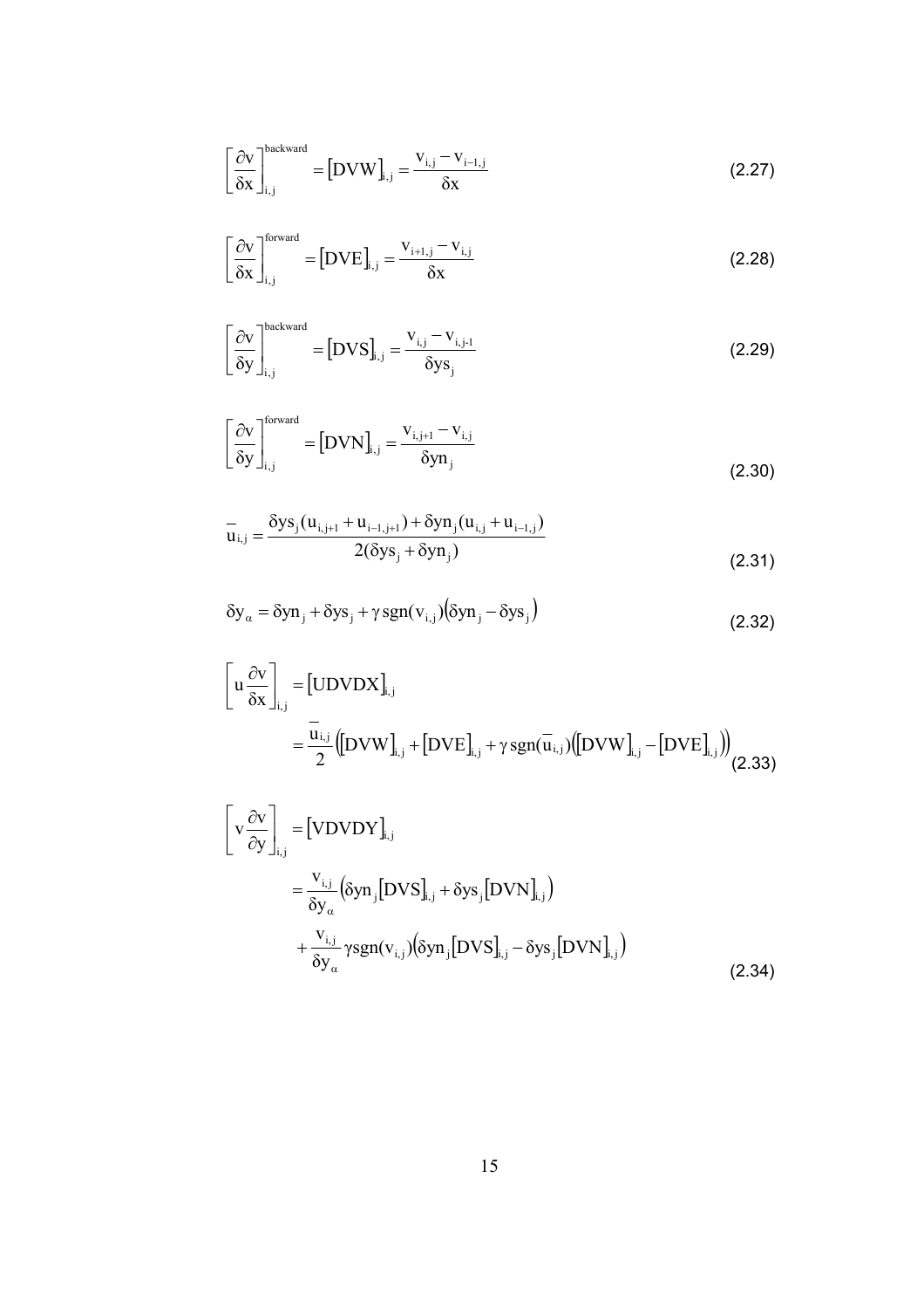$$\left[\frac{\partial v}{\delta x}\right]_{i,j}^{\text{backward}} = \left[DVW\right]_{i,j} = \frac{v_{i,j} - v_{i-1,j}}{\delta x} \tag{2.27}$$

$$\left[\frac{\partial v}{\delta x}\right]_{i,j}^{\text{forward}} = \left[DVE\right]_{i,j} = \frac{v_{i+1,j} - v_{i,j}}{\delta x} \tag{2.28}$$

$$\left[\frac{\partial v}{\delta y}\right]_{i,j}^{\text{backward}} = \left[DVS\right]_{i,j} = \frac{v_{i,j} - v_{i,j-1}}{\delta ys_j} \tag{2.29}$$

$$\left[\frac{\partial v}{\delta y}\right]_{i,j}^{\text{forward}} = \left[DVN\right]_{i,j} = \frac{v_{i,j+1} - v_{i,j}}{\delta yn_j} \tag{2.30}$$

$$\overline{u}_{i,j} = \frac{\delta ys_j (u_{i,j+1} + u_{i-1,j+1}) + \delta yn_j (u_{i,j} + u_{i-1,j})}{2(\delta ys_j + \delta yn_j)} \tag{2.31}$$

$$\delta y_\alpha = \delta yn_j + \delta ys_j + \gamma \operatorname{sgn}(v_{i,j})\left(\delta yn_j - \delta ys_j\right) \tag{2.32}$$

$$\begin{aligned}\left[u\frac{\partial v}{\delta x}\right]_{i,j} &= \left[UDVDX\right]_{i,j} \\ &= \frac{\overline{u}_{i,j}}{2}\left(\left[DVW\right]_{i,j} + \left[DVE\right]_{i,j} + \gamma \operatorname{sgn}(\overline{u}_{i,j})\left(\left[DVW\right]_{i,j} - \left[DVE\right]_{i,j}\right)\right)\end{aligned} \tag{2.33}$$

$$\begin{aligned}\left[v\frac{\partial v}{\partial y}\right]_{i,j} &= \left[VDVDY\right]_{i,j} \\ &= \frac{v_{i,j}}{\delta y_\alpha}\left(\delta yn_j\left[DVS\right]_{i,j} + \delta ys_j\left[DVN\right]_{i,j}\right) \\ &\quad + \frac{v_{i,j}}{\delta y_\alpha}\gamma \operatorname{sgn}(v_{i,j})\left(\delta yn_j\left[DVS\right]_{i,j} - \delta ys_j\left[DVN\right]_{i,j}\right)\end{aligned} \tag{2.34}$$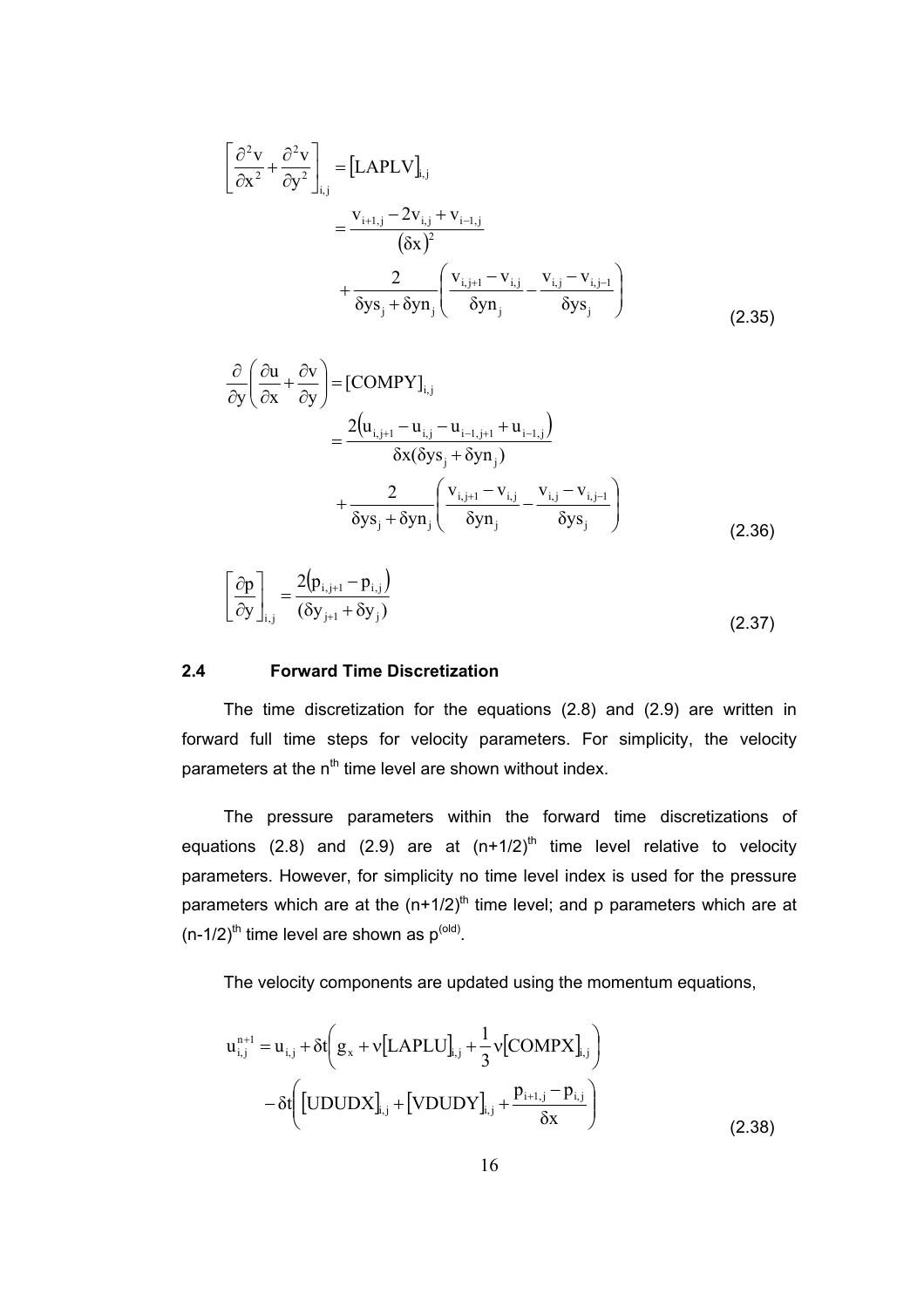$$
\left[\frac{\partial^2 v}{\partial x^2} + \frac{\partial^2 v}{\partial y^2}\right]_{i,j} = [\text{LAPLV}]_{i,j}
$$

$$
= \frac{v_{i+1,j} - 2v_{i,j} + v_{i-1,j}}{(\delta x)^2}
$$

$$
+ \frac{2}{\delta ys_j + \delta yn_j}\left(\frac{v_{i,j+1} - v_{i,j}}{\delta yn_j} - \frac{v_{i,j} - v_{i,j-1}}{\delta ys_j}\right) \tag{2.35}
$$

$$
\frac{\partial}{\partial y}\left(\frac{\partial u}{\partial x} + \frac{\partial v}{\partial y}\right) = [\text{COMPY}]_{i,j}
$$

$$
= \frac{2\left(u_{i,j+1} - u_{i,j} - u_{i-1,j+1} + u_{i-1,j}\right)}{\delta x(\delta ys_j + \delta yn_j)}
$$

$$
+ \frac{2}{\delta ys_j + \delta yn_j}\left(\frac{v_{i,j+1} - v_{i,j}}{\delta yn_j} - \frac{v_{i,j} - v_{i,j-1}}{\delta ys_j}\right) \tag{2.36}
$$

$$
\left[\frac{\partial p}{\partial y}\right]_{i,j} = \frac{2\left(p_{i,j+1} - p_{i,j}\right)}{(\delta y_{j+1} + \delta y_j)} \tag{2.37}
$$

## 2.4 Forward Time Discretization

The time discretization for the equations (2.8) and (2.9) are written in forward full time steps for velocity parameters. For simplicity, the velocity parameters at the $n^{th}$ time level are shown without index.

The pressure parameters within the forward time discretizations of equations (2.8) and (2.9) are at $(n+1/2)^{th}$ time level relative to velocity parameters. However, for simplicity no time level index is used for the pressure parameters which are at the $(n+1/2)^{th}$ time level; and p parameters which are at $(n-1/2)^{th}$ time level are shown as $p^{(old)}$.

The velocity components are updated using the momentum equations,

$$
u_{i,j}^{n+1} = u_{i,j} + \delta t\left(g_x + \nu[\text{LAPLU}]_{i,j} + \frac{1}{3}\nu[\text{COMPX}]_{i,j}\right)
$$

$$
- \delta t\left([\text{UDUDX}]_{i,j} + [\text{VDUDY}]_{i,j} + \frac{p_{i+1,j} - p_{i,j}}{\delta x}\right) \tag{2.38}
$$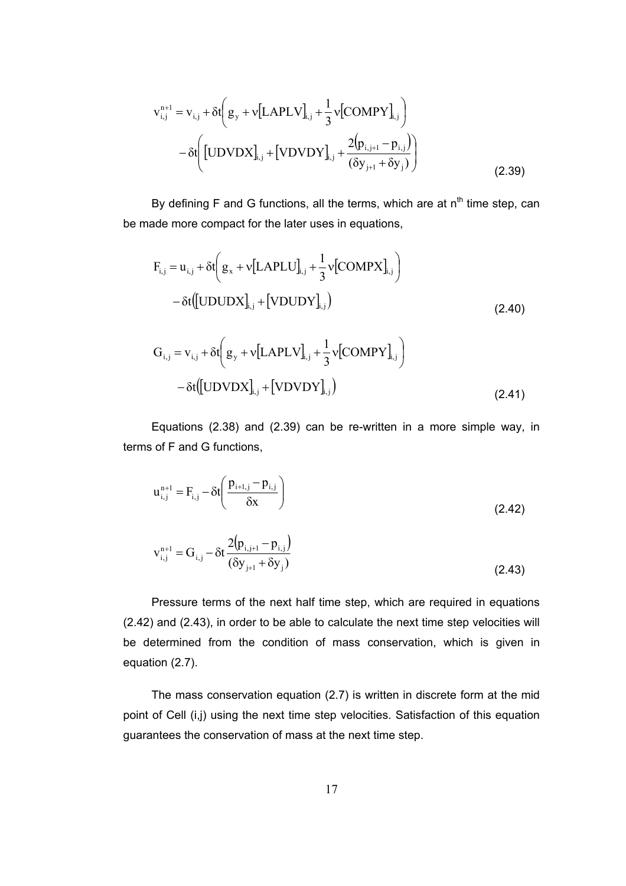$$
v_{i,j}^{n+1} = v_{i,j} + \delta t\left( g_y + \nu\left[\text{LAPLV}\right]_{i,j} + \frac{1}{3}\nu\left[\text{COMPY}\right]_{i,j} \right) - \delta t\left( \left[\text{UDVDX}\right]_{i,j} + \left[\text{VDVDY}\right]_{i,j} + \frac{2\left(p_{i,j+1} - p_{i,j}\right)}{(\delta y_{j+1} + \delta y_j)} \right) \tag{2.39}
$$

By defining F and G functions, all the terms, which are at n$^{th}$ time step, can be made more compact for the later uses in equations,

$$
F_{i,j} = u_{i,j} + \delta t\left( g_x + \nu\left[\text{LAPLU}\right]_{i,j} + \frac{1}{3}\nu\left[\text{COMPX}\right]_{i,j} \right) - \delta t\left( \left[\text{UDUDX}\right]_{i,j} + \left[\text{VDUDY}\right]_{i,j} \right) \tag{2.40}
$$

$$
G_{i,j} = v_{i,j} + \delta t\left( g_y + \nu\left[\text{LAPLV}\right]_{i,j} + \frac{1}{3}\nu\left[\text{COMPY}\right]_{i,j} \right) - \delta t\left( \left[\text{UDVDX}\right]_{i,j} + \left[\text{VDVDY}\right]_{i,j} \right) \tag{2.41}
$$

Equations (2.38) and (2.39) can be re-written in a more simple way, in terms of F and G functions,

$$
u_{i,j}^{n+1} = F_{i,j} - \delta t\left( \frac{p_{i+1,j} - p_{i,j}}{\delta x} \right) \tag{2.42}
$$

$$
v_{i,j}^{n+1} = G_{i,j} - \delta t \frac{2\left(p_{i,j+1} - p_{i,j}\right)}{(\delta y_{j+1} + \delta y_j)} \tag{2.43}
$$

Pressure terms of the next half time step, which are required in equations (2.42) and (2.43), in order to be able to calculate the next time step velocities will be determined from the condition of mass conservation, which is given in equation (2.7).

The mass conservation equation (2.7) is written in discrete form at the mid point of Cell (i,j) using the next time step velocities. Satisfaction of this equation guarantees the conservation of mass at the next time step.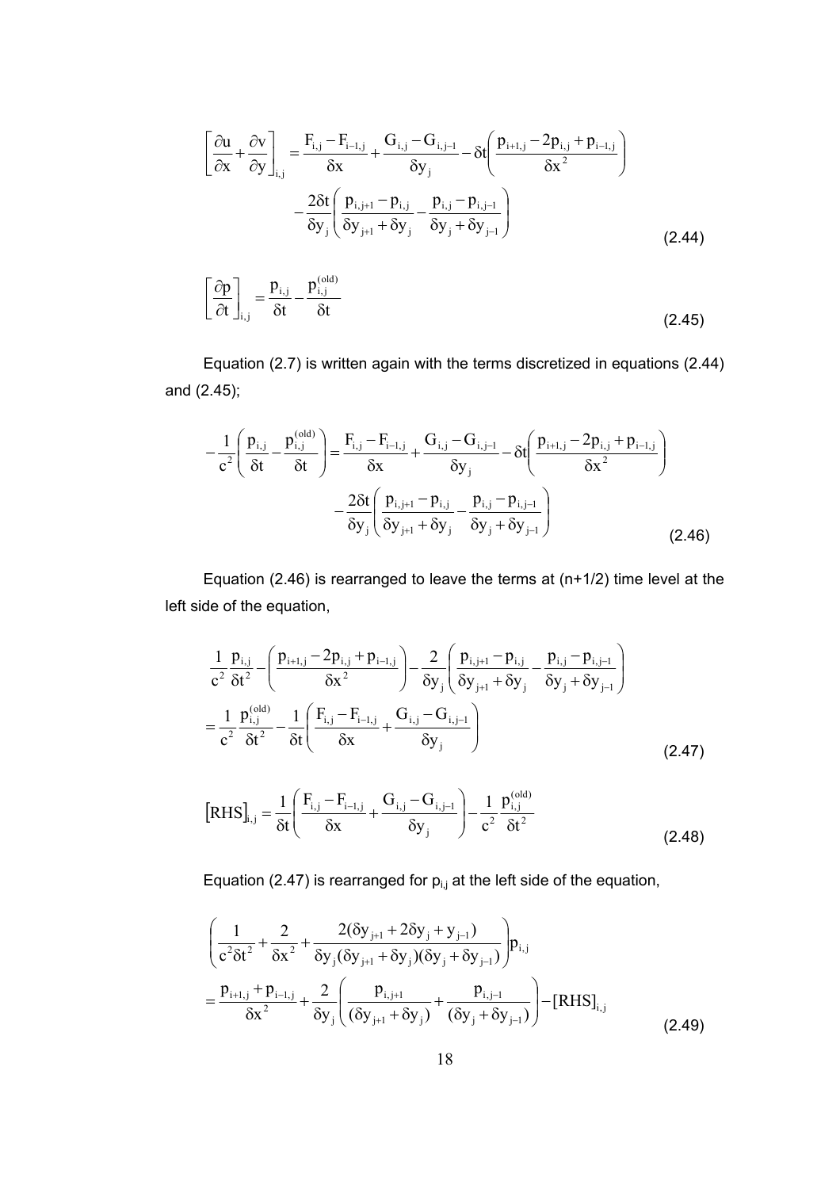$$
\left[\frac{\partial u}{\partial x}+\frac{\partial v}{\partial y}\right]_{i,j}=\frac{F_{i,j}-F_{i-1,j}}{\delta x}+\frac{G_{i,j}-G_{i,j-1}}{\delta y_j}-\delta t\left(\frac{p_{i+1,j}-2p_{i,j}+p_{i-1,j}}{\delta x^2}\right)
$$
$$
-\frac{2\delta t}{\delta y_j}\left(\frac{p_{i,j+1}-p_{i,j}}{\delta y_{j+1}+\delta y_j}-\frac{p_{i,j}-p_{i,j-1}}{\delta y_j+\delta y_{j-1}}\right) \tag{2.44}
$$

$$
\left[\frac{\partial p}{\partial t}\right]_{i,j}=\frac{p_{i,j}}{\delta t}-\frac{p_{i,j}^{(old)}}{\delta t} \tag{2.45}
$$

Equation (2.7) is written again with the terms discretized in equations (2.44) and (2.45);

$$
-\frac{1}{c^2}\left(\frac{p_{i,j}}{\delta t}-\frac{p_{i,j}^{(old)}}{\delta t}\right)=\frac{F_{i,j}-F_{i-1,j}}{\delta x}+\frac{G_{i,j}-G_{i,j-1}}{\delta y_j}-\delta t\left(\frac{p_{i+1,j}-2p_{i,j}+p_{i-1,j}}{\delta x^2}\right)
$$
$$
-\frac{2\delta t}{\delta y_j}\left(\frac{p_{i,j+1}-p_{i,j}}{\delta y_{j+1}+\delta y_j}-\frac{p_{i,j}-p_{i,j-1}}{\delta y_j+\delta y_{j-1}}\right) \tag{2.46}
$$

Equation (2.46) is rearranged to leave the terms at (n+1/2) time level at the left side of the equation,

$$
\frac{1}{c^2}\frac{p_{i,j}}{\delta t^2}-\left(\frac{p_{i+1,j}-2p_{i,j}+p_{i-1,j}}{\delta x^2}\right)-\frac{2}{\delta y_j}\left(\frac{p_{i,j+1}-p_{i,j}}{\delta y_{j+1}+\delta y_j}-\frac{p_{i,j}-p_{i,j-1}}{\delta y_j+\delta y_{j-1}}\right)
$$
$$
=\frac{1}{c^2}\frac{p_{i,j}^{(old)}}{\delta t^2}-\frac{1}{\delta t}\left(\frac{F_{i,j}-F_{i-1,j}}{\delta x}+\frac{G_{i,j}-G_{i,j-1}}{\delta y_j}\right) \tag{2.47}
$$

$$
[RHS]_{i,j}=\frac{1}{\delta t}\left(\frac{F_{i,j}-F_{i-1,j}}{\delta x}+\frac{G_{i,j}-G_{i,j-1}}{\delta y_j}\right)-\frac{1}{c^2}\frac{p_{i,j}^{(old)}}{\delta t^2} \tag{2.48}
$$

Equation (2.47) is rearranged for $p_{i,j}$ at the left side of the equation,

$$
\left(\frac{1}{c^2\delta t^2}+\frac{2}{\delta x^2}+\frac{2(\delta y_{j+1}+2\delta y_j+y_{j-1})}{\delta y_j(\delta y_{j+1}+\delta y_j)(\delta y_j+\delta y_{j-1})}\right)p_{i,j}
$$
$$
=\frac{p_{i+1,j}+p_{i-1,j}}{\delta x^2}+\frac{2}{\delta y_j}\left(\frac{p_{i,j+1}}{(\delta y_{j+1}+\delta y_j)}+\frac{p_{i,j-1}}{(\delta y_j+\delta y_{j-1})}\right)-[RHS]_{i,j} \tag{2.49}
$$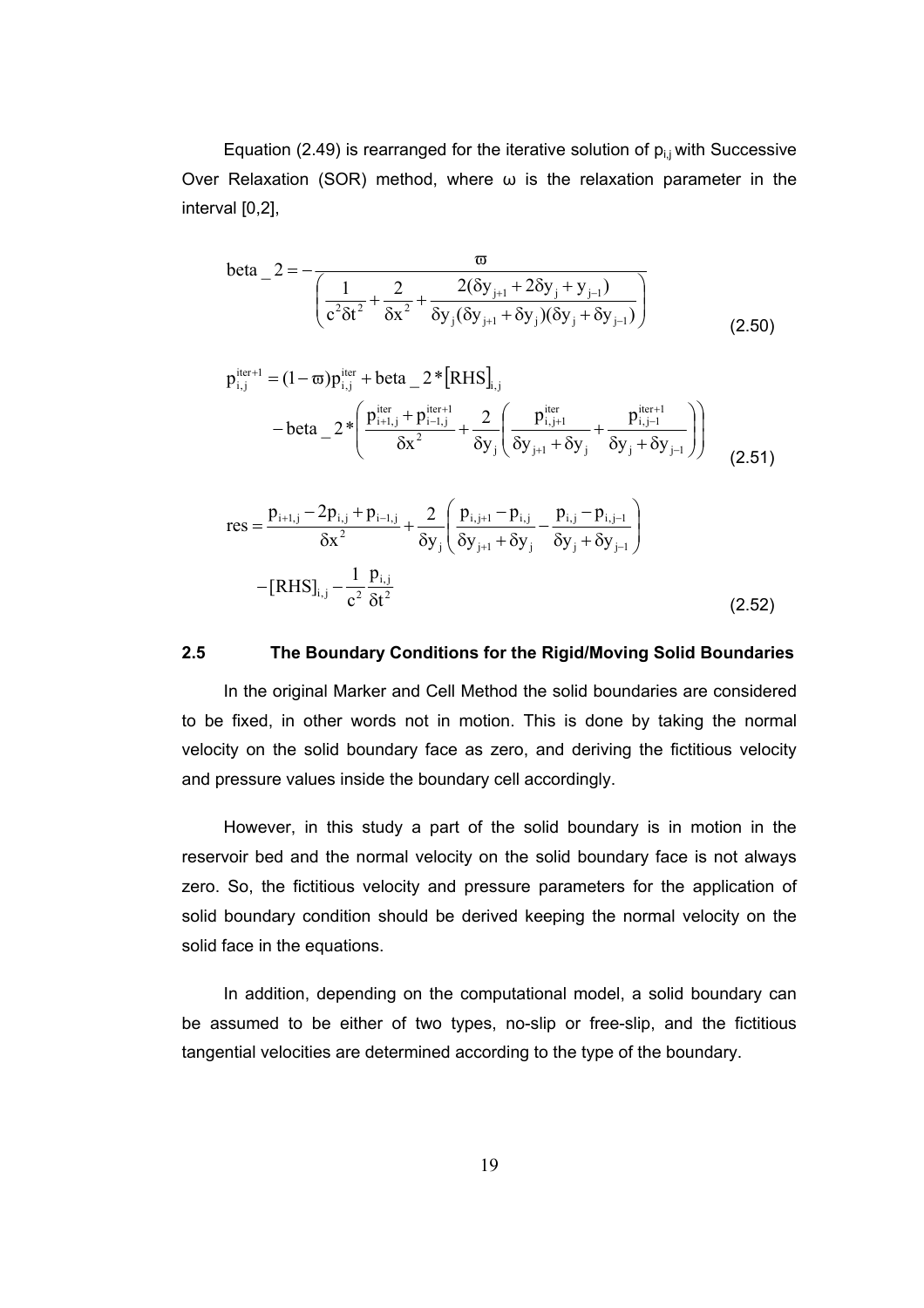Equation (2.49) is rearranged for the iterative solution of $p_{i,j}$ with Successive Over Relaxation (SOR) method, where ω is the relaxation parameter in the interval [0,2],

$$\text{beta\_2} = -\frac{\varpi}{\left(\dfrac{1}{c^2 \delta t^2} + \dfrac{2}{\delta x^2} + \dfrac{2(\delta y_{j+1} + 2\delta y_j + y_{j-1})}{\delta y_j (\delta y_{j+1} + \delta y_j)(\delta y_j + \delta y_{j-1})}\right)} \tag{2.50}$$

$$\begin{aligned} p_{i,j}^{iter+1} &= (1-\varpi) p_{i,j}^{iter} + \text{beta\_2} * [\text{RHS}]_{i,j} \\ &\quad - \text{beta\_2} * \left( \frac{p_{i+1,j}^{iter} + p_{i-1,j}^{iter+1}}{\delta x^2} + \frac{2}{\delta y_j} \left( \frac{p_{i,j+1}^{iter}}{\delta y_{j+1} + \delta y_j} + \frac{p_{i,j-1}^{iter+1}}{\delta y_j + \delta y_{j-1}} \right) \right) \end{aligned} \tag{2.51}$$

$$\begin{aligned} \text{res} &= \frac{p_{i+1,j} - 2p_{i,j} + p_{i-1,j}}{\delta x^2} + \frac{2}{\delta y_j} \left( \frac{p_{i,j+1} - p_{i,j}}{\delta y_{j+1} + \delta y_j} - \frac{p_{i,j} - p_{i,j-1}}{\delta y_j + \delta y_{j-1}} \right) \\ &\quad - [\text{RHS}]_{i,j} - \frac{1}{c^2} \frac{p_{i,j}}{\delta t^2} \end{aligned} \tag{2.52}$$

## 2.5 The Boundary Conditions for the Rigid/Moving Solid Boundaries

In the original Marker and Cell Method the solid boundaries are considered to be fixed, in other words not in motion. This is done by taking the normal velocity on the solid boundary face as zero, and deriving the fictitious velocity and pressure values inside the boundary cell accordingly.

However, in this study a part of the solid boundary is in motion in the reservoir bed and the normal velocity on the solid boundary face is not always zero. So, the fictitious velocity and pressure parameters for the application of solid boundary condition should be derived keeping the normal velocity on the solid face in the equations.

In addition, depending on the computational model, a solid boundary can be assumed to be either of two types, no-slip or free-slip, and the fictitious tangential velocities are determined according to the type of the boundary.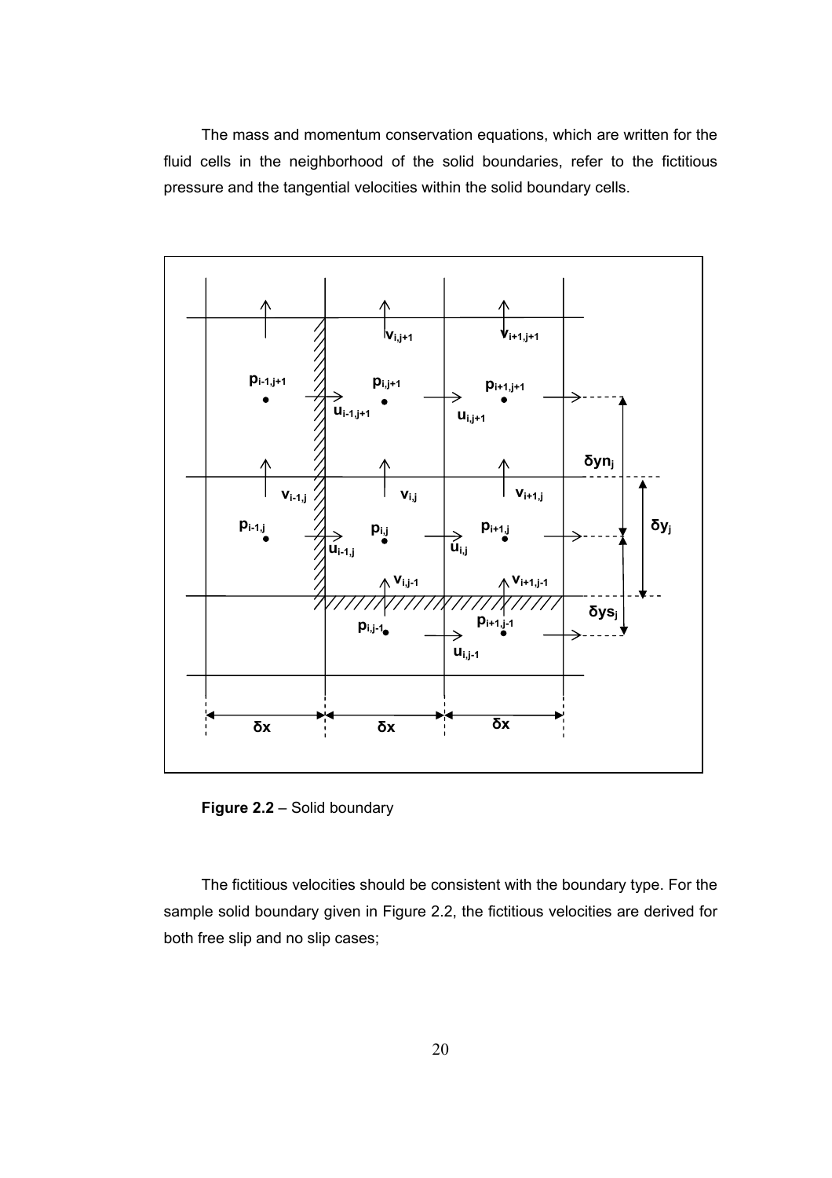The mass and momentum conservation equations, which are written for the fluid cells in the neighborhood of the solid boundaries, refer to the fictitious pressure and the tangential velocities within the solid boundary cells.

**Figure 2.2** – Solid boundary

The fictitious velocities should be consistent with the boundary type. For the sample solid boundary given in Figure 2.2, the fictitious velocities are derived for both free slip and no slip cases;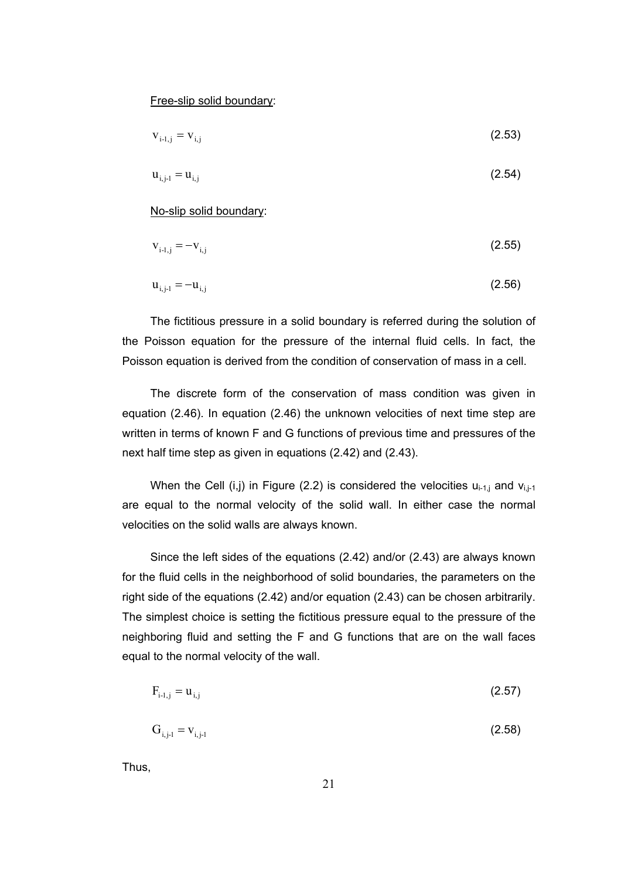Free-slip solid boundary:

$$v_{i\text{-}1,j} = v_{i,j} \tag{2.53}$$

$$u_{i,j\text{-}1} = u_{i,j} \tag{2.54}$$

No-slip solid boundary:

$$v_{i\text{-}1,j} = -v_{i,j} \tag{2.55}$$

$$u_{i,j\text{-}1} = -u_{i,j} \tag{2.56}$$

The fictitious pressure in a solid boundary is referred during the solution of the Poisson equation for the pressure of the internal fluid cells. In fact, the Poisson equation is derived from the condition of conservation of mass in a cell.

The discrete form of the conservation of mass condition was given in equation (2.46). In equation (2.46) the unknown velocities of next time step are written in terms of known F and G functions of previous time and pressures of the next half time step as given in equations (2.42) and (2.43).

When the Cell (i,j) in Figure (2.2) is considered the velocities $u_{i\text{-}1,j}$ and $v_{i,j\text{-}1}$ are equal to the normal velocity of the solid wall. In either case the normal velocities on the solid walls are always known.

Since the left sides of the equations (2.42) and/or (2.43) are always known for the fluid cells in the neighborhood of solid boundaries, the parameters on the right side of the equations (2.42) and/or equation (2.43) can be chosen arbitrarily. The simplest choice is setting the fictitious pressure equal to the pressure of the neighboring fluid and setting the F and G functions that are on the wall faces equal to the normal velocity of the wall.

$$F_{i\text{-}1,j} = u_{i,j} \tag{2.57}$$

$$G_{i,j\text{-}1} = v_{i,j\text{-}1} \tag{2.58}$$

Thus,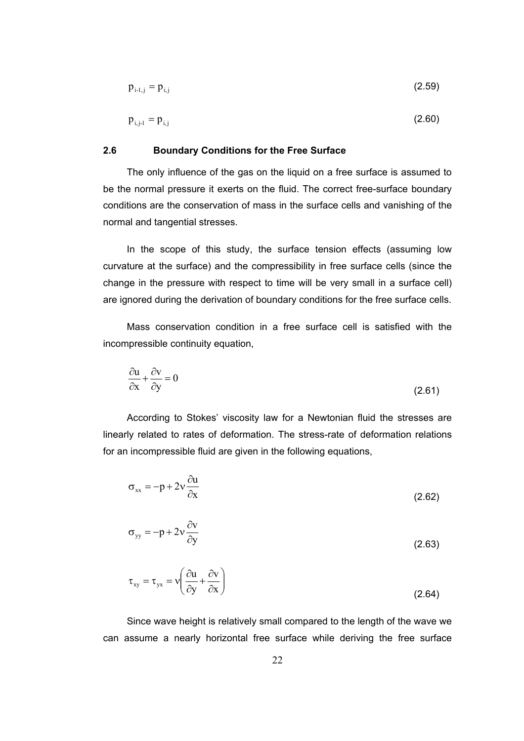$$p_{i-1,j} = p_{i,j} \tag{2.59}$$

$$p_{i,j-1} = p_{i,j} \tag{2.60}$$

## 2.6 Boundary Conditions for the Free Surface

The only influence of the gas on the liquid on a free surface is assumed to be the normal pressure it exerts on the fluid. The correct free-surface boundary conditions are the conservation of mass in the surface cells and vanishing of the normal and tangential stresses.

In the scope of this study, the surface tension effects (assuming low curvature at the surface) and the compressibility in free surface cells (since the change in the pressure with respect to time will be very small in a surface cell) are ignored during the derivation of boundary conditions for the free surface cells.

Mass conservation condition in a free surface cell is satisfied with the incompressible continuity equation,

$$\frac{\partial u}{\partial x} + \frac{\partial v}{\partial y} = 0 \tag{2.61}$$

According to Stokes' viscosity law for a Newtonian fluid the stresses are linearly related to rates of deformation. The stress-rate of deformation relations for an incompressible fluid are given in the following equations,

$$\sigma_{xx} = -p + 2\nu \frac{\partial u}{\partial x} \tag{2.62}$$

$$\sigma_{yy} = -p + 2\nu \frac{\partial v}{\partial y} \tag{2.63}$$

$$\tau_{xy} = \tau_{yx} = \nu \left( \frac{\partial u}{\partial y} + \frac{\partial v}{\partial x} \right) \tag{2.64}$$

Since wave height is relatively small compared to the length of the wave we can assume a nearly horizontal free surface while deriving the free surface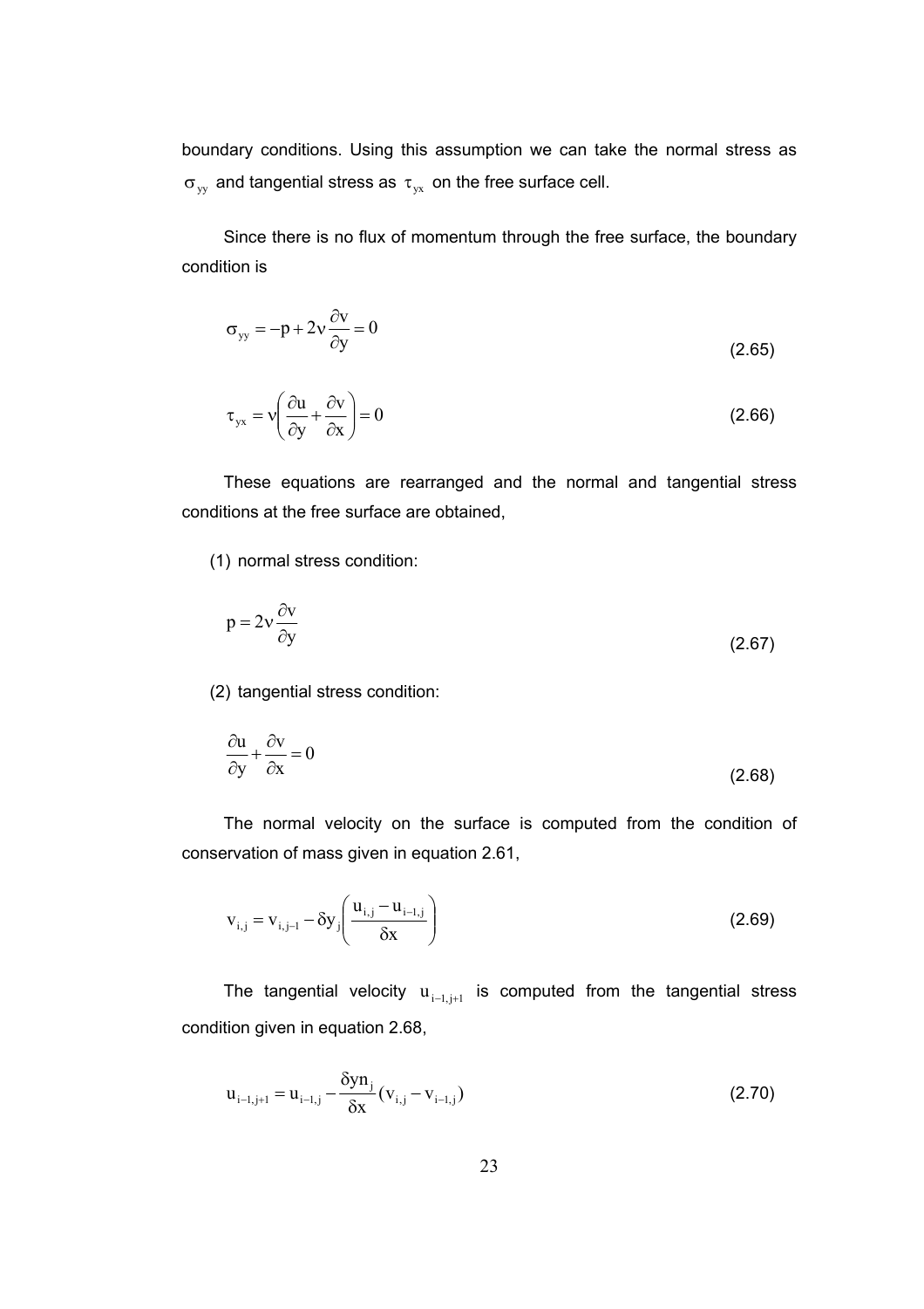boundary conditions. Using this assumption we can take the normal stress as $\sigma_{yy}$ and tangential stress as $\tau_{yx}$ on the free surface cell.

Since there is no flux of momentum through the free surface, the boundary condition is

$$\sigma_{yy} = -p + 2\nu \frac{\partial v}{\partial y} = 0 \tag{2.65}$$

$$\tau_{yx} = \nu \left( \frac{\partial u}{\partial y} + \frac{\partial v}{\partial x} \right) = 0 \tag{2.66}$$

These equations are rearranged and the normal and tangential stress conditions at the free surface are obtained,

(1) normal stress condition:

$$p = 2\nu \frac{\partial v}{\partial y} \tag{2.67}$$

(2) tangential stress condition:

$$\frac{\partial u}{\partial y} + \frac{\partial v}{\partial x} = 0 \tag{2.68}$$

The normal velocity on the surface is computed from the condition of conservation of mass given in equation 2.61,

$$v_{i,j} = v_{i,j-1} - \delta y_j \left( \frac{u_{i,j} - u_{i-1,j}}{\delta x} \right) \tag{2.69}$$

The tangential velocity $u_{i-1,j+1}$ is computed from the tangential stress condition given in equation 2.68,

$$u_{i-1,j+1} = u_{i-1,j} - \frac{\delta yn_j}{\delta x} (v_{i,j} - v_{i-1,j}) \tag{2.70}$$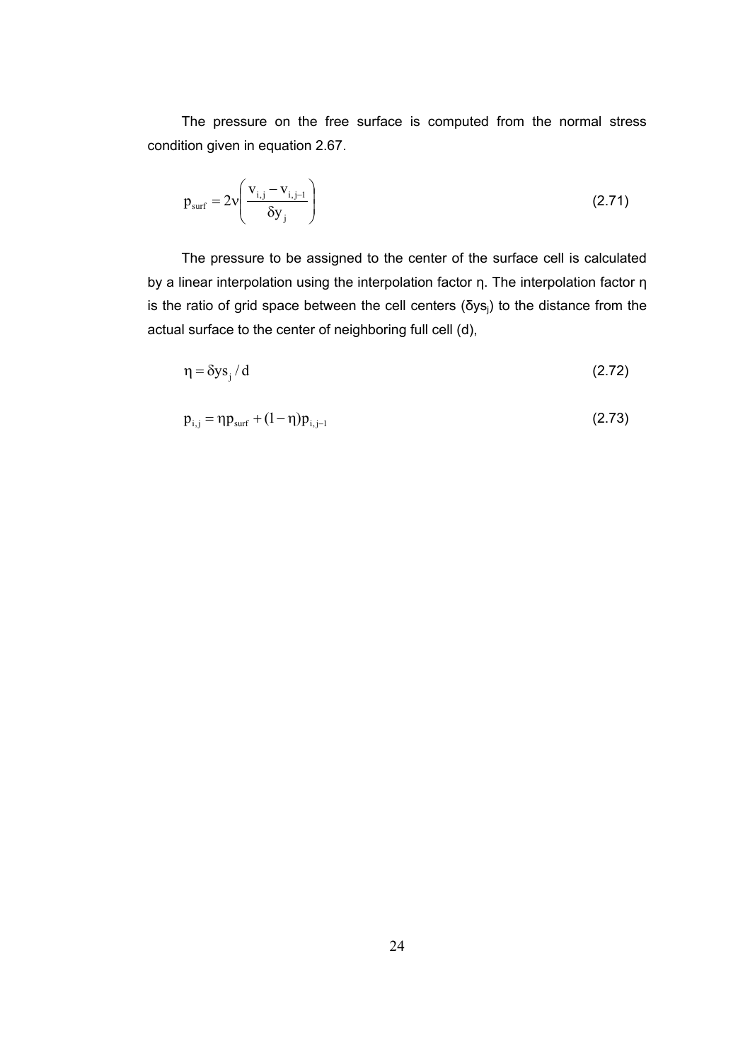The pressure on the free surface is computed from the normal stress condition given in equation 2.67.

$$p_{surf} = 2\nu\left(\frac{v_{i,j} - v_{i,j-1}}{\delta y_j}\right) \tag{2.71}$$

The pressure to be assigned to the center of the surface cell is calculated by a linear interpolation using the interpolation factor η. The interpolation factor η is the ratio of grid space between the cell centers ($\delta ys_j$) to the distance from the actual surface to the center of neighboring full cell (d),

$$\eta = \delta ys_j / d \tag{2.72}$$

$$p_{i,j} = \eta p_{surf} + (1 - \eta) p_{i,j-1} \tag{2.73}$$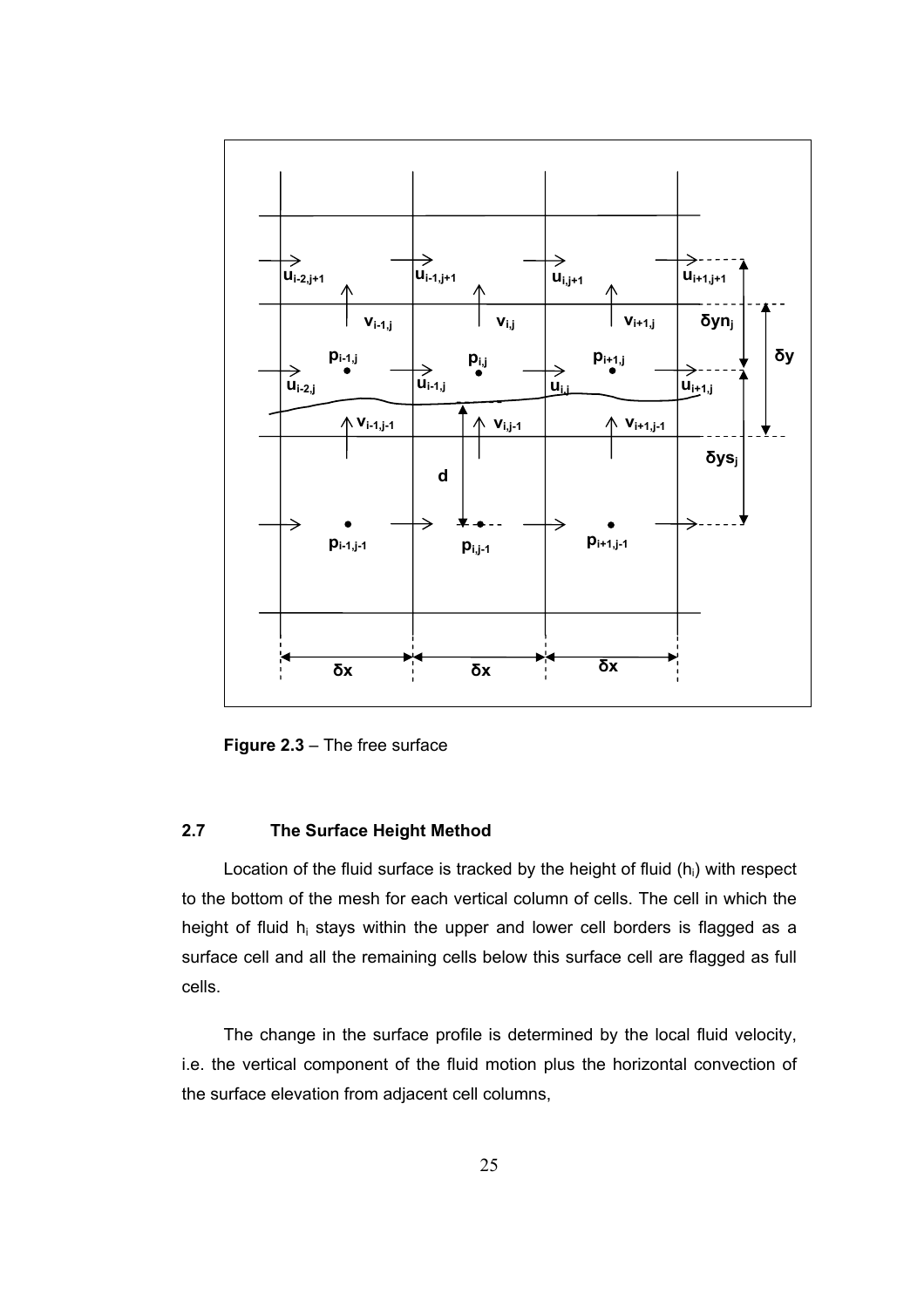**Figure 2.3** – The free surface

## 2.7 The Surface Height Method

Location of the fluid surface is tracked by the height of fluid ($h_i$) with respect to the bottom of the mesh for each vertical column of cells. The cell in which the height of fluid $h_i$ stays within the upper and lower cell borders is flagged as a surface cell and all the remaining cells below this surface cell are flagged as full cells.

The change in the surface profile is determined by the local fluid velocity, i.e. the vertical component of the fluid motion plus the horizontal convection of the surface elevation from adjacent cell columns,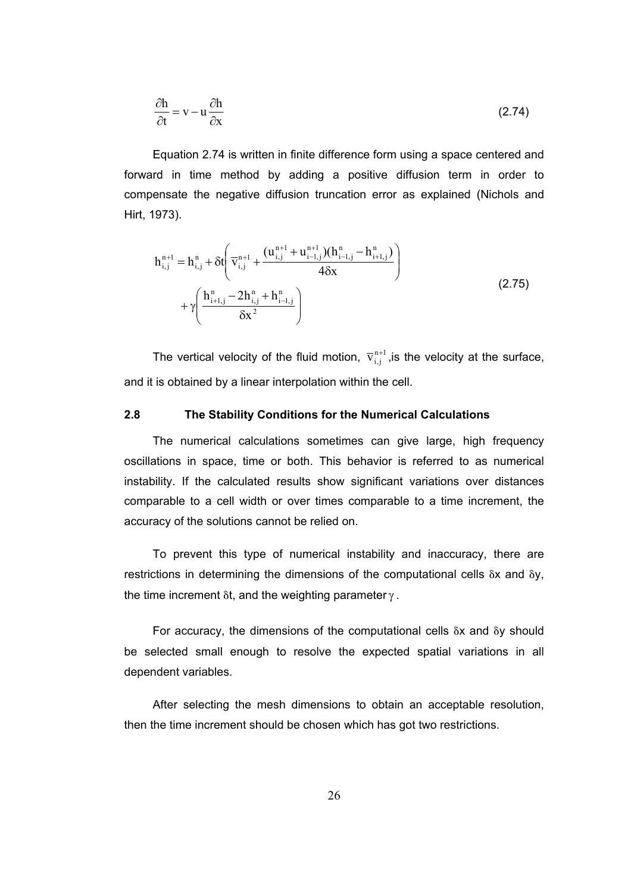$$\frac{\partial h}{\partial t} = v - u\frac{\partial h}{\partial x} \tag{2.74}$$

Equation 2.74 is written in finite difference form using a space centered and forward in time method by adding a positive diffusion term in order to compensate the negative diffusion truncation error as explained (Nichols and Hirt, 1973).

$$\begin{aligned} h_{i,j}^{n+1} = h_{i,j}^{n} + \delta t \left( \overline{v}_{i,j}^{n+1} + \frac{(u_{i,j}^{n+1} + u_{i-1,j}^{n+1})(h_{i-1,j}^{n} - h_{i+1,j}^{n})}{4\delta x} \right. \\ \left. + \gamma \left( \frac{h_{i+1,j}^{n} - 2h_{i,j}^{n} + h_{i-1,j}^{n}}{\delta x^{2}} \right) \right) \end{aligned} \tag{2.75}$$

The vertical velocity of the fluid motion, $\overline{v}_{i,j}^{n+1}$, is the velocity at the surface, and it is obtained by a linear interpolation within the cell.

## 2.8 The Stability Conditions for the Numerical Calculations

The numerical calculations sometimes can give large, high frequency oscillations in space, time or both. This behavior is referred to as numerical instability. If the calculated results show significant variations over distances comparable to a cell width or over times comparable to a time increment, the accuracy of the solutions cannot be relied on.

To prevent this type of numerical instability and inaccuracy, there are restrictions in determining the dimensions of the computational cells $\delta x$ and $\delta y$, the time increment $\delta t$, and the weighting parameter $\gamma$.

For accuracy, the dimensions of the computational cells $\delta x$ and $\delta y$ should be selected small enough to resolve the expected spatial variations in all dependent variables.

After selecting the mesh dimensions to obtain an acceptable resolution, then the time increment should be chosen which has got two restrictions.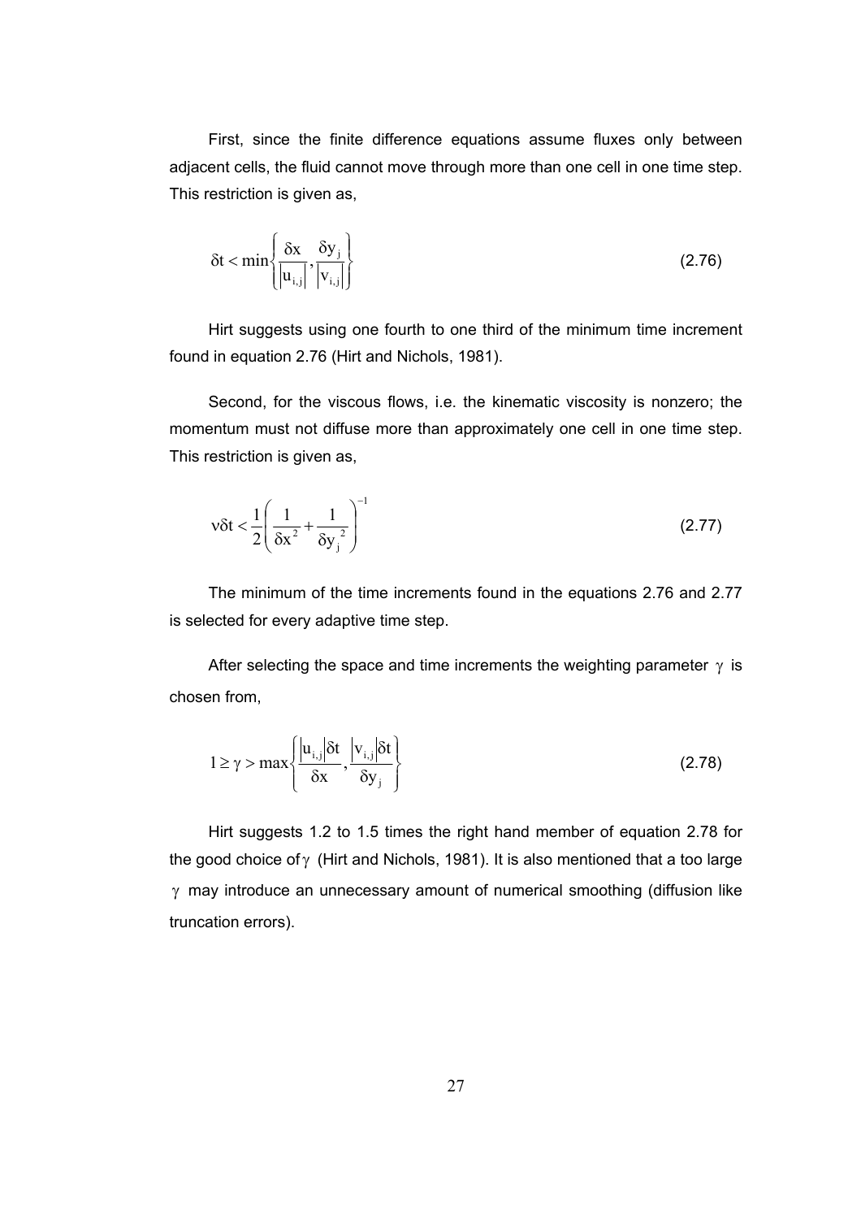First, since the finite difference equations assume fluxes only between adjacent cells, the fluid cannot move through more than one cell in one time step. This restriction is given as,

$$\delta t < \min\left\{\frac{\delta x}{\left|u_{i,j}\right|}, \frac{\delta y_j}{\left|v_{i,j}\right|}\right\} \tag{2.76}$$

Hirt suggests using one fourth to one third of the minimum time increment found in equation 2.76 (Hirt and Nichols, 1981).

Second, for the viscous flows, i.e. the kinematic viscosity is nonzero; the momentum must not diffuse more than approximately one cell in one time step. This restriction is given as,

$$\nu\delta t < \frac{1}{2}\left(\frac{1}{\delta x^2} + \frac{1}{\delta y_j^{\,2}}\right)^{-1} \tag{2.77}$$

The minimum of the time increments found in the equations 2.76 and 2.77 is selected for every adaptive time step.

After selecting the space and time increments the weighting parameter $\gamma$ is chosen from,

$$1 \geq \gamma > \max\left\{\frac{\left|u_{i,j}\right|\delta t}{\delta x}, \frac{\left|v_{i,j}\right|\delta t}{\delta y_j}\right\} \tag{2.78}$$

Hirt suggests 1.2 to 1.5 times the right hand member of equation 2.78 for the good choice of $\gamma$ (Hirt and Nichols, 1981). It is also mentioned that a too large $\gamma$ may introduce an unnecessary amount of numerical smoothing (diffusion like truncation errors).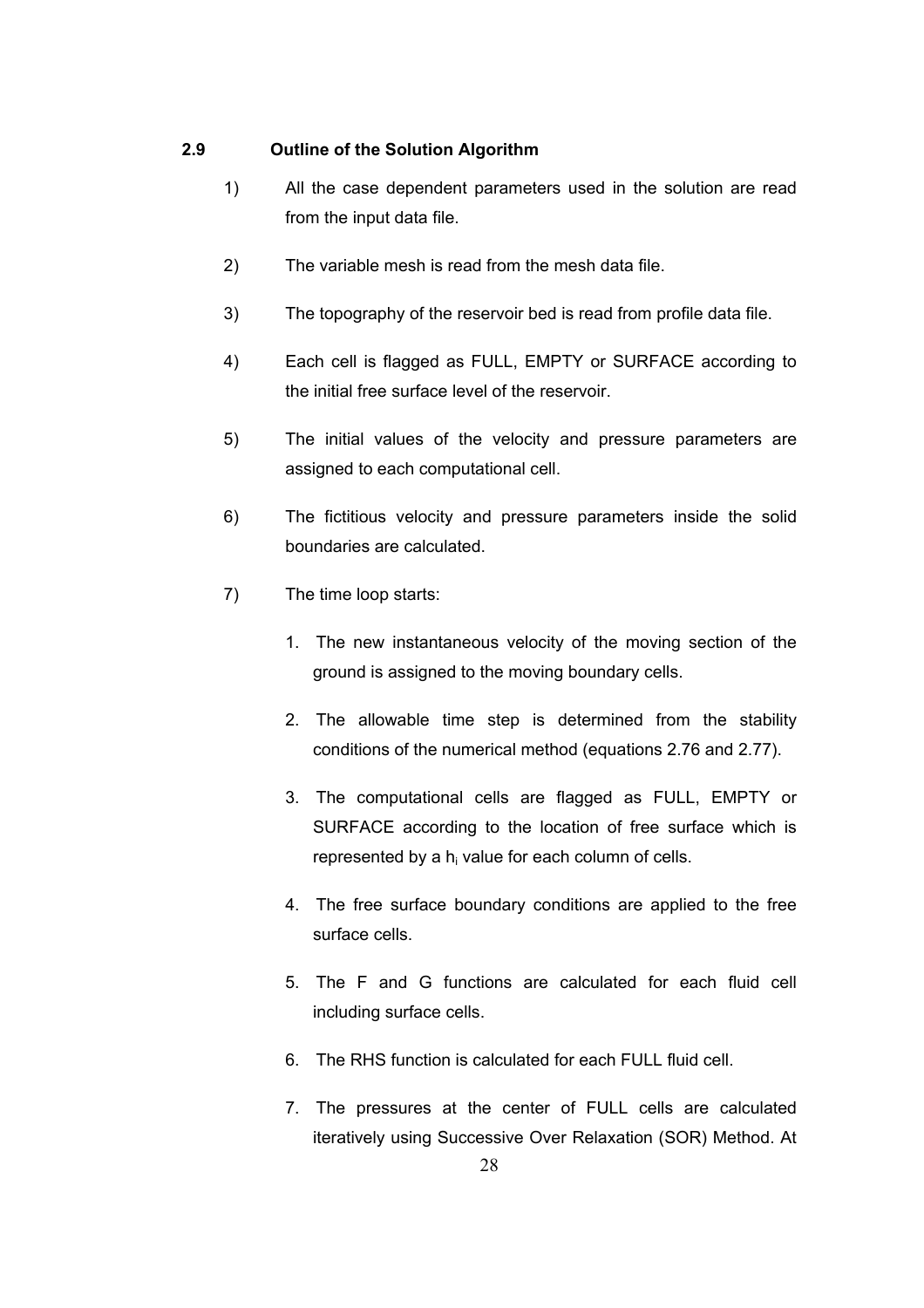## 2.9 Outline of the Solution Algorithm

1) All the case dependent parameters used in the solution are read from the input data file.

2) The variable mesh is read from the mesh data file.

3) The topography of the reservoir bed is read from profile data file.

4) Each cell is flagged as FULL, EMPTY or SURFACE according to the initial free surface level of the reservoir.

5) The initial values of the velocity and pressure parameters are assigned to each computational cell.

6) The fictitious velocity and pressure parameters inside the solid boundaries are calculated.

7) The time loop starts:

   1. The new instantaneous velocity of the moving section of the ground is assigned to the moving boundary cells.

   2. The allowable time step is determined from the stability conditions of the numerical method (equations 2.76 and 2.77).

   3. The computational cells are flagged as FULL, EMPTY or SURFACE according to the location of free surface which is represented by a $h_i$ value for each column of cells.

   4. The free surface boundary conditions are applied to the free surface cells.

   5. The F and G functions are calculated for each fluid cell including surface cells.

   6. The RHS function is calculated for each FULL fluid cell.

   7. The pressures at the center of FULL cells are calculated iteratively using Successive Over Relaxation (SOR) Method. At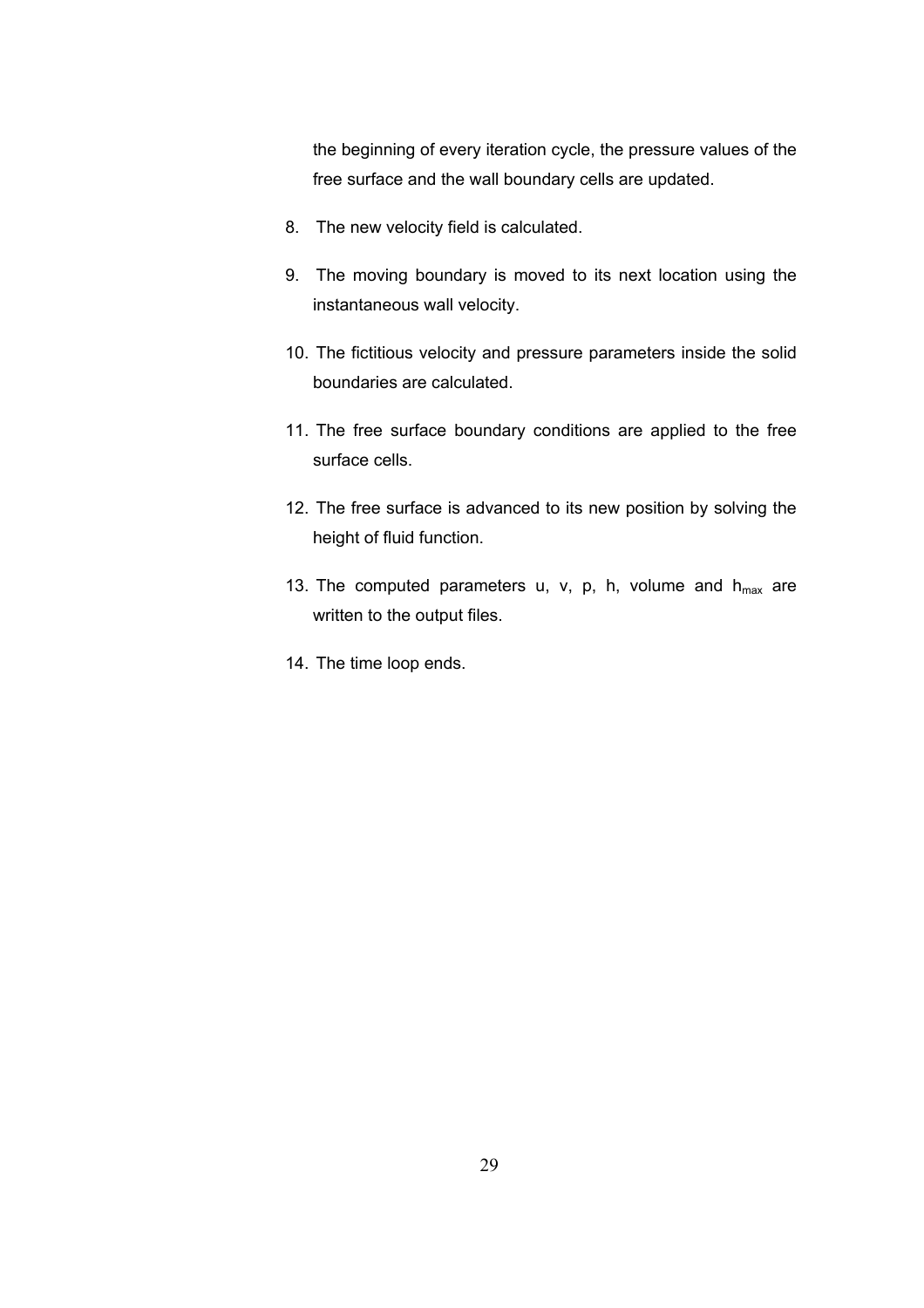the beginning of every iteration cycle, the pressure values of the free surface and the wall boundary cells are updated.

8. The new velocity field is calculated.

9. The moving boundary is moved to its next location using the instantaneous wall velocity.

10. The fictitious velocity and pressure parameters inside the solid boundaries are calculated.

11. The free surface boundary conditions are applied to the free surface cells.

12. The free surface is advanced to its new position by solving the height of fluid function.

13. The computed parameters u, v, p, h, volume and $h_{max}$ are written to the output files.

14. The time loop ends.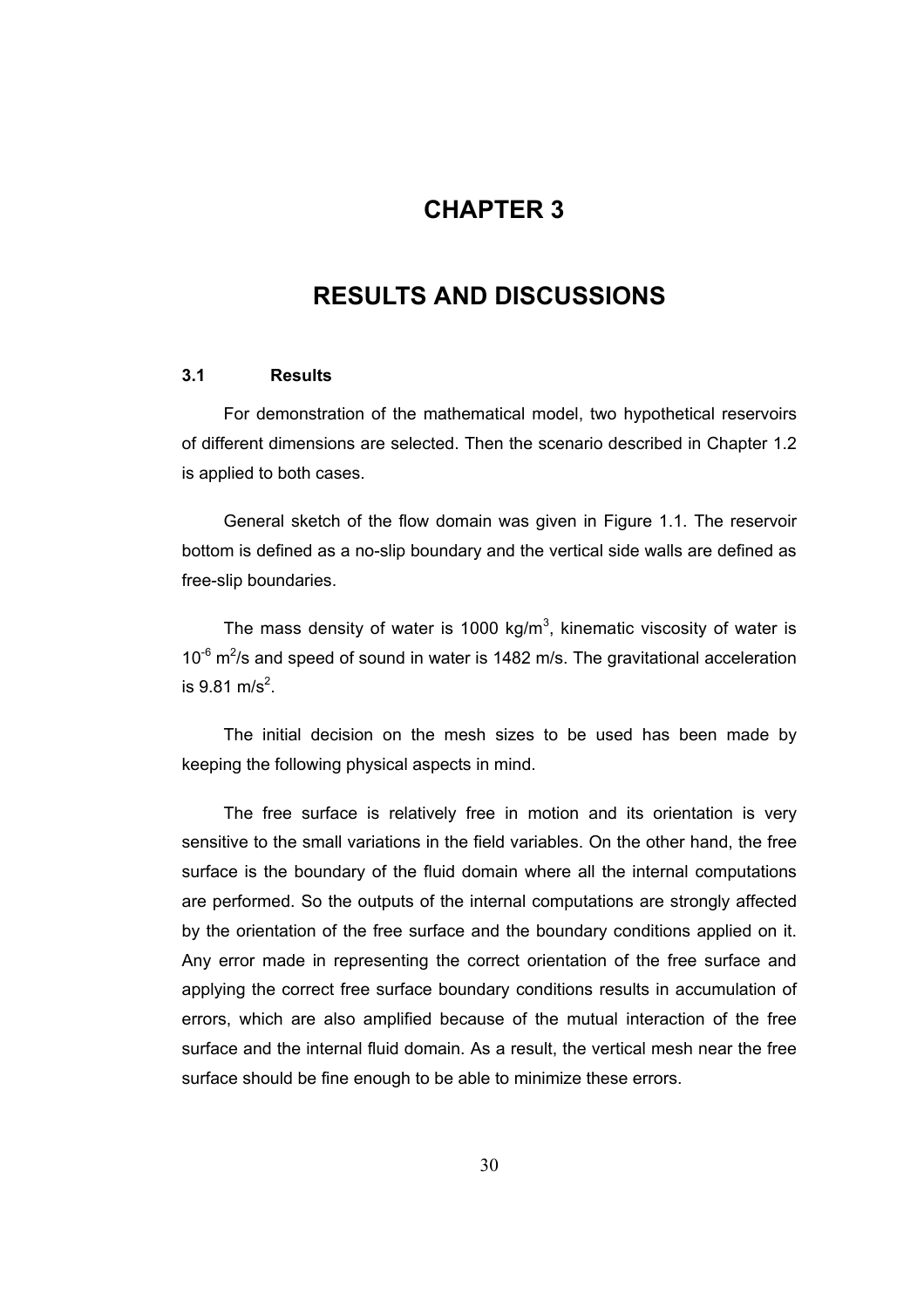# CHAPTER 3

# RESULTS AND DISCUSSIONS

## 3.1 Results

For demonstration of the mathematical model, two hypothetical reservoirs of different dimensions are selected. Then the scenario described in Chapter 1.2 is applied to both cases.

General sketch of the flow domain was given in Figure 1.1. The reservoir bottom is defined as a no-slip boundary and the vertical side walls are defined as free-slip boundaries.

The mass density of water is 1000 kg/m$^3$, kinematic viscosity of water is $10^{-6}$ m$^2$/s and speed of sound in water is 1482 m/s. The gravitational acceleration is 9.81 m/s$^2$.

The initial decision on the mesh sizes to be used has been made by keeping the following physical aspects in mind.

The free surface is relatively free in motion and its orientation is very sensitive to the small variations in the field variables. On the other hand, the free surface is the boundary of the fluid domain where all the internal computations are performed. So the outputs of the internal computations are strongly affected by the orientation of the free surface and the boundary conditions applied on it. Any error made in representing the correct orientation of the free surface and applying the correct free surface boundary conditions results in accumulation of errors, which are also amplified because of the mutual interaction of the free surface and the internal fluid domain. As a result, the vertical mesh near the free surface should be fine enough to be able to minimize these errors.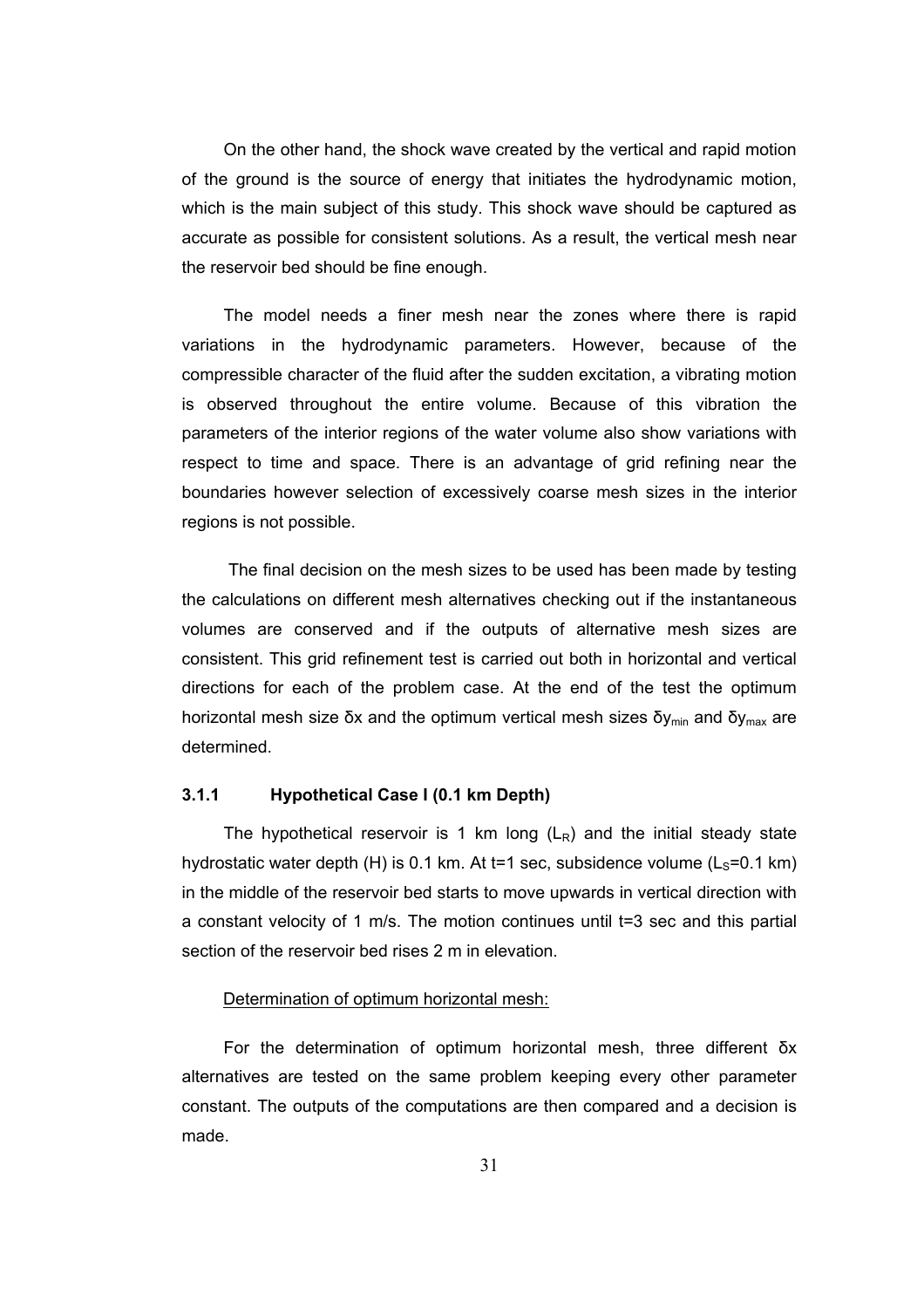On the other hand, the shock wave created by the vertical and rapid motion of the ground is the source of energy that initiates the hydrodynamic motion, which is the main subject of this study. This shock wave should be captured as accurate as possible for consistent solutions. As a result, the vertical mesh near the reservoir bed should be fine enough.

The model needs a finer mesh near the zones where there is rapid variations in the hydrodynamic parameters. However, because of the compressible character of the fluid after the sudden excitation, a vibrating motion is observed throughout the entire volume. Because of this vibration the parameters of the interior regions of the water volume also show variations with respect to time and space. There is an advantage of grid refining near the boundaries however selection of excessively coarse mesh sizes in the interior regions is not possible.

The final decision on the mesh sizes to be used has been made by testing the calculations on different mesh alternatives checking out if the instantaneous volumes are conserved and if the outputs of alternative mesh sizes are consistent. This grid refinement test is carried out both in horizontal and vertical directions for each of the problem case. At the end of the test the optimum horizontal mesh size $\delta x$ and the optimum vertical mesh sizes $\delta y_{min}$ and $\delta y_{max}$ are determined.

### 3.1.1 Hypothetical Case I (0.1 km Depth)

The hypothetical reservoir is 1 km long ($L_R$) and the initial steady state hydrostatic water depth (H) is 0.1 km. At t=1 sec, subsidence volume ($L_S$=0.1 km) in the middle of the reservoir bed starts to move upwards in vertical direction with a constant velocity of 1 m/s. The motion continues until t=3 sec and this partial section of the reservoir bed rises 2 m in elevation.

Determination of optimum horizontal mesh:

For the determination of optimum horizontal mesh, three different $\delta x$ alternatives are tested on the same problem keeping every other parameter constant. The outputs of the computations are then compared and a decision is made.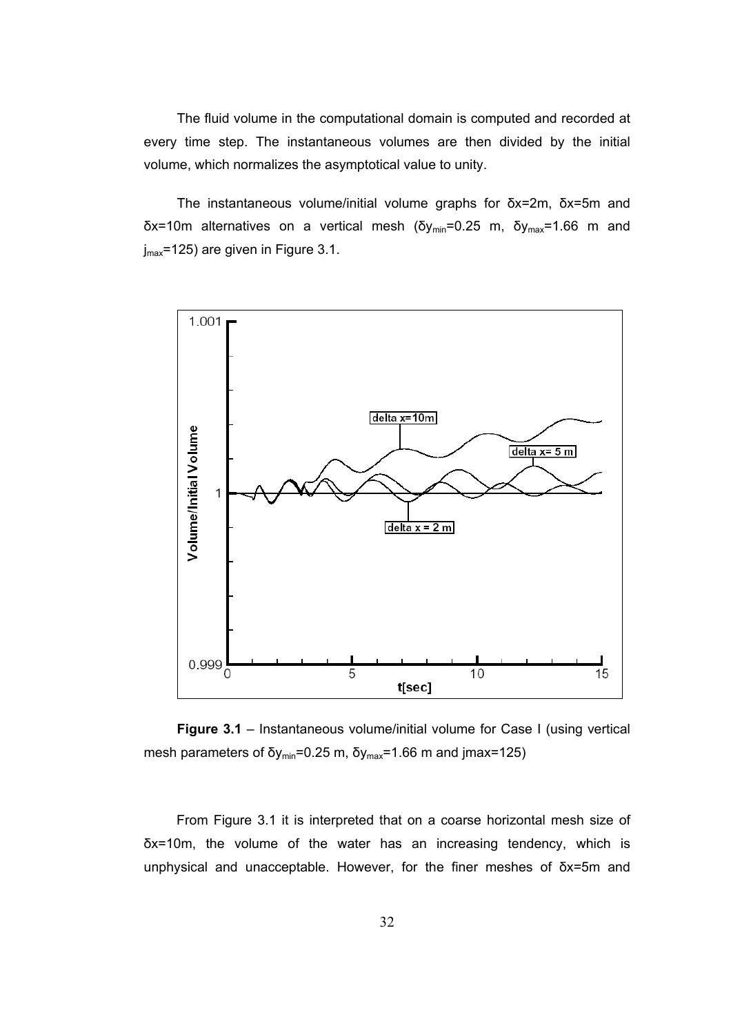The fluid volume in the computational domain is computed and recorded at every time step. The instantaneous volumes are then divided by the initial volume, which normalizes the asymptotical value to unity.

The instantaneous volume/initial volume graphs for $\delta x$=2m, $\delta x$=5m and $\delta x$=10m alternatives on a vertical mesh ($\delta y_{min}$=0.25 m, $\delta y_{max}$=1.66 m and $j_{max}$=125) are given in Figure 3.1.

**Figure 3.1** – Instantaneous volume/initial volume for Case I (using vertical mesh parameters of $\delta y_{min}$=0.25 m, $\delta y_{max}$=1.66 m and jmax=125)

From Figure 3.1 it is interpreted that on a coarse horizontal mesh size of $\delta x$=10m, the volume of the water has an increasing tendency, which is unphysical and unacceptable. However, for the finer meshes of $\delta x$=5m and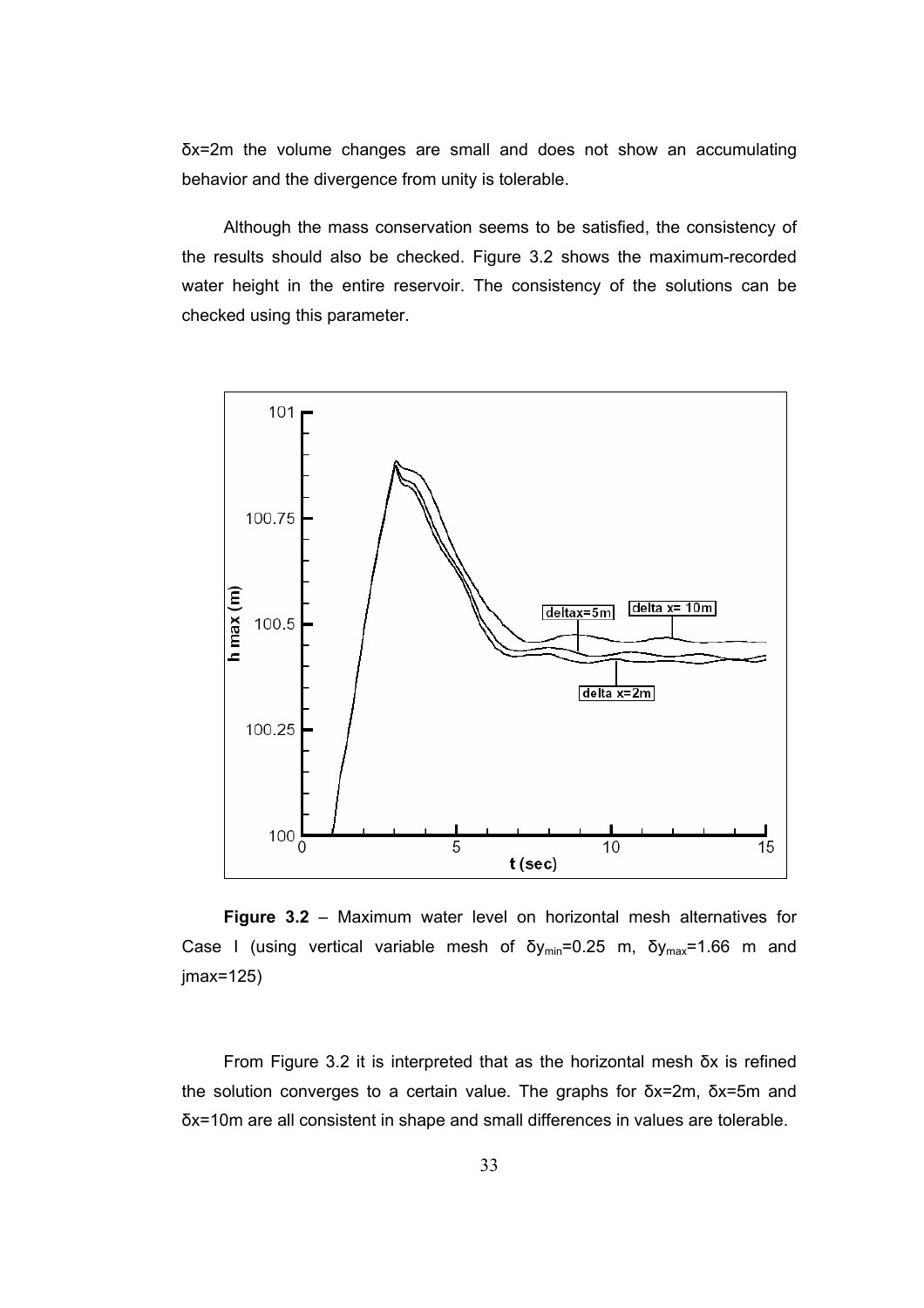$\delta x$=2m the volume changes are small and does not show an accumulating behavior and the divergence from unity is tolerable.

Although the mass conservation seems to be satisfied, the consistency of the results should also be checked. Figure 3.2 shows the maximum-recorded water height in the entire reservoir. The consistency of the solutions can be checked using this parameter.

**Figure 3.2** – Maximum water level on horizontal mesh alternatives for Case I (using vertical variable mesh of $\delta y_{min}$=0.25 m, $\delta y_{max}$=1.66 m and jmax=125)

From Figure 3.2 it is interpreted that as the horizontal mesh $\delta x$ is refined the solution converges to a certain value. The graphs for $\delta x$=2m, $\delta x$=5m and $\delta x$=10m are all consistent in shape and small differences in values are tolerable.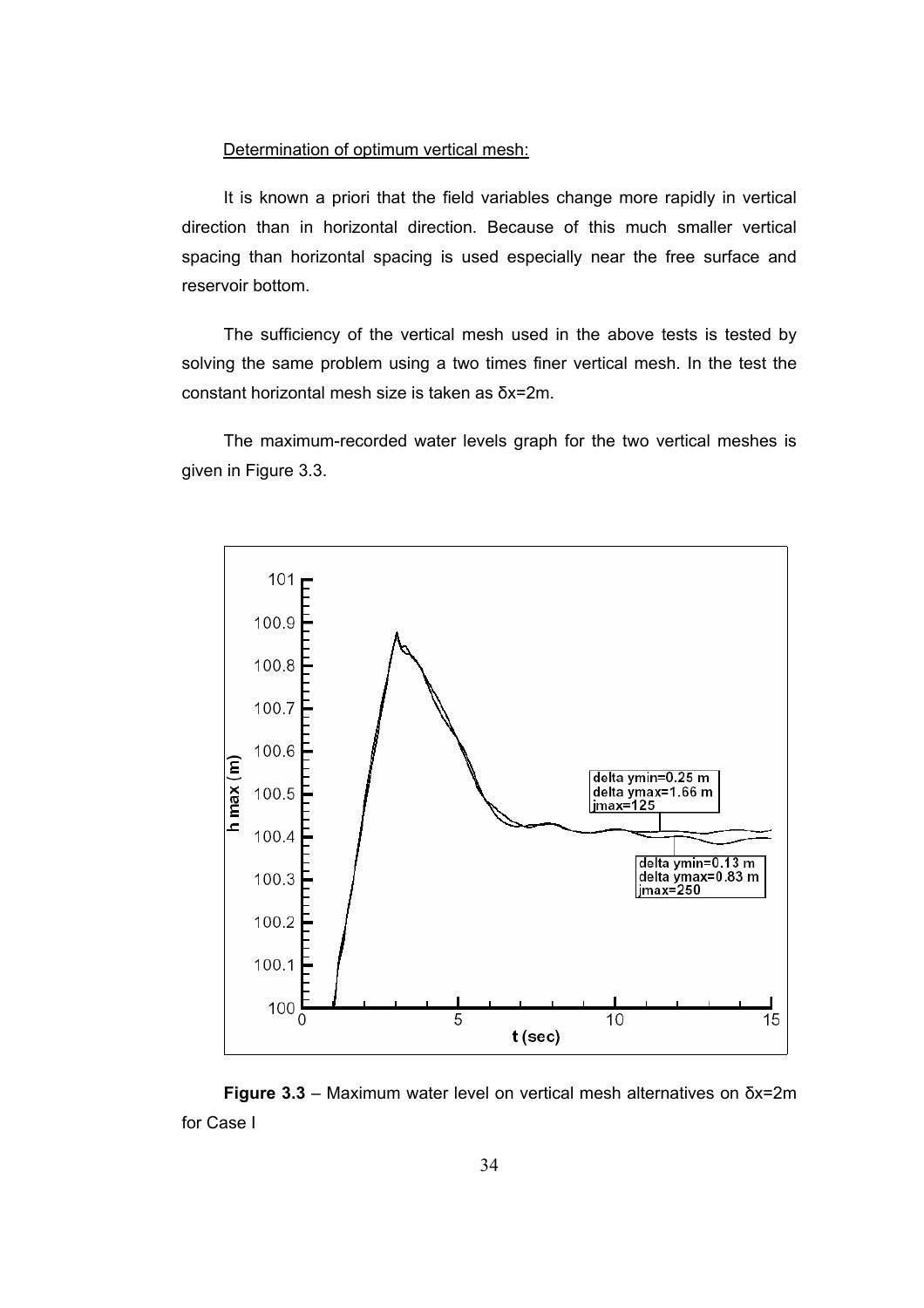Determination of optimum vertical mesh:

It is known a priori that the field variables change more rapidly in vertical direction than in horizontal direction. Because of this much smaller vertical spacing than horizontal spacing is used especially near the free surface and reservoir bottom.

The sufficiency of the vertical mesh used in the above tests is tested by solving the same problem using a two times finer vertical mesh. In the test the constant horizontal mesh size is taken as δx=2m.

The maximum-recorded water levels graph for the two vertical meshes is given in Figure 3.3.

**Figure 3.3** – Maximum water level on vertical mesh alternatives on δx=2m for Case I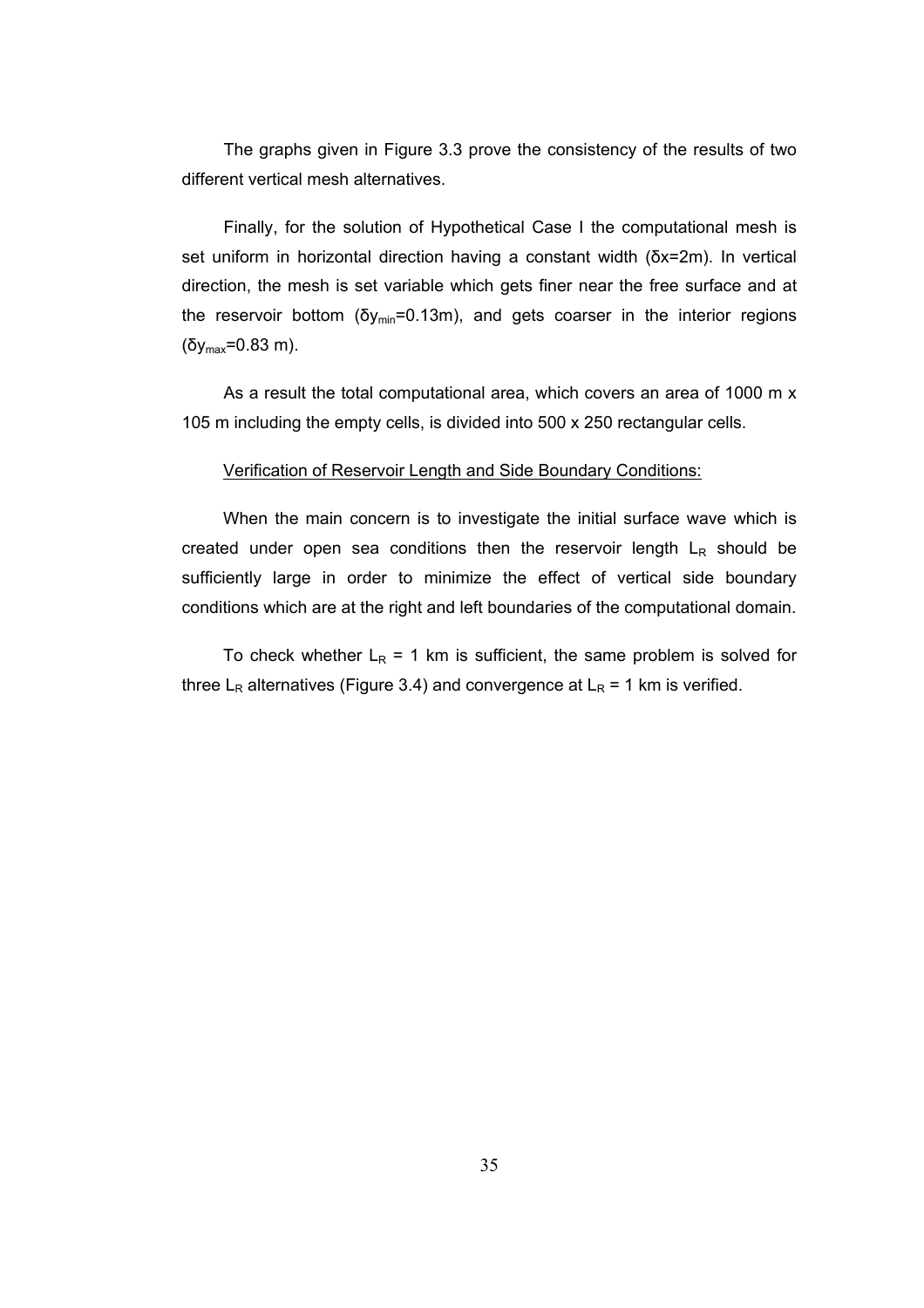The graphs given in Figure 3.3 prove the consistency of the results of two different vertical mesh alternatives.

Finally, for the solution of Hypothetical Case I the computational mesh is set uniform in horizontal direction having a constant width ($\delta x$=2m). In vertical direction, the mesh is set variable which gets finer near the free surface and at the reservoir bottom ($\delta y_{min}$=0.13m), and gets coarser in the interior regions ($\delta y_{max}$=0.83 m).

As a result the total computational area, which covers an area of 1000 m x 105 m including the empty cells, is divided into 500 x 250 rectangular cells.

<u>Verification of Reservoir Length and Side Boundary Conditions:</u>

When the main concern is to investigate the initial surface wave which is created under open sea conditions then the reservoir length $L_R$ should be sufficiently large in order to minimize the effect of vertical side boundary conditions which are at the right and left boundaries of the computational domain.

To check whether $L_R$ = 1 km is sufficient, the same problem is solved for three $L_R$ alternatives (Figure 3.4) and convergence at $L_R$ = 1 km is verified.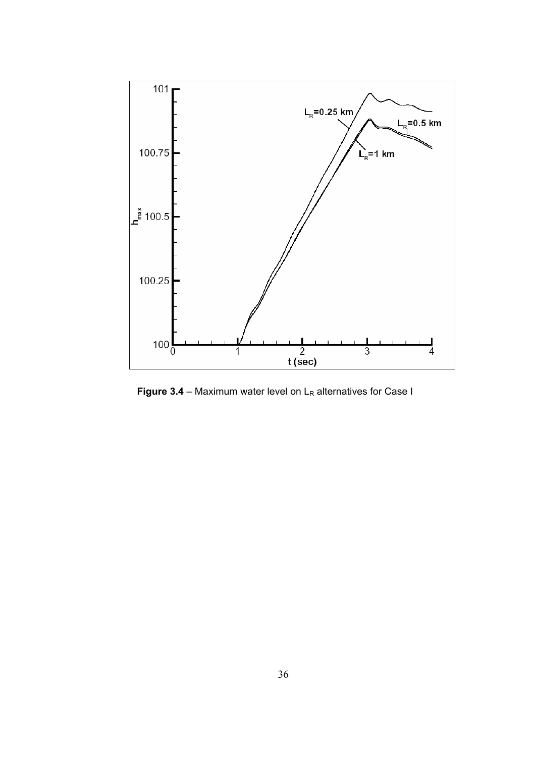**Figure 3.4** – Maximum water level on $L_R$ alternatives for Case I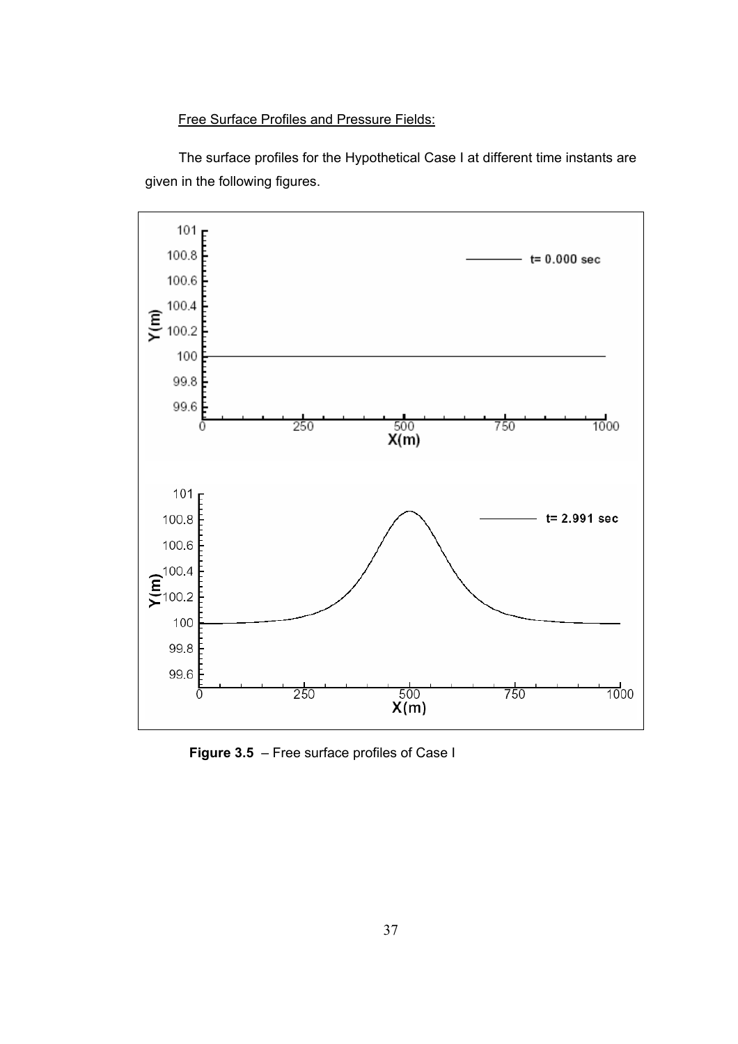Free Surface Profiles and Pressure Fields:

The surface profiles for the Hypothetical Case I at different time instants are given in the following figures.

**Figure 3.5** – Free surface profiles of Case I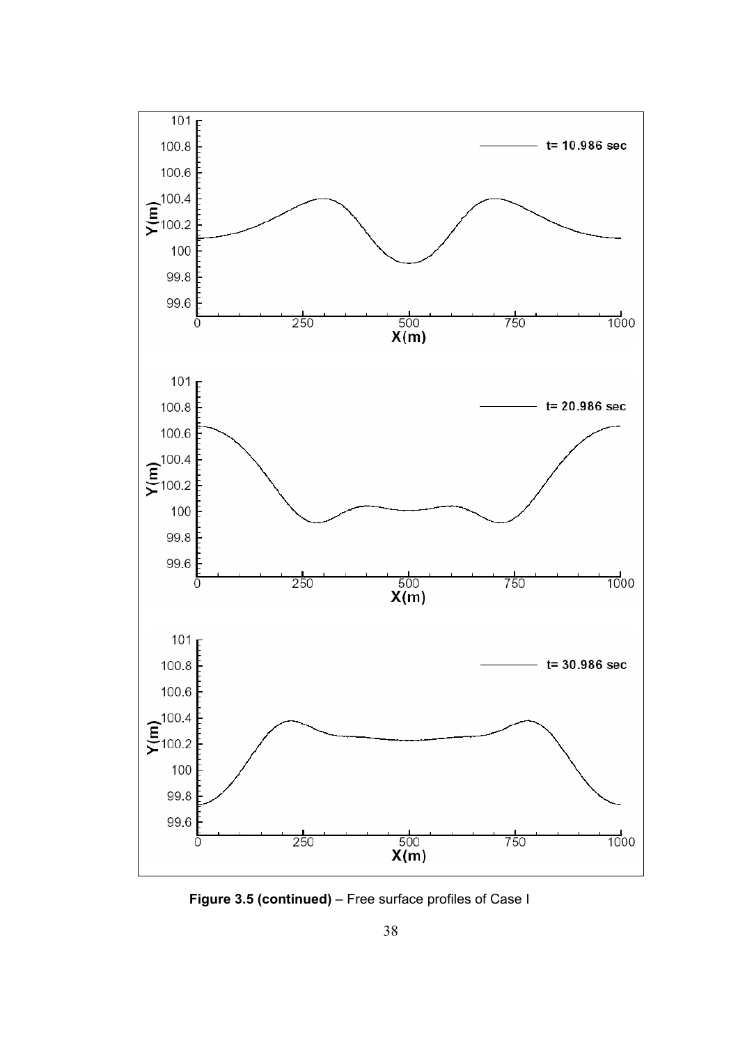**Figure 3.5 (continued)** – Free surface profiles of Case I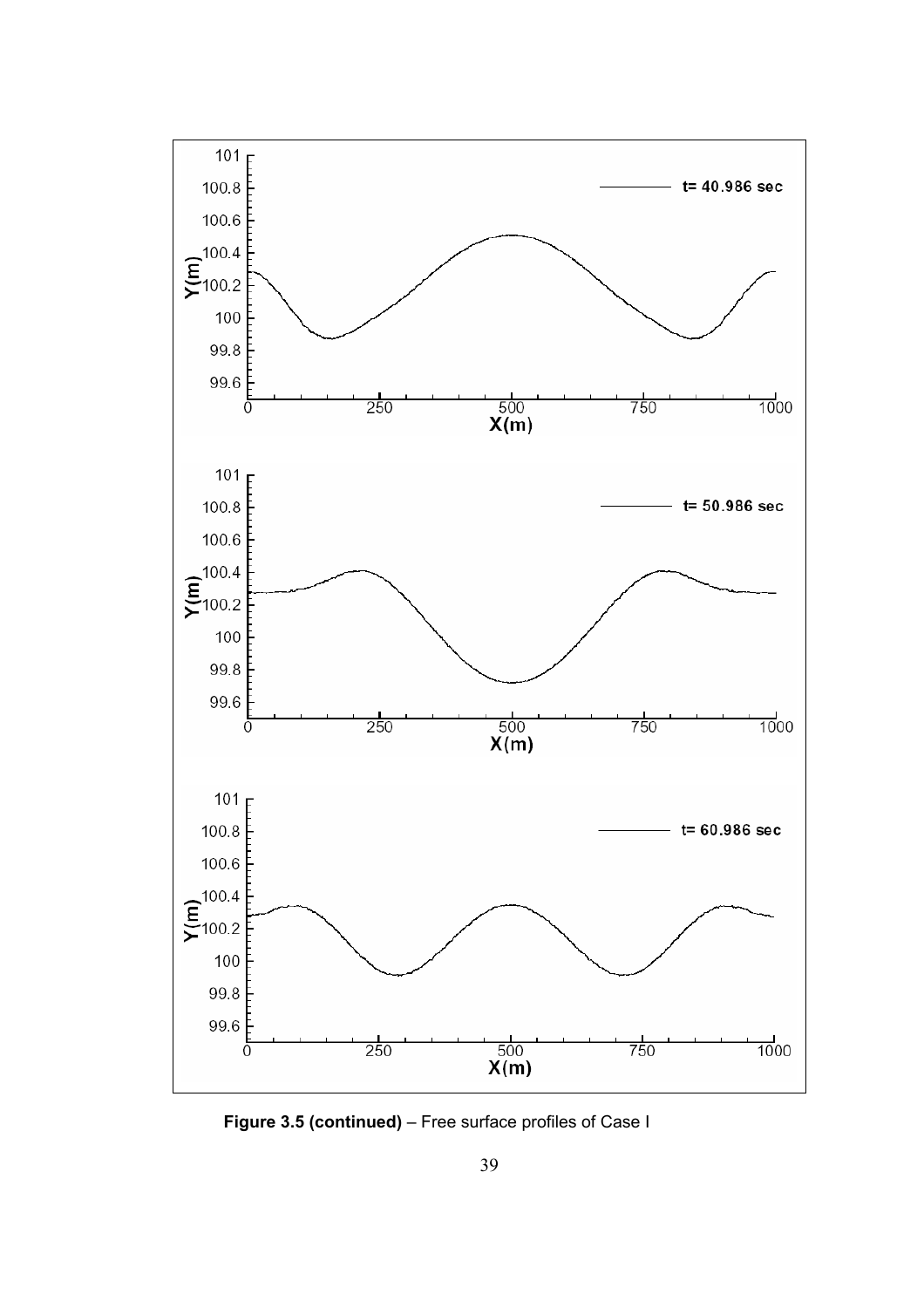**Figure 3.5 (continued)** – Free surface profiles of Case I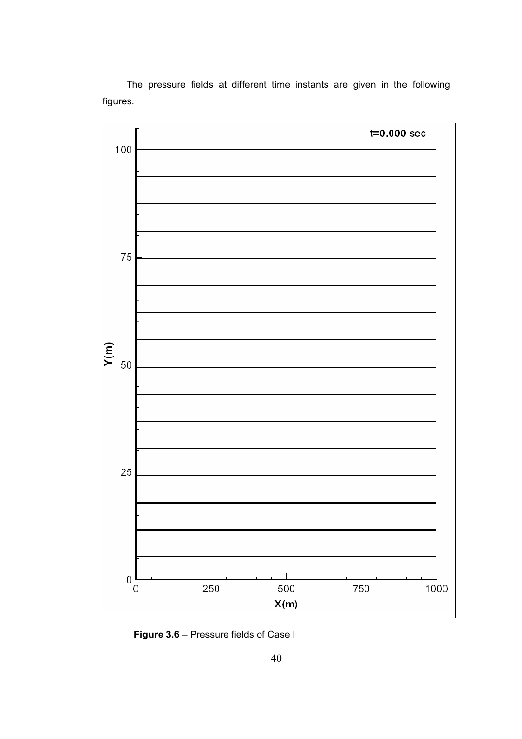The pressure fields at different time instants are given in the following figures.

**Figure 3.6** – Pressure fields of Case I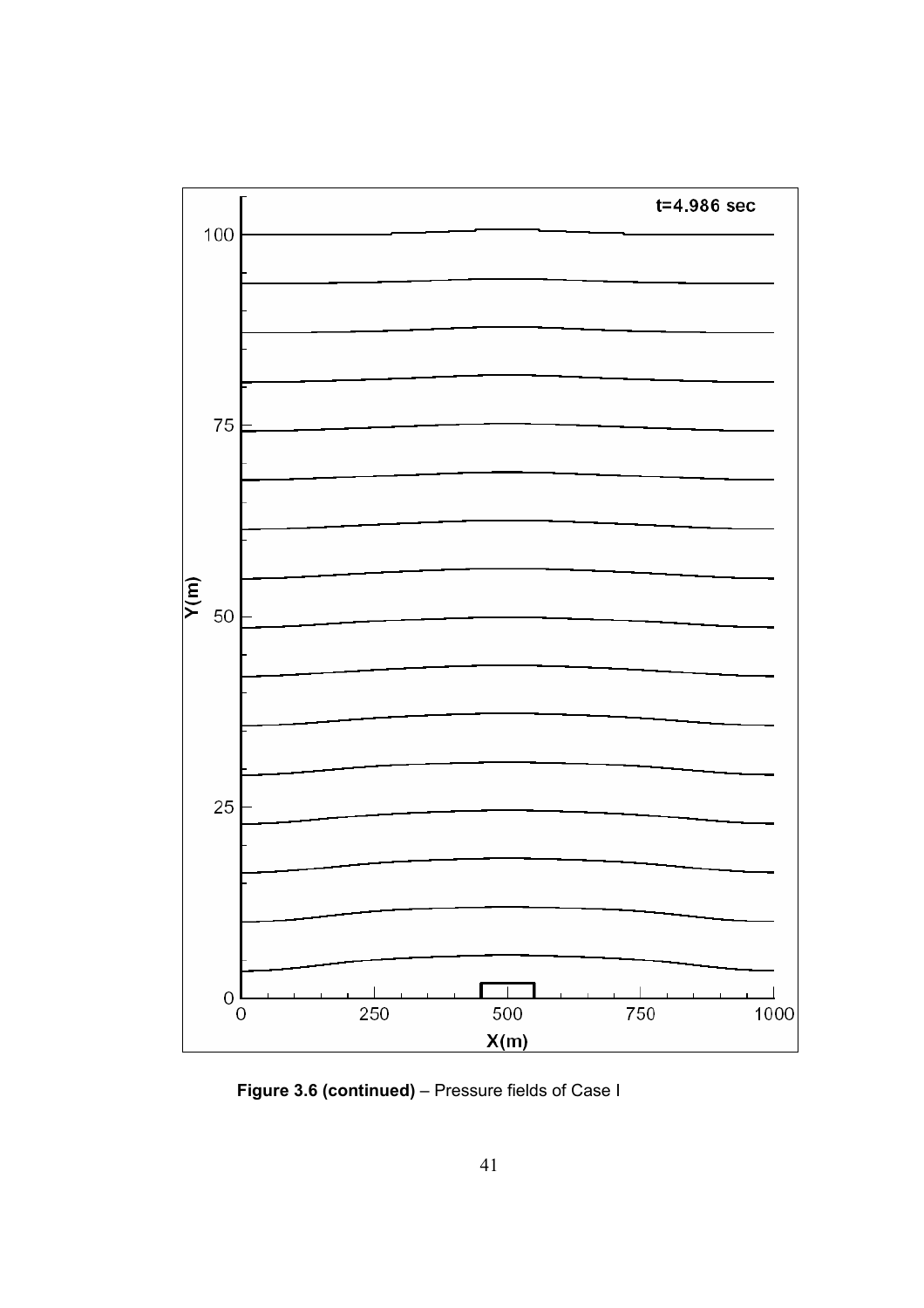**Figure 3.6 (continued)** – Pressure fields of Case I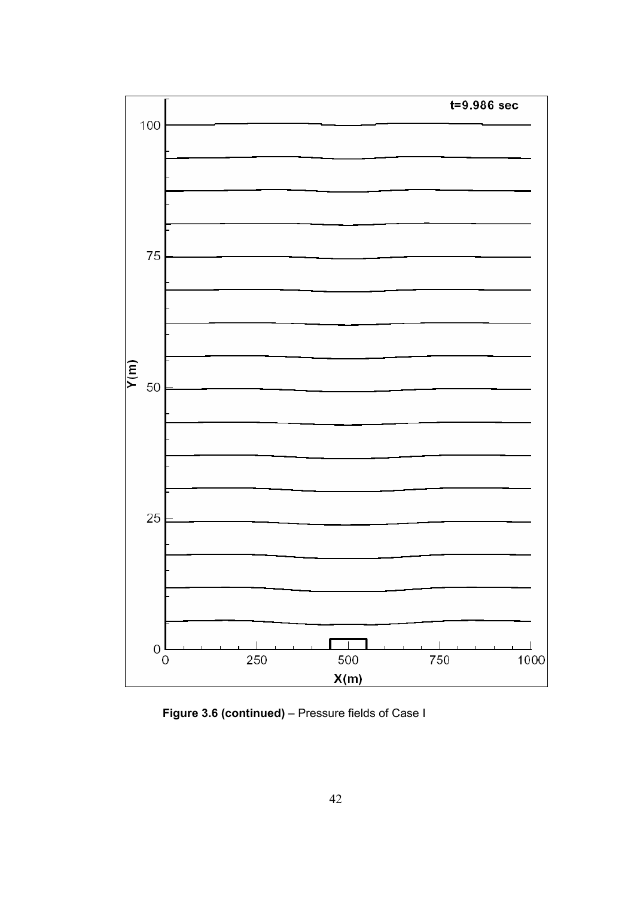**Figure 3.6 (continued)** – Pressure fields of Case I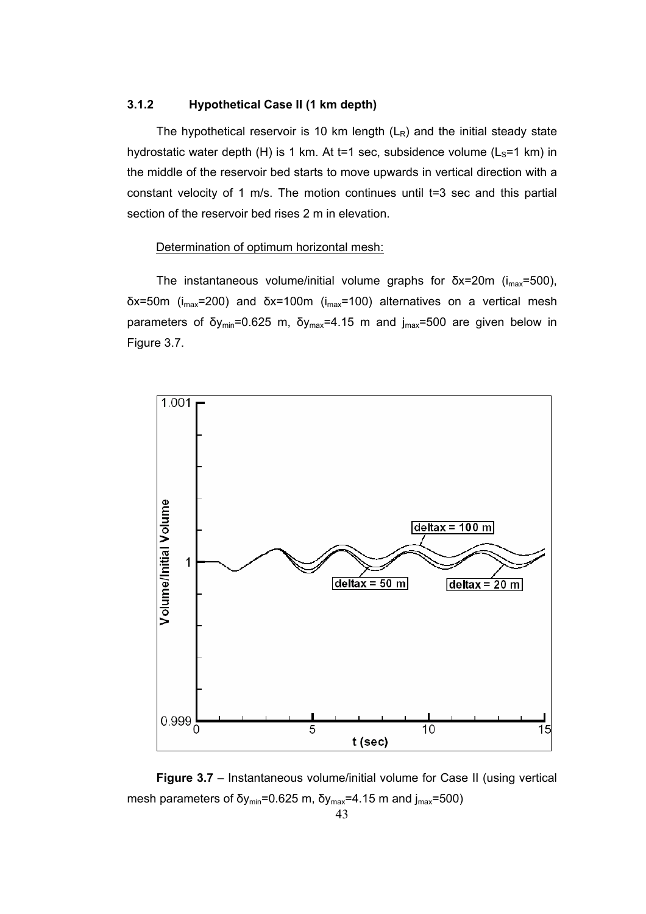### 3.1.2 Hypothetical Case II (1 km depth)

The hypothetical reservoir is 10 km length ($L_R$) and the initial steady state hydrostatic water depth (H) is 1 km. At t=1 sec, subsidence volume ($L_S$=1 km) in the middle of the reservoir bed starts to move upwards in vertical direction with a constant velocity of 1 m/s. The motion continues until t=3 sec and this partial section of the reservoir bed rises 2 m in elevation.

Determination of optimum horizontal mesh:

The instantaneous volume/initial volume graphs for $\delta x$=20m ($i_{max}$=500), $\delta x$=50m ($i_{max}$=200) and $\delta x$=100m ($i_{max}$=100) alternatives on a vertical mesh parameters of $\delta y_{min}$=0.625 m, $\delta y_{max}$=4.15 m and $j_{max}$=500 are given below in Figure 3.7.

**Figure 3.7** – Instantaneous volume/initial volume for Case II (using vertical mesh parameters of $\delta y_{min}$=0.625 m, $\delta y_{max}$=4.15 m and $j_{max}$=500)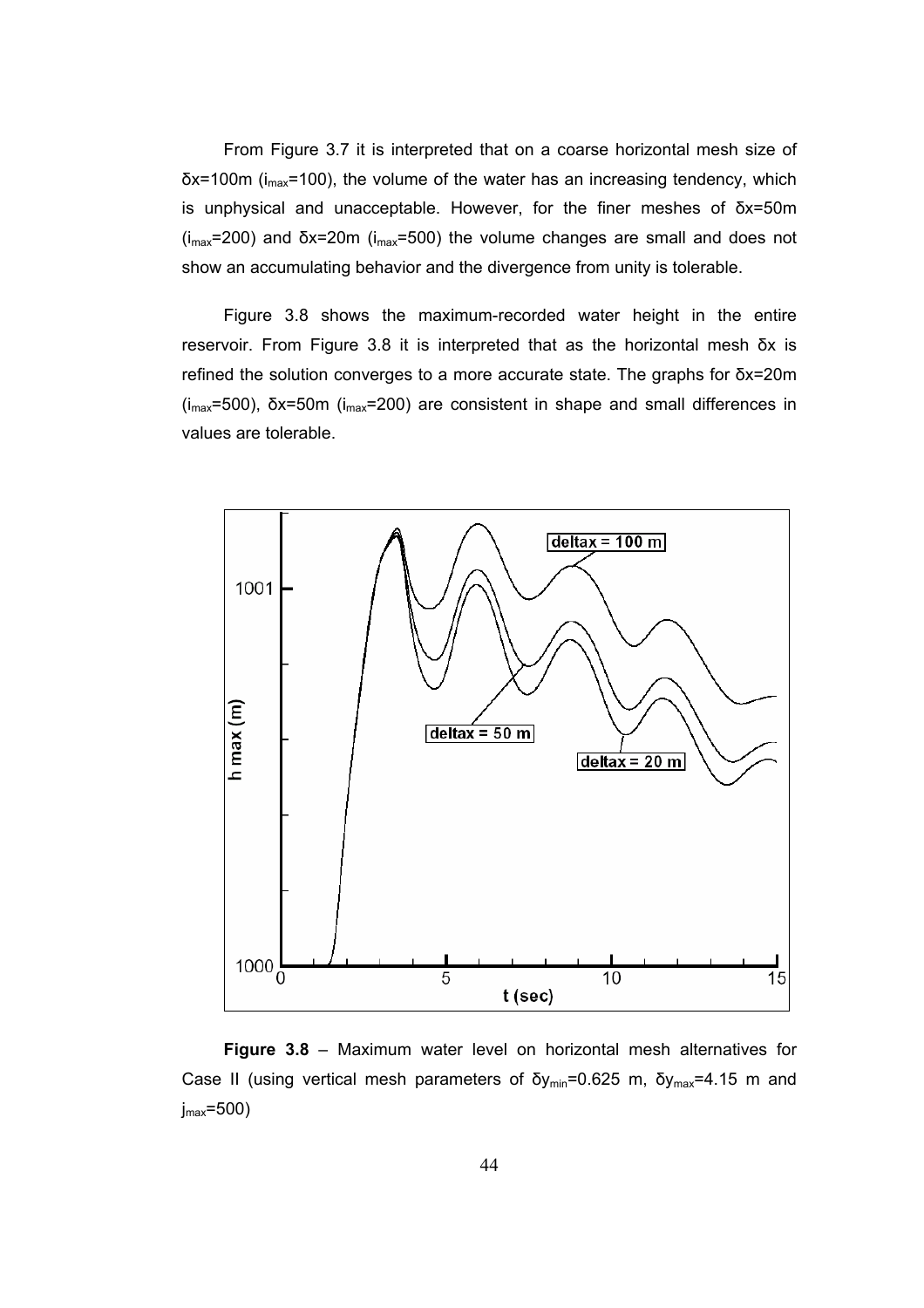From Figure 3.7 it is interpreted that on a coarse horizontal mesh size of $\delta x$=100m ($i_{max}$=100), the volume of the water has an increasing tendency, which is unphysical and unacceptable. However, for the finer meshes of $\delta x$=50m ($i_{max}$=200) and $\delta x$=20m ($i_{max}$=500) the volume changes are small and does not show an accumulating behavior and the divergence from unity is tolerable.

Figure 3.8 shows the maximum-recorded water height in the entire reservoir. From Figure 3.8 it is interpreted that as the horizontal mesh $\delta x$ is refined the solution converges to a more accurate state. The graphs for $\delta x$=20m ($i_{max}$=500), $\delta x$=50m ($i_{max}$=200) are consistent in shape and small differences in values are tolerable.

**Figure 3.8** – Maximum water level on horizontal mesh alternatives for Case II (using vertical mesh parameters of $\delta y_{min}$=0.625 m, $\delta y_{max}$=4.15 m and $j_{max}$=500)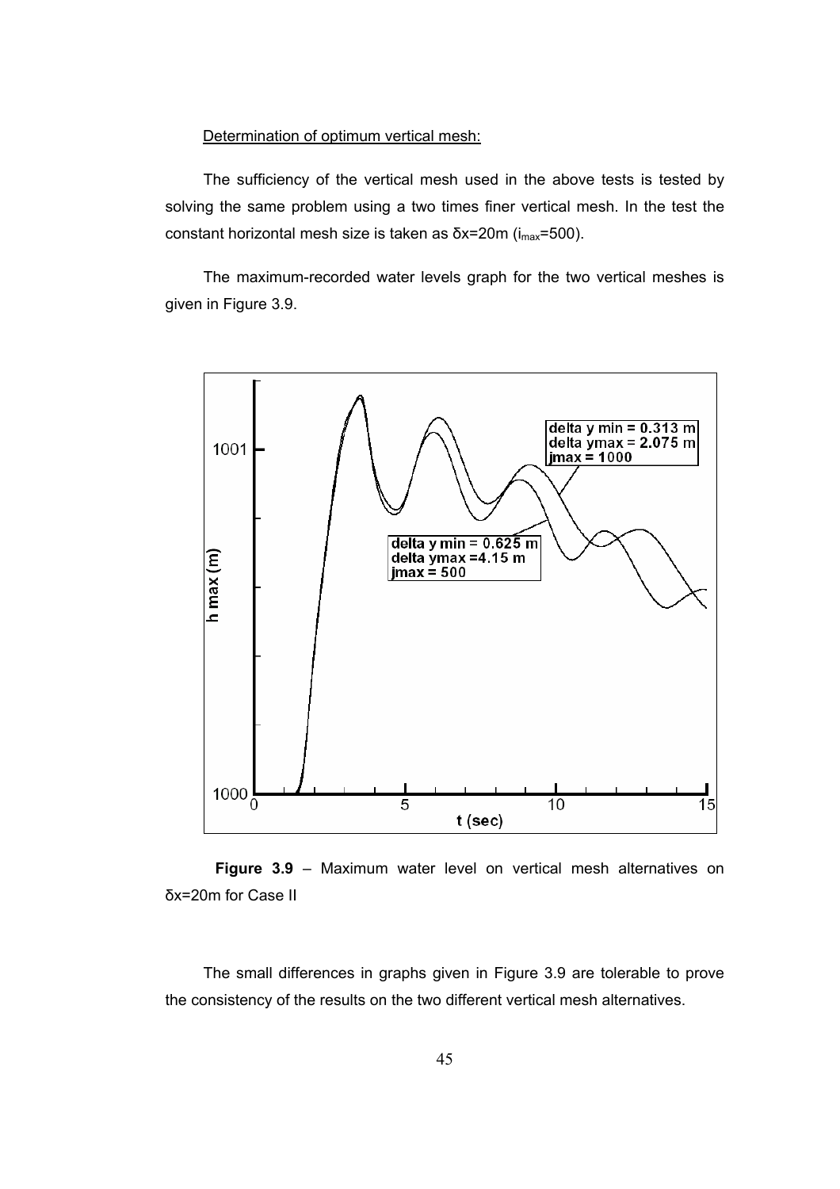Determination of optimum vertical mesh:

The sufficiency of the vertical mesh used in the above tests is tested by solving the same problem using a two times finer vertical mesh. In the test the constant horizontal mesh size is taken as δx=20m ($i_{max}$=500).

The maximum-recorded water levels graph for the two vertical meshes is given in Figure 3.9.

**Figure 3.9** – Maximum water level on vertical mesh alternatives on δx=20m for Case II

The small differences in graphs given in Figure 3.9 are tolerable to prove the consistency of the results on the two different vertical mesh alternatives.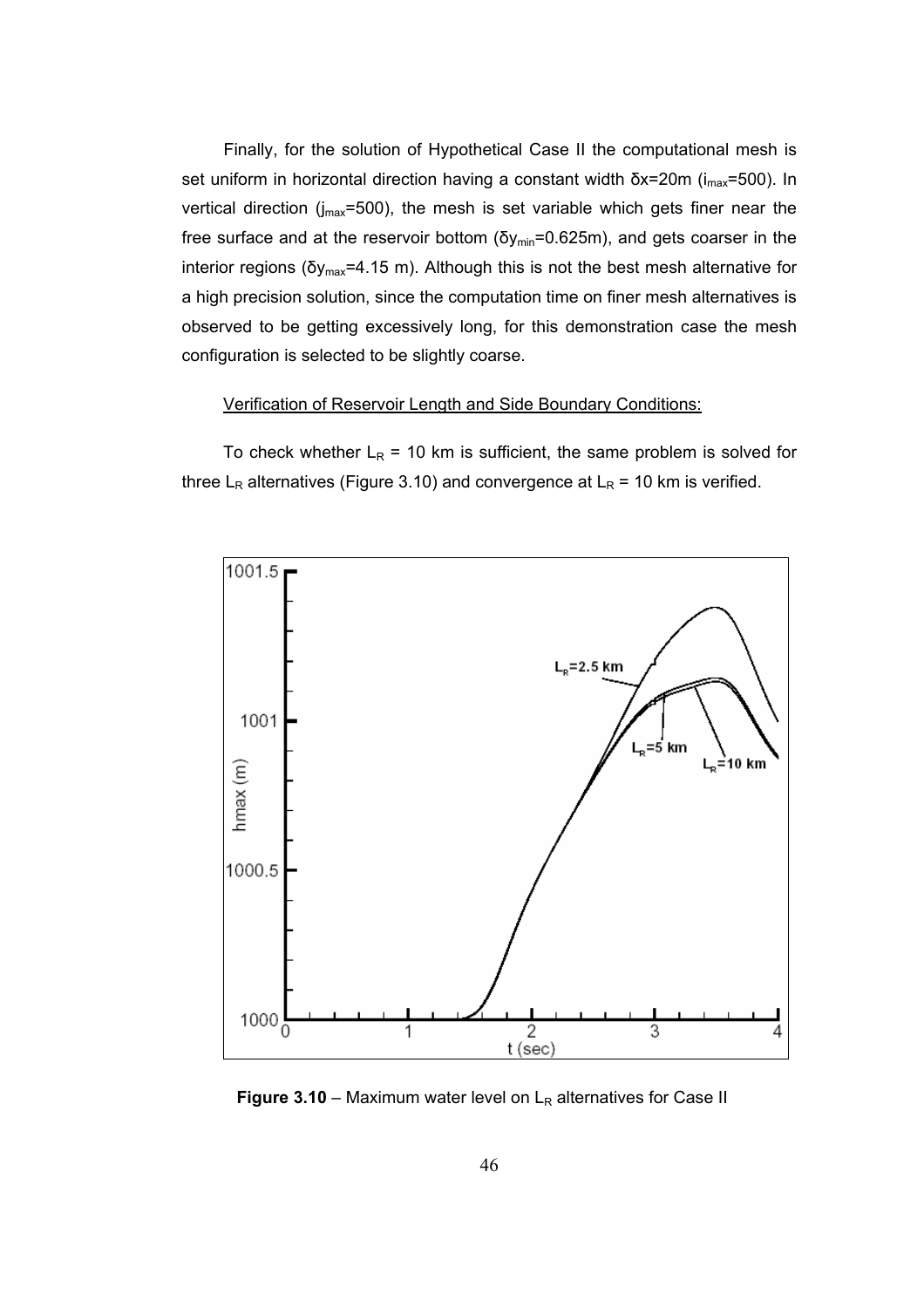Finally, for the solution of Hypothetical Case II the computational mesh is set uniform in horizontal direction having a constant width $\delta x$=20m ($i_{max}$=500). In vertical direction ($j_{max}$=500), the mesh is set variable which gets finer near the free surface and at the reservoir bottom ($\delta y_{min}$=0.625m), and gets coarser in the interior regions ($\delta y_{max}$=4.15 m). Although this is not the best mesh alternative for a high precision solution, since the computation time on finer mesh alternatives is observed to be getting excessively long, for this demonstration case the mesh configuration is selected to be slightly coarse.

Verification of Reservoir Length and Side Boundary Conditions:

To check whether $L_R$ = 10 km is sufficient, the same problem is solved for three $L_R$ alternatives (Figure 3.10) and convergence at $L_R$ = 10 km is verified.

**Figure 3.10** – Maximum water level on $L_R$ alternatives for Case II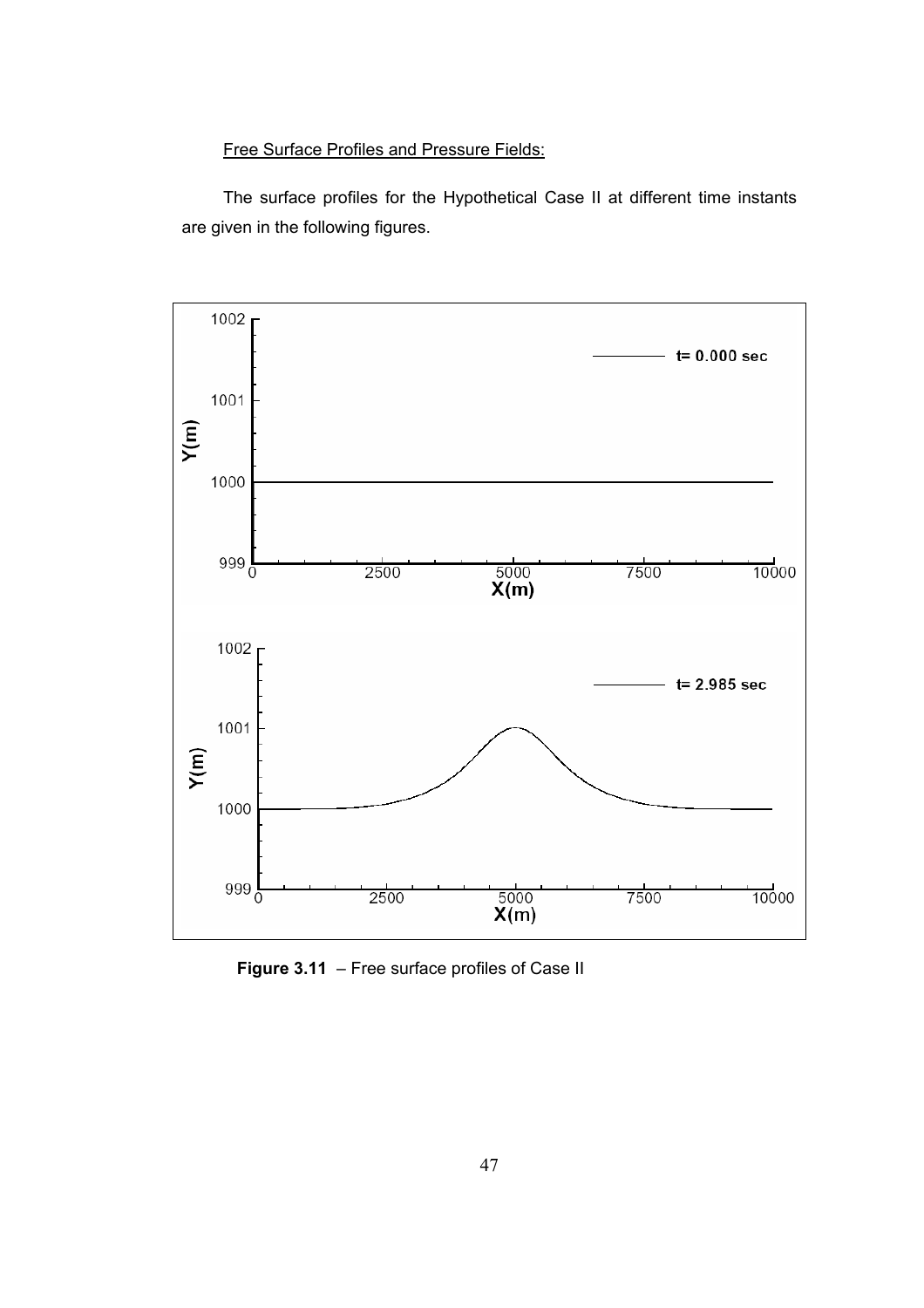Free Surface Profiles and Pressure Fields:

The surface profiles for the Hypothetical Case II at different time instants are given in the following figures.

**Figure 3.11** – Free surface profiles of Case II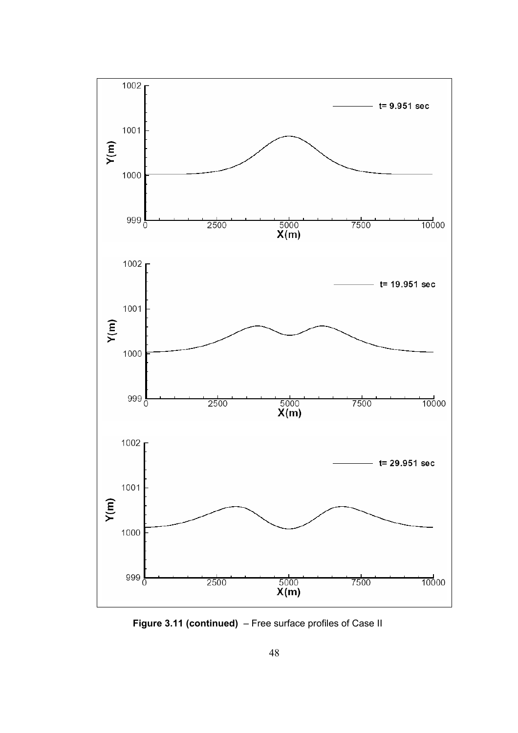**Figure 3.11 (continued)** – Free surface profiles of Case II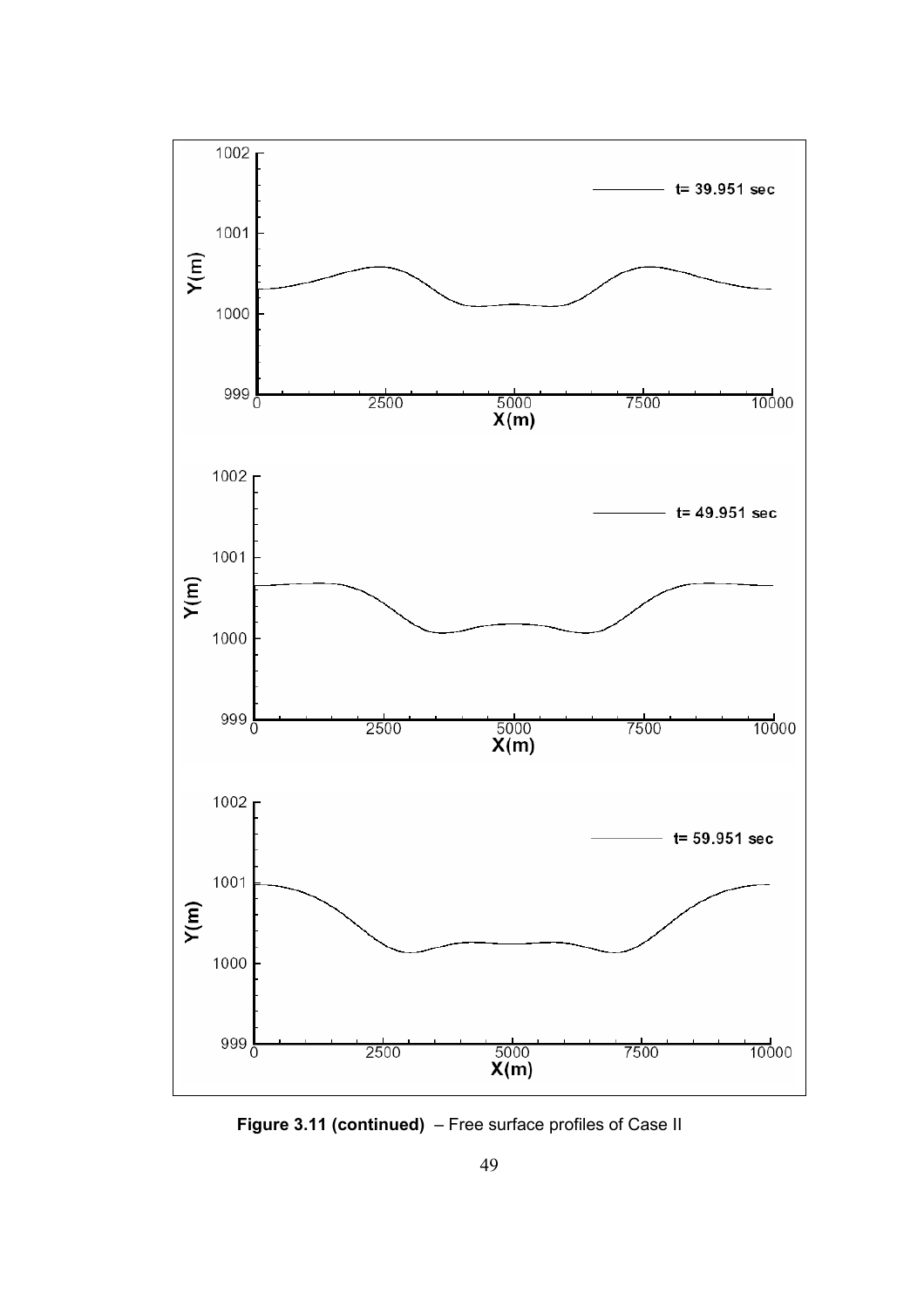**Figure 3.11 (continued)** – Free surface profiles of Case II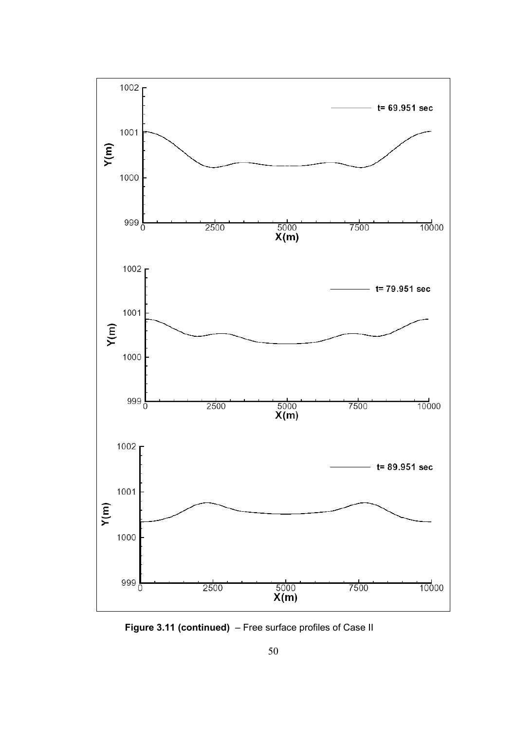**Figure 3.11 (continued)** – Free surface profiles of Case II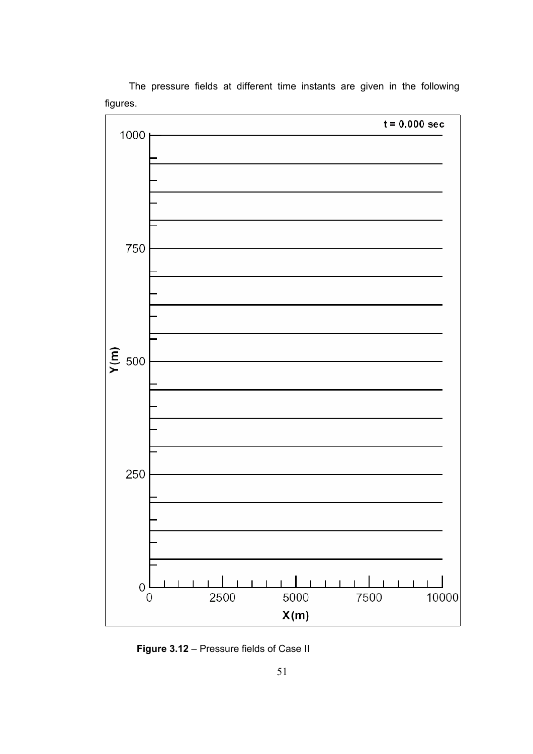The pressure fields at different time instants are given in the following figures.

**Figure 3.12** – Pressure fields of Case II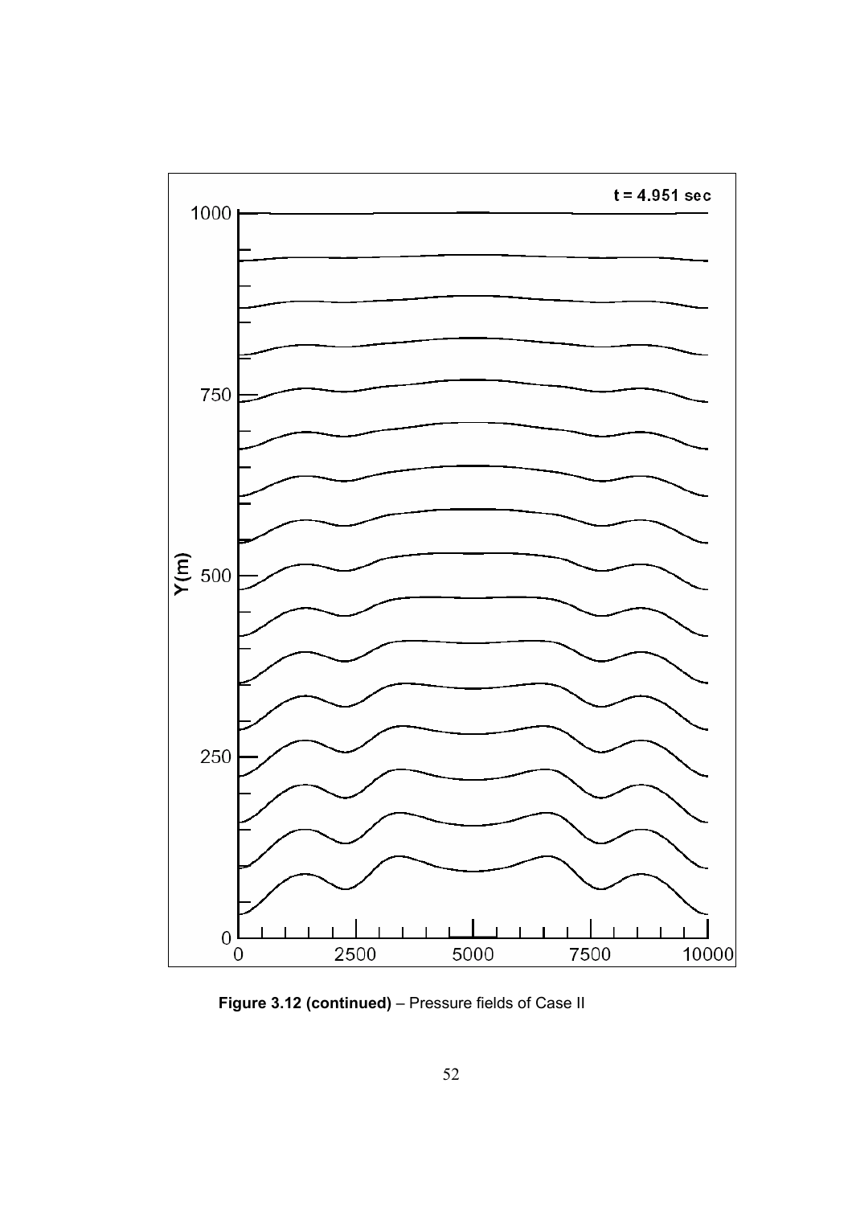**Figure 3.12 (continued)** – Pressure fields of Case II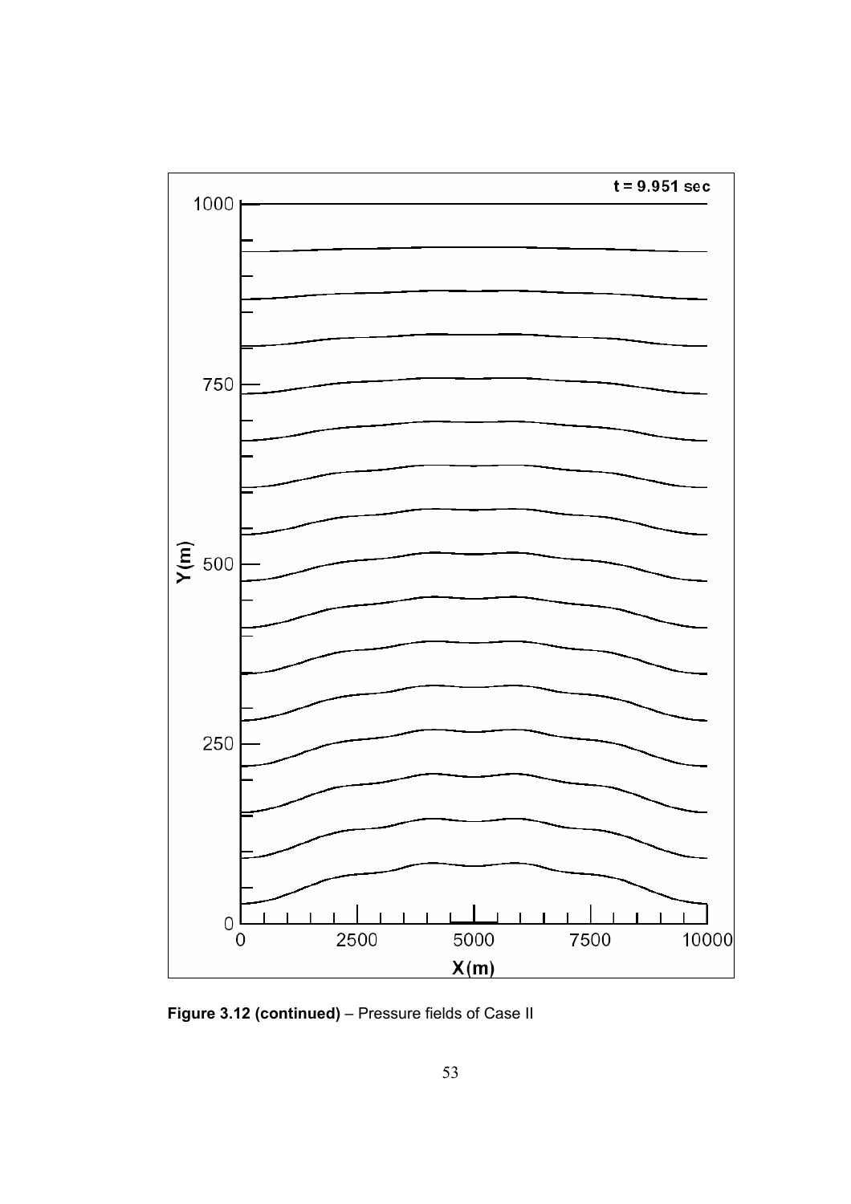**Figure 3.12 (continued)** – Pressure fields of Case II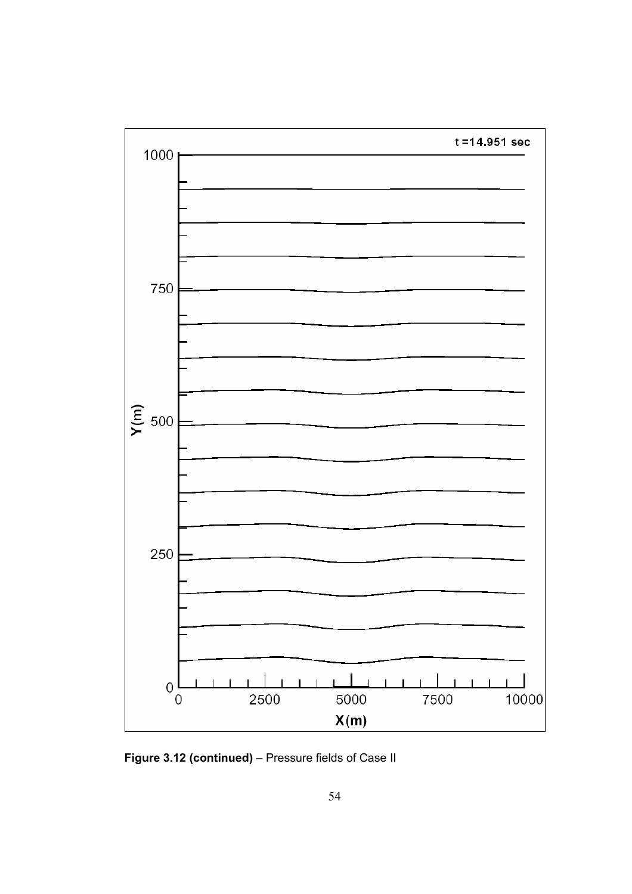**Figure 3.12 (continued)** – Pressure fields of Case II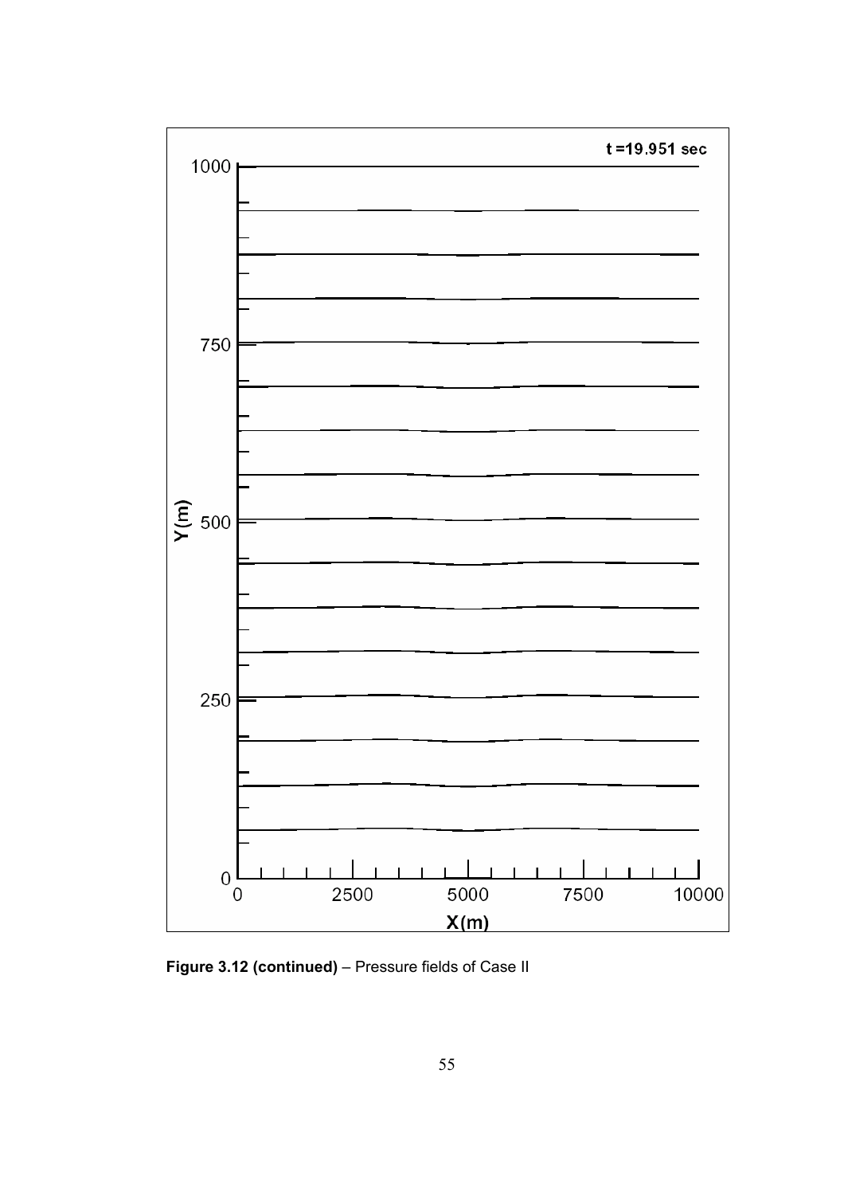**Figure 3.12 (continued)** – Pressure fields of Case II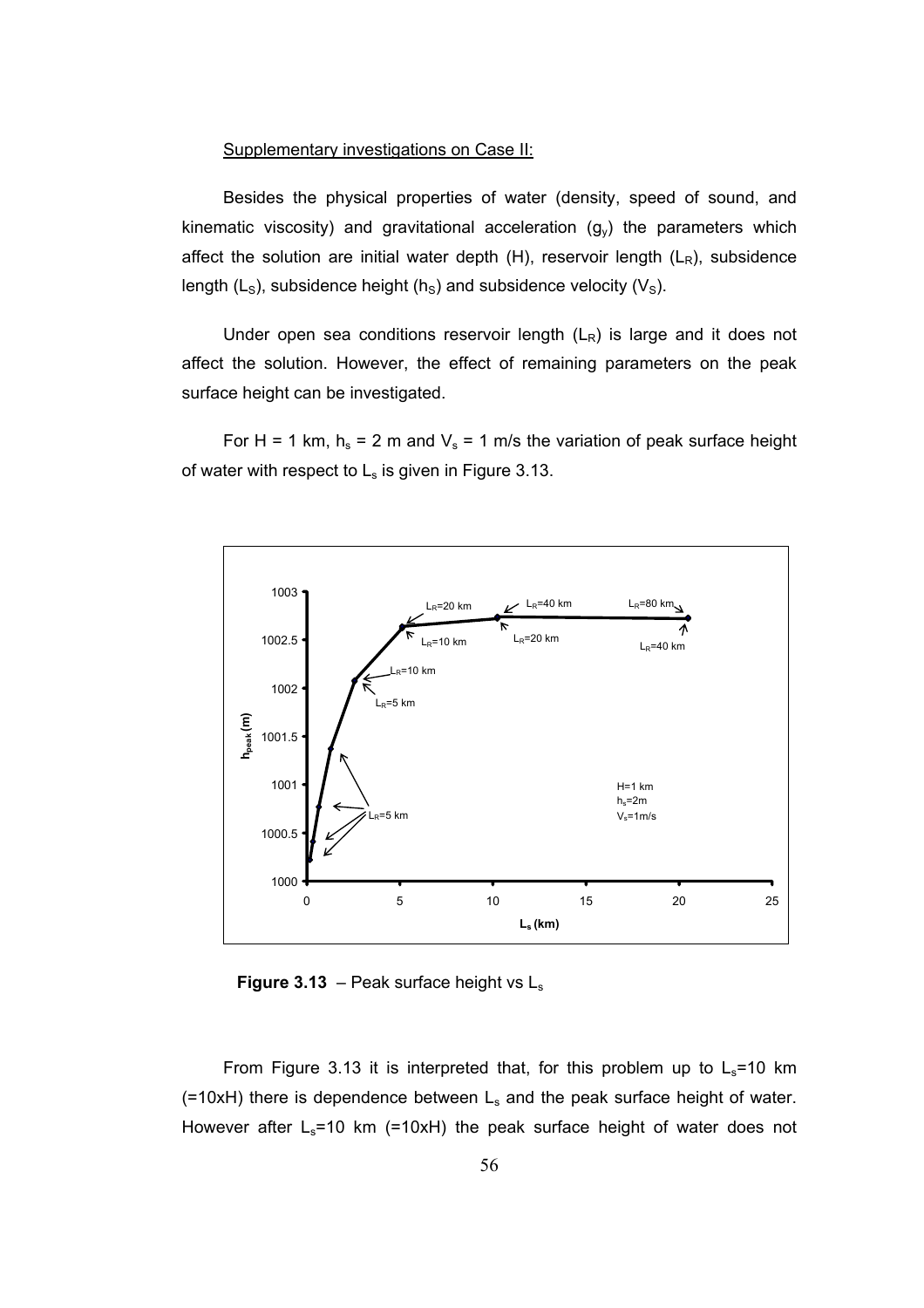Supplementary investigations on Case II:

Besides the physical properties of water (density, speed of sound, and kinematic viscosity) and gravitational acceleration ($g_y$) the parameters which affect the solution are initial water depth (H), reservoir length ($L_R$), subsidence length ($L_S$), subsidence height ($h_S$) and subsidence velocity ($V_S$).

Under open sea conditions reservoir length ($L_R$) is large and it does not affect the solution. However, the effect of remaining parameters on the peak surface height can be investigated.

For H = 1 km, $h_s$ = 2 m and $V_s$ = 1 m/s the variation of peak surface height of water with respect to $L_s$ is given in Figure 3.13.

**Figure 3.13** – Peak surface height vs $L_s$

From Figure 3.13 it is interpreted that, for this problem up to $L_s$=10 km (=10xH) there is dependence between $L_s$ and the peak surface height of water. However after $L_s$=10 km (=10xH) the peak surface height of water does not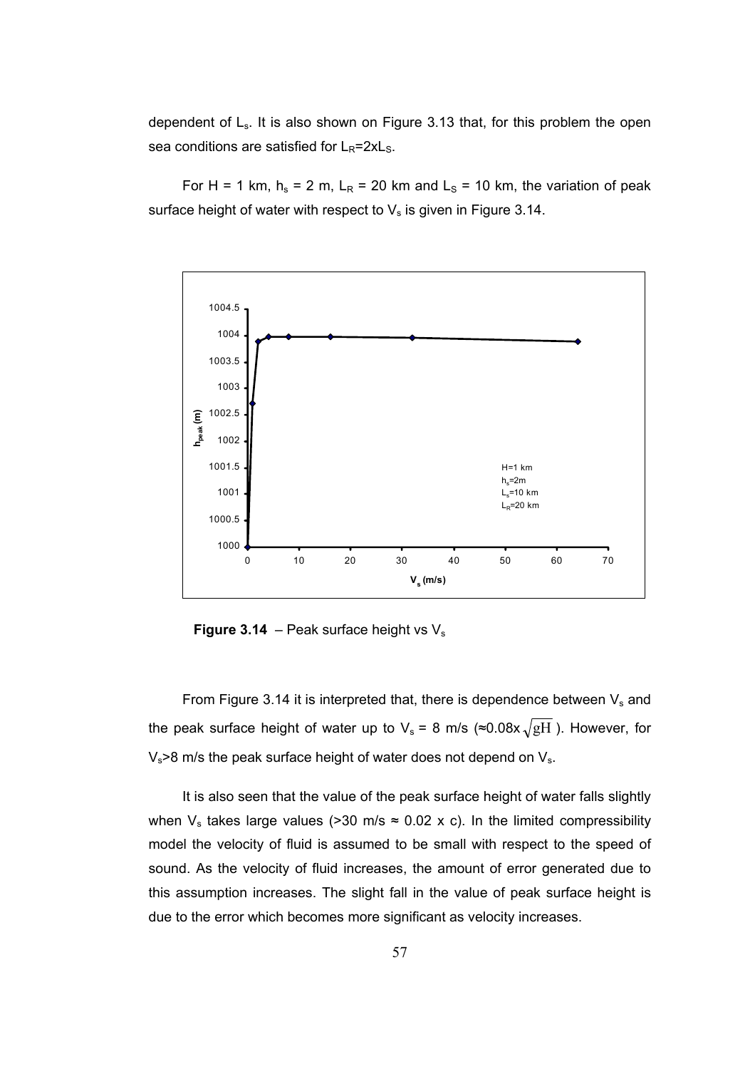dependent of $L_s$. It is also shown on Figure 3.13 that, for this problem the open sea conditions are satisfied for $L_R=2xL_S$.

For H = 1 km, $h_s$ = 2 m, $L_R$ = 20 km and $L_S$ = 10 km, the variation of peak surface height of water with respect to $V_s$ is given in Figure 3.14.

**Figure 3.14** – Peak surface height vs $V_s$

From Figure 3.14 it is interpreted that, there is dependence between $V_s$ and the peak surface height of water up to $V_s$ = 8 m/s ($\approx 0.08 \times \sqrt{gH}$ ). However, for $V_s$>8 m/s the peak surface height of water does not depend on $V_s$.

It is also seen that the value of the peak surface height of water falls slightly when $V_s$ takes large values (>30 m/s ≈ 0.02 x c). In the limited compressibility model the velocity of fluid is assumed to be small with respect to the speed of sound. As the velocity of fluid increases, the amount of error generated due to this assumption increases. The slight fall in the value of peak surface height is due to the error which becomes more significant as velocity increases.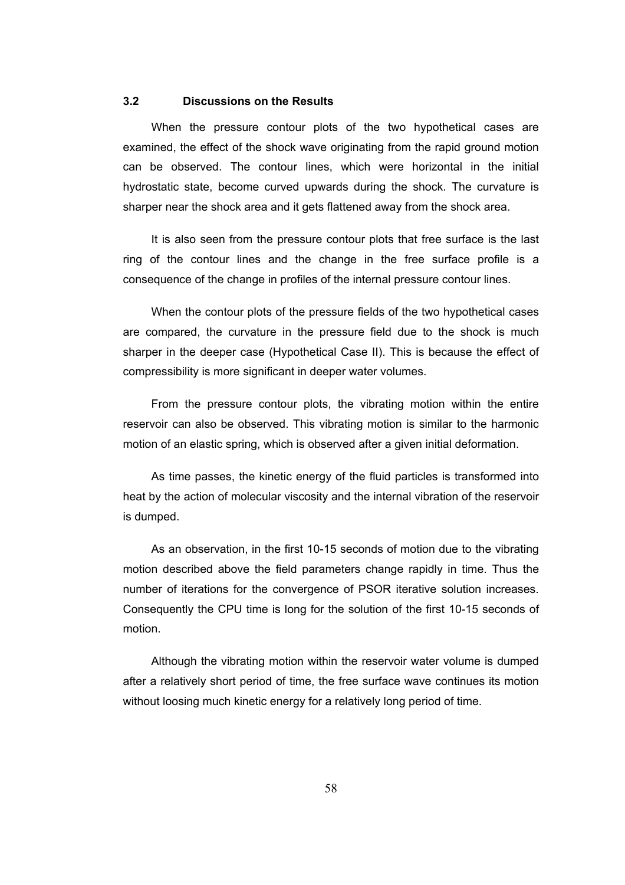### 3.2 Discussions on the Results

When the pressure contour plots of the two hypothetical cases are examined, the effect of the shock wave originating from the rapid ground motion can be observed. The contour lines, which were horizontal in the initial hydrostatic state, become curved upwards during the shock. The curvature is sharper near the shock area and it gets flattened away from the shock area.

It is also seen from the pressure contour plots that free surface is the last ring of the contour lines and the change in the free surface profile is a consequence of the change in profiles of the internal pressure contour lines.

When the contour plots of the pressure fields of the two hypothetical cases are compared, the curvature in the pressure field due to the shock is much sharper in the deeper case (Hypothetical Case II). This is because the effect of compressibility is more significant in deeper water volumes.

From the pressure contour plots, the vibrating motion within the entire reservoir can also be observed. This vibrating motion is similar to the harmonic motion of an elastic spring, which is observed after a given initial deformation.

As time passes, the kinetic energy of the fluid particles is transformed into heat by the action of molecular viscosity and the internal vibration of the reservoir is dumped.

As an observation, in the first 10-15 seconds of motion due to the vibrating motion described above the field parameters change rapidly in time. Thus the number of iterations for the convergence of PSOR iterative solution increases. Consequently the CPU time is long for the solution of the first 10-15 seconds of motion.

Although the vibrating motion within the reservoir water volume is dumped after a relatively short period of time, the free surface wave continues its motion without loosing much kinetic energy for a relatively long period of time.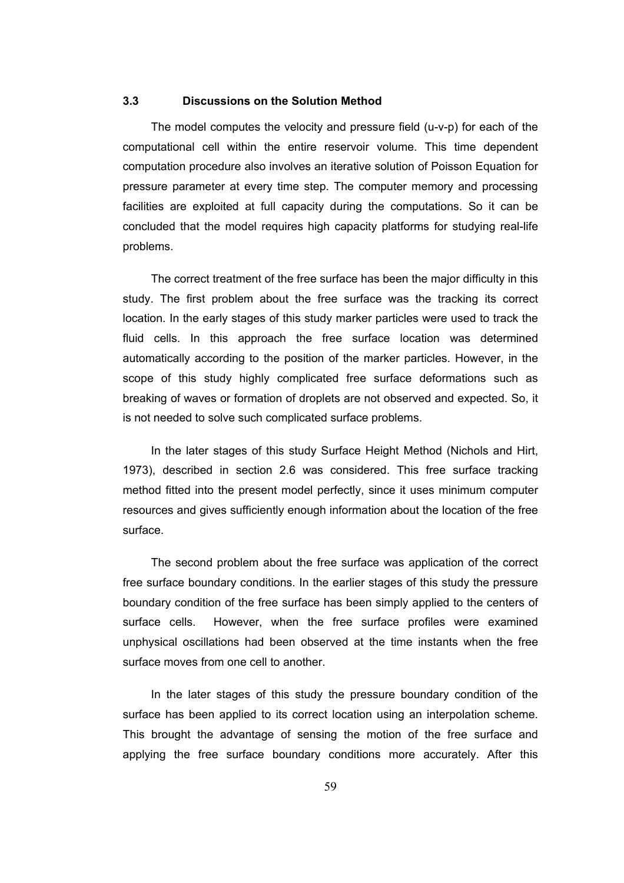### 3.3 Discussions on the Solution Method

The model computes the velocity and pressure field (u-v-p) for each of the computational cell within the entire reservoir volume. This time dependent computation procedure also involves an iterative solution of Poisson Equation for pressure parameter at every time step. The computer memory and processing facilities are exploited at full capacity during the computations. So it can be concluded that the model requires high capacity platforms for studying real-life problems.

The correct treatment of the free surface has been the major difficulty in this study. The first problem about the free surface was the tracking its correct location. In the early stages of this study marker particles were used to track the fluid cells. In this approach the free surface location was determined automatically according to the position of the marker particles. However, in the scope of this study highly complicated free surface deformations such as breaking of waves or formation of droplets are not observed and expected. So, it is not needed to solve such complicated surface problems.

In the later stages of this study Surface Height Method (Nichols and Hirt, 1973), described in section 2.6 was considered. This free surface tracking method fitted into the present model perfectly, since it uses minimum computer resources and gives sufficiently enough information about the location of the free surface.

The second problem about the free surface was application of the correct free surface boundary conditions. In the earlier stages of this study the pressure boundary condition of the free surface has been simply applied to the centers of surface cells. However, when the free surface profiles were examined unphysical oscillations had been observed at the time instants when the free surface moves from one cell to another.

In the later stages of this study the pressure boundary condition of the surface has been applied to its correct location using an interpolation scheme. This brought the advantage of sensing the motion of the free surface and applying the free surface boundary conditions more accurately. After this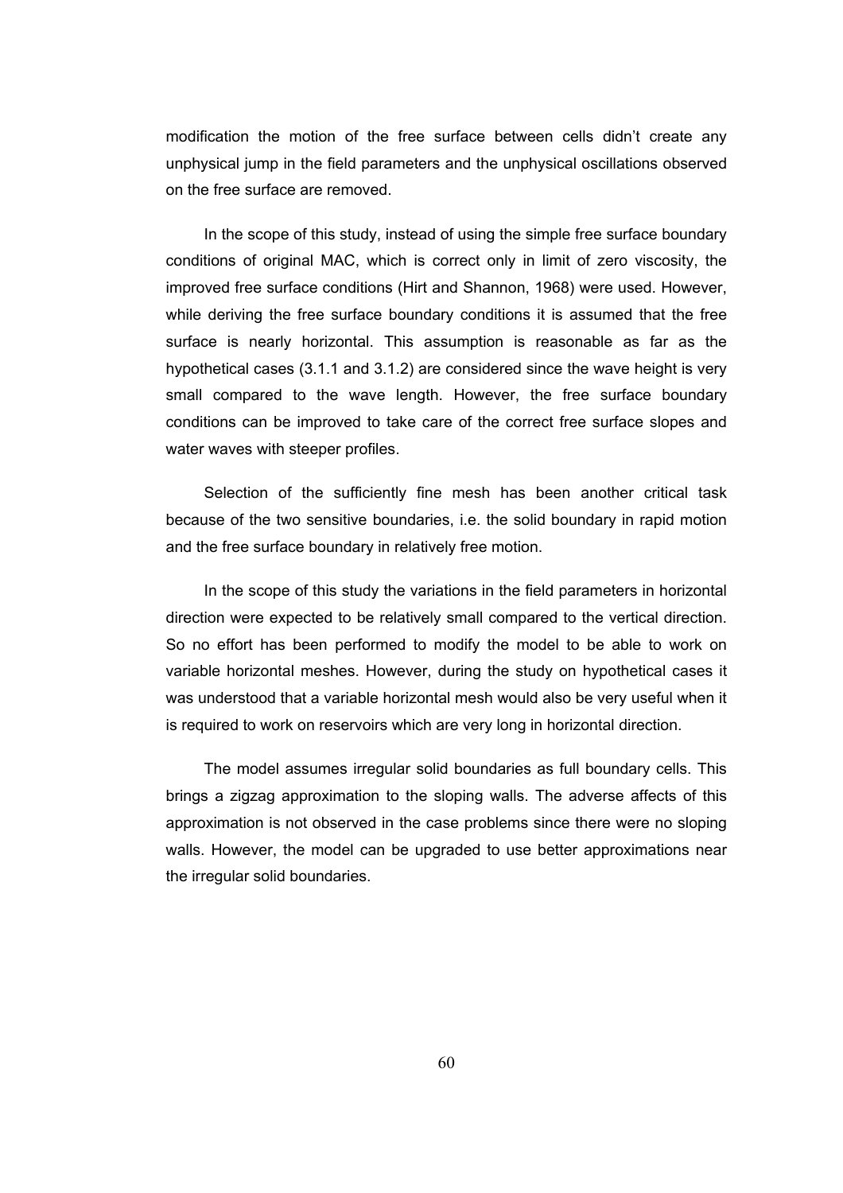modification the motion of the free surface between cells didn't create any unphysical jump in the field parameters and the unphysical oscillations observed on the free surface are removed.

In the scope of this study, instead of using the simple free surface boundary conditions of original MAC, which is correct only in limit of zero viscosity, the improved free surface conditions (Hirt and Shannon, 1968) were used. However, while deriving the free surface boundary conditions it is assumed that the free surface is nearly horizontal. This assumption is reasonable as far as the hypothetical cases (3.1.1 and 3.1.2) are considered since the wave height is very small compared to the wave length. However, the free surface boundary conditions can be improved to take care of the correct free surface slopes and water waves with steeper profiles.

Selection of the sufficiently fine mesh has been another critical task because of the two sensitive boundaries, i.e. the solid boundary in rapid motion and the free surface boundary in relatively free motion.

In the scope of this study the variations in the field parameters in horizontal direction were expected to be relatively small compared to the vertical direction. So no effort has been performed to modify the model to be able to work on variable horizontal meshes. However, during the study on hypothetical cases it was understood that a variable horizontal mesh would also be very useful when it is required to work on reservoirs which are very long in horizontal direction.

The model assumes irregular solid boundaries as full boundary cells. This brings a zigzag approximation to the sloping walls. The adverse affects of this approximation is not observed in the case problems since there were no sloping walls. However, the model can be upgraded to use better approximations near the irregular solid boundaries.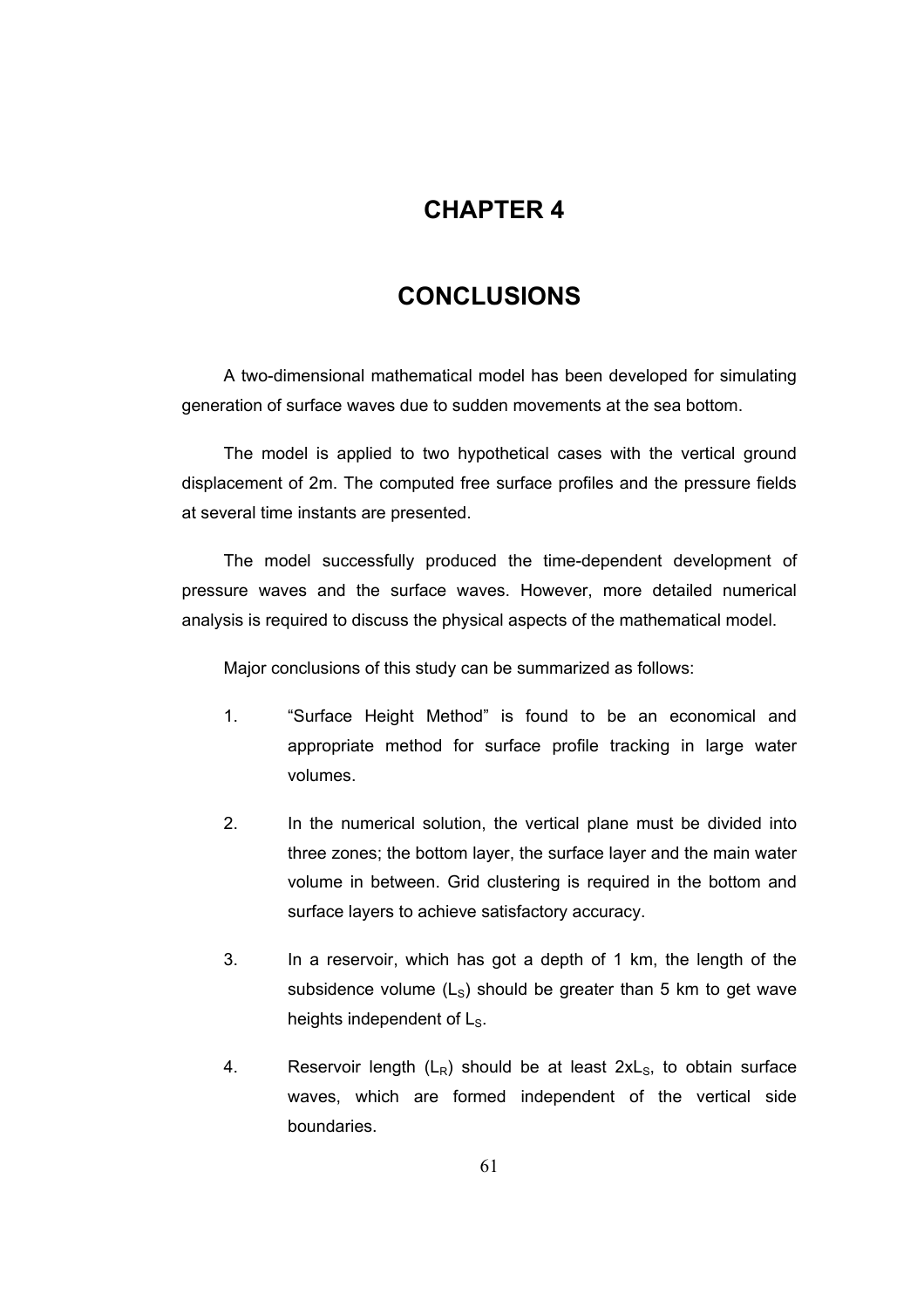# CHAPTER 4

# CONCLUSIONS

A two-dimensional mathematical model has been developed for simulating generation of surface waves due to sudden movements at the sea bottom.

The model is applied to two hypothetical cases with the vertical ground displacement of 2m. The computed free surface profiles and the pressure fields at several time instants are presented.

The model successfully produced the time-dependent development of pressure waves and the surface waves. However, more detailed numerical analysis is required to discuss the physical aspects of the mathematical model.

Major conclusions of this study can be summarized as follows:

1. "Surface Height Method" is found to be an economical and appropriate method for surface profile tracking in large water volumes.

2. In the numerical solution, the vertical plane must be divided into three zones; the bottom layer, the surface layer and the main water volume in between. Grid clustering is required in the bottom and surface layers to achieve satisfactory accuracy.

3. In a reservoir, which has got a depth of 1 km, the length of the subsidence volume ($L_S$) should be greater than 5 km to get wave heights independent of $L_S$.

4. Reservoir length ($L_R$) should be at least $2xL_S$, to obtain surface waves, which are formed independent of the vertical side boundaries.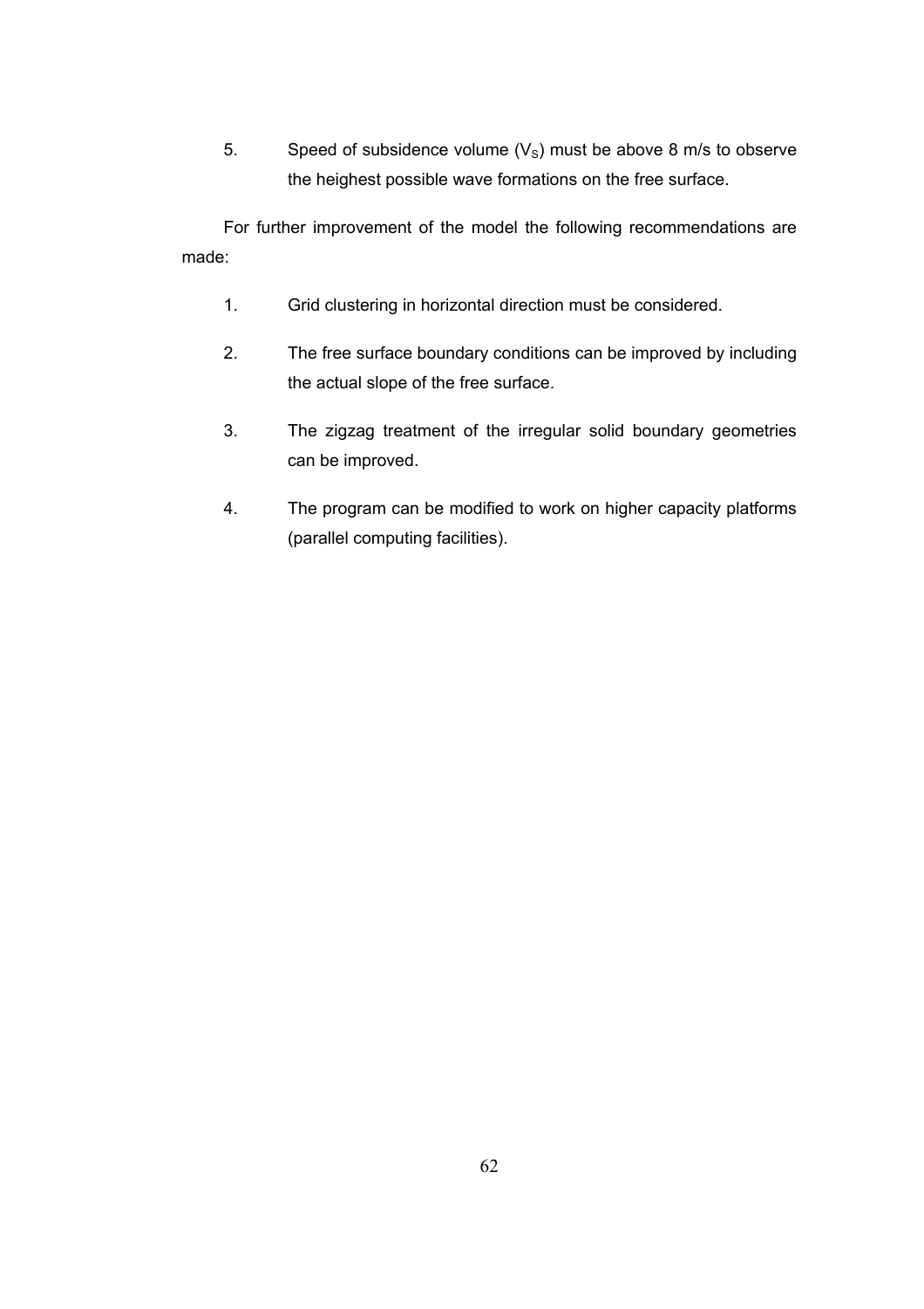5. Speed of subsidence volume ($V_S$) must be above 8 m/s to observe the heighest possible wave formations on the free surface.

For further improvement of the model the following recommendations are made:

1. Grid clustering in horizontal direction must be considered.
2. The free surface boundary conditions can be improved by including the actual slope of the free surface.
3. The zigzag treatment of the irregular solid boundary geometries can be improved.
4. The program can be modified to work on higher capacity platforms (parallel computing facilities).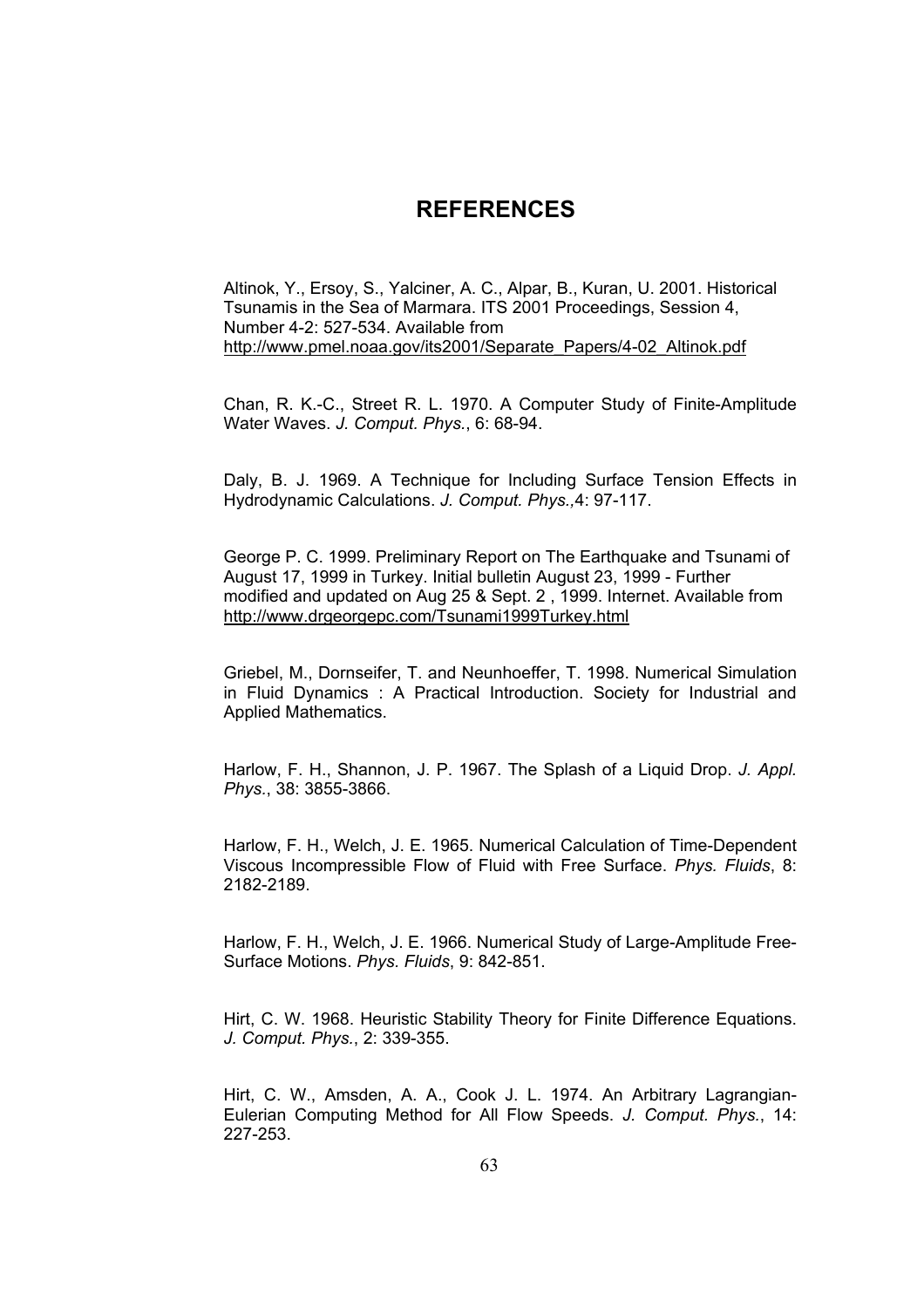# REFERENCES

Altinok, Y., Ersoy, S., Yalciner, A. C., Alpar, B., Kuran, U. 2001. Historical Tsunamis in the Sea of Marmara. ITS 2001 Proceedings, Session 4, Number 4-2: 527-534. Available from http://www.pmel.noaa.gov/its2001/Separate_Papers/4-02_Altinok.pdf

Chan, R. K.-C., Street R. L. 1970. A Computer Study of Finite-Amplitude Water Waves. *J. Comput. Phys.*, 6: 68-94.

Daly, B. J. 1969. A Technique for Including Surface Tension Effects in Hydrodynamic Calculations. *J. Comput. Phys.,*4: 97-117.

George P. C. 1999. Preliminary Report on The Earthquake and Tsunami of August 17, 1999 in Turkey. Initial bulletin August 23, 1999 - Further modified and updated on Aug 25 & Sept. 2 , 1999. Internet. Available from http://www.drgeorgepc.com/Tsunami1999Turkey.html

Griebel, M., Dornseifer, T. and Neunhoeffer, T. 1998. Numerical Simulation in Fluid Dynamics : A Practical Introduction. Society for Industrial and Applied Mathematics.

Harlow, F. H., Shannon, J. P. 1967. The Splash of a Liquid Drop. *J. Appl. Phys.*, 38: 3855-3866.

Harlow, F. H., Welch, J. E. 1965. Numerical Calculation of Time-Dependent Viscous Incompressible Flow of Fluid with Free Surface. *Phys. Fluids*, 8: 2182-2189.

Harlow, F. H., Welch, J. E. 1966. Numerical Study of Large-Amplitude Free-Surface Motions. *Phys. Fluids*, 9: 842-851.

Hirt, C. W. 1968. Heuristic Stability Theory for Finite Difference Equations. *J. Comput. Phys.*, 2: 339-355.

Hirt, C. W., Amsden, A. A., Cook J. L. 1974. An Arbitrary Lagrangian-Eulerian Computing Method for All Flow Speeds. *J. Comput. Phys.*, 14: 227-253.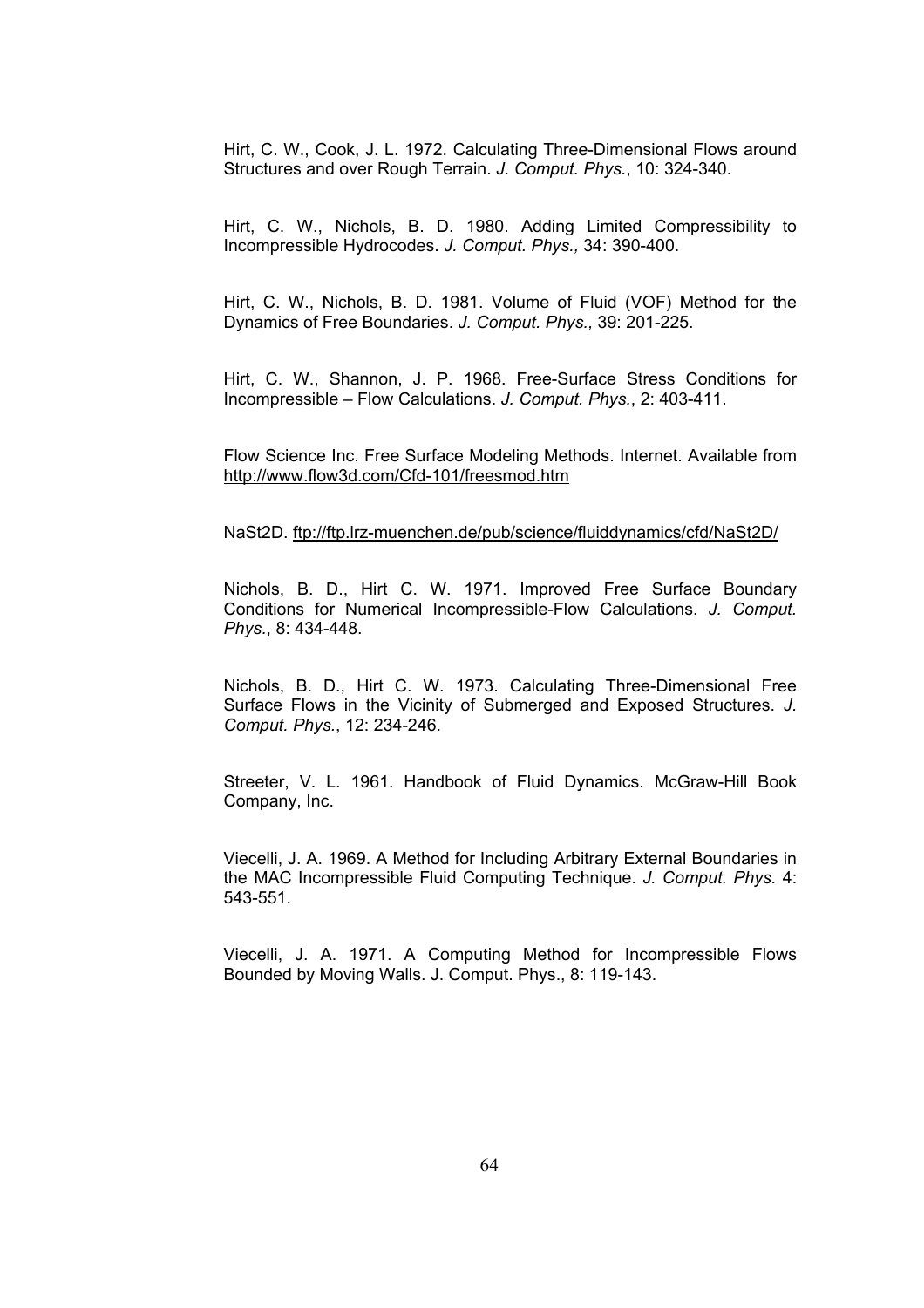Hirt, C. W., Cook, J. L. 1972. Calculating Three-Dimensional Flows around Structures and over Rough Terrain. *J. Comput. Phys.*, 10: 324-340.

Hirt, C. W., Nichols, B. D. 1980. Adding Limited Compressibility to Incompressible Hydrocodes. *J. Comput. Phys.,* 34: 390-400.

Hirt, C. W., Nichols, B. D. 1981. Volume of Fluid (VOF) Method for the Dynamics of Free Boundaries. *J. Comput. Phys.,* 39: 201-225.

Hirt, C. W., Shannon, J. P. 1968. Free-Surface Stress Conditions for Incompressible – Flow Calculations. *J. Comput. Phys.*, 2: 403-411.

Flow Science Inc. Free Surface Modeling Methods. Internet. Available from http://www.flow3d.com/Cfd-101/freesmod.htm

NaSt2D. ftp://ftp.lrz-muenchen.de/pub/science/fluiddynamics/cfd/NaSt2D/

Nichols, B. D., Hirt C. W. 1971. Improved Free Surface Boundary Conditions for Numerical Incompressible-Flow Calculations. *J. Comput. Phys.*, 8: 434-448.

Nichols, B. D., Hirt C. W. 1973. Calculating Three-Dimensional Free Surface Flows in the Vicinity of Submerged and Exposed Structures. *J. Comput. Phys.*, 12: 234-246.

Streeter, V. L. 1961. Handbook of Fluid Dynamics. McGraw-Hill Book Company, Inc.

Viecelli, J. A. 1969. A Method for Including Arbitrary External Boundaries in the MAC Incompressible Fluid Computing Technique. *J. Comput. Phys.* 4: 543-551.

Viecelli, J. A. 1971. A Computing Method for Incompressible Flows Bounded by Moving Walls. J. Comput. Phys., 8: 119-143.